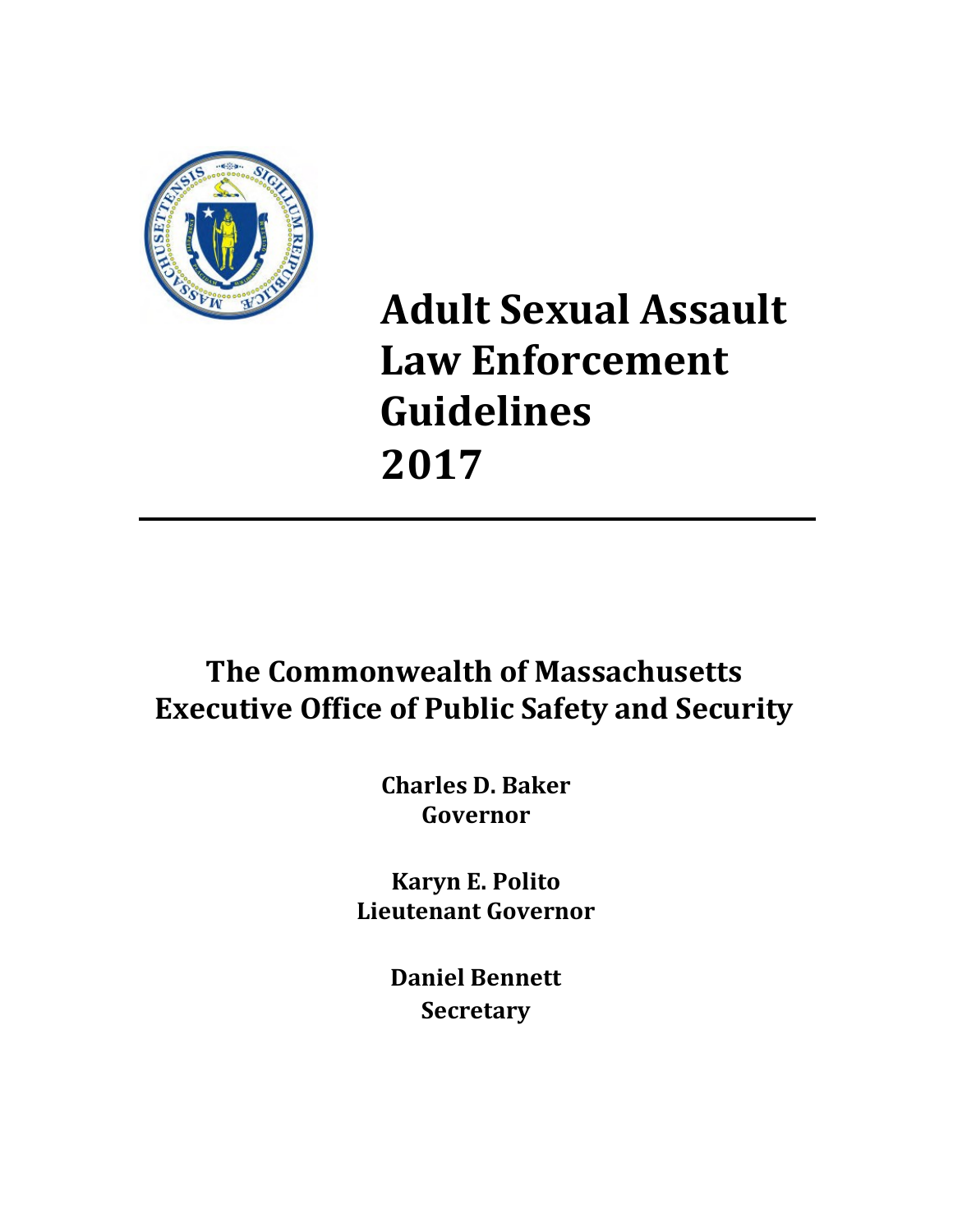# Adult Sexual Assault Law Enforcement Guidelines 2017

---

## The Commonwealth of Massachusetts
## Executive Office of Public Safety and Security

**Charles D. Baker**
**Governor**

**Karyn E. Polito**
**Lieutenant Governor**

**Daniel Bennett**
**Secretary**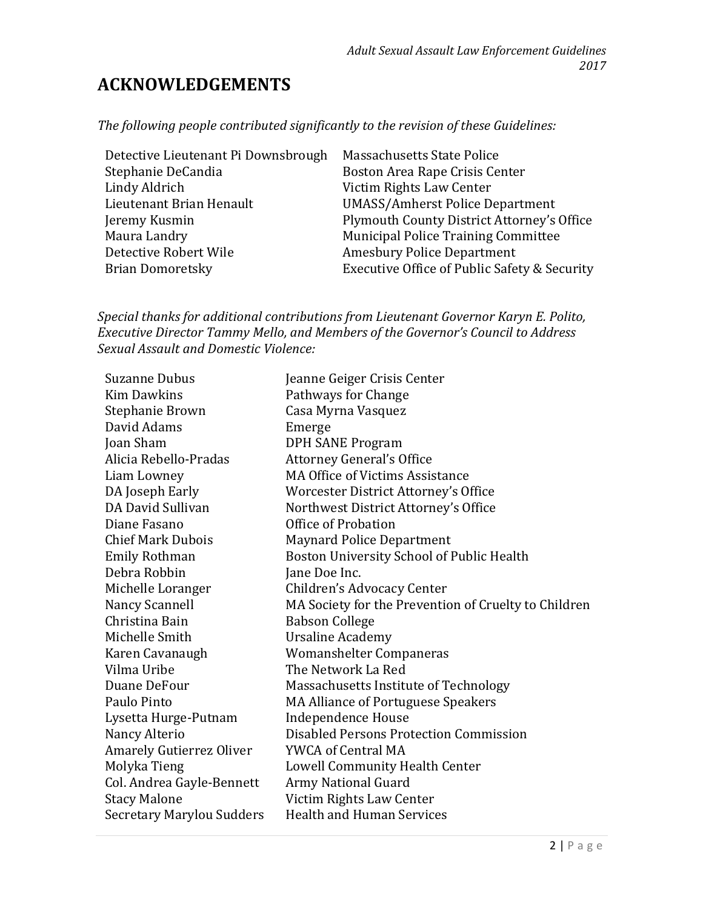# ACKNOWLEDGEMENTS

*The following people contributed significantly to the revision of these Guidelines:*

| | |
|---|---|
| Detective Lieutenant Pi Downsbrough | Massachusetts State Police |
| Stephanie DeCandia | Boston Area Rape Crisis Center |
| Lindy Aldrich | Victim Rights Law Center |
| Lieutenant Brian Henault | UMASS/Amherst Police Department |
| Jeremy Kusmin | Plymouth County District Attorney's Office |
| Maura Landry | Municipal Police Training Committee |
| Detective Robert Wile | Amesbury Police Department |
| Brian Domoretsky | Executive Office of Public Safety & Security |

*Special thanks for additional contributions from Lieutenant Governor Karyn E. Polito, Executive Director Tammy Mello, and Members of the Governor's Council to Address Sexual Assault and Domestic Violence:*

| | |
|---|---|
| Suzanne Dubus | Jeanne Geiger Crisis Center |
| Kim Dawkins | Pathways for Change |
| Stephanie Brown | Casa Myrna Vasquez |
| David Adams | Emerge |
| Joan Sham | DPH SANE Program |
| Alicia Rebello-Pradas | Attorney General's Office |
| Liam Lowney | MA Office of Victims Assistance |
| DA Joseph Early | Worcester District Attorney's Office |
| DA David Sullivan | Northwest District Attorney's Office |
| Diane Fasano | Office of Probation |
| Chief Mark Dubois | Maynard Police Department |
| Emily Rothman | Boston University School of Public Health |
| Debra Robbin | Jane Doe Inc. |
| Michelle Loranger | Children's Advocacy Center |
| Nancy Scannell | MA Society for the Prevention of Cruelty to Children |
| Christina Bain | Babson College |
| Michelle Smith | Ursaline Academy |
| Karen Cavanaugh | Womanshelter Companeras |
| Vilma Uribe | The Network La Red |
| Duane DeFour | Massachusetts Institute of Technology |
| Paulo Pinto | MA Alliance of Portuguese Speakers |
| Lysetta Hurge-Putnam | Independence House |
| Nancy Alterio | Disabled Persons Protection Commission |
| Amarely Gutierrez Oliver | YWCA of Central MA |
| Molyka Tieng | Lowell Community Health Center |
| Col. Andrea Gayle-Bennett | Army National Guard |
| Stacy Malone | Victim Rights Law Center |
| Secretary Marylou Sudders | Health and Human Services |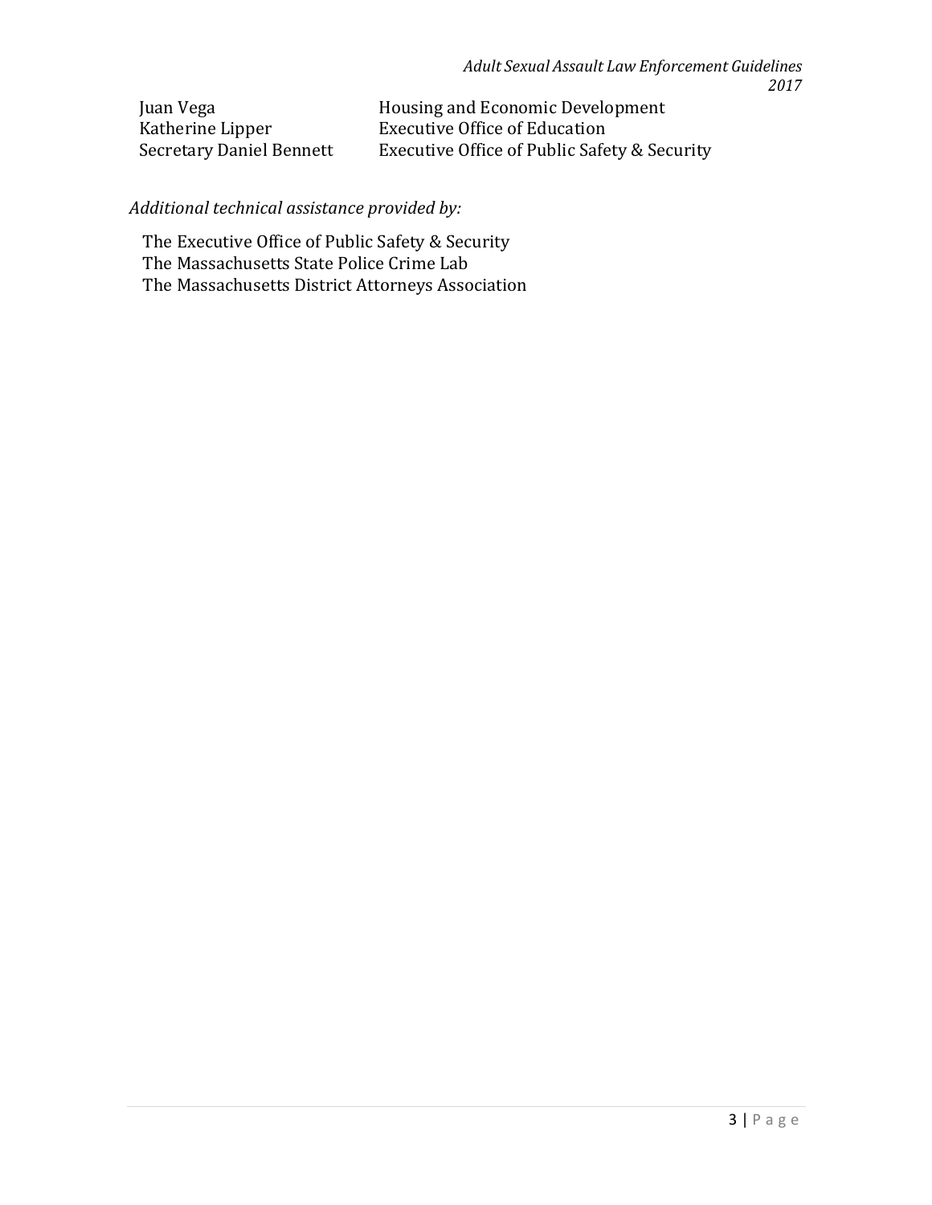| | |
|---|---|
| Juan Vega | Housing and Economic Development |
| Katherine Lipper | Executive Office of Education |
| Secretary Daniel Bennett | Executive Office of Public Safety & Security |

*Additional technical assistance provided by:*

The Executive Office of Public Safety & Security
The Massachusetts State Police Crime Lab
The Massachusetts District Attorneys Association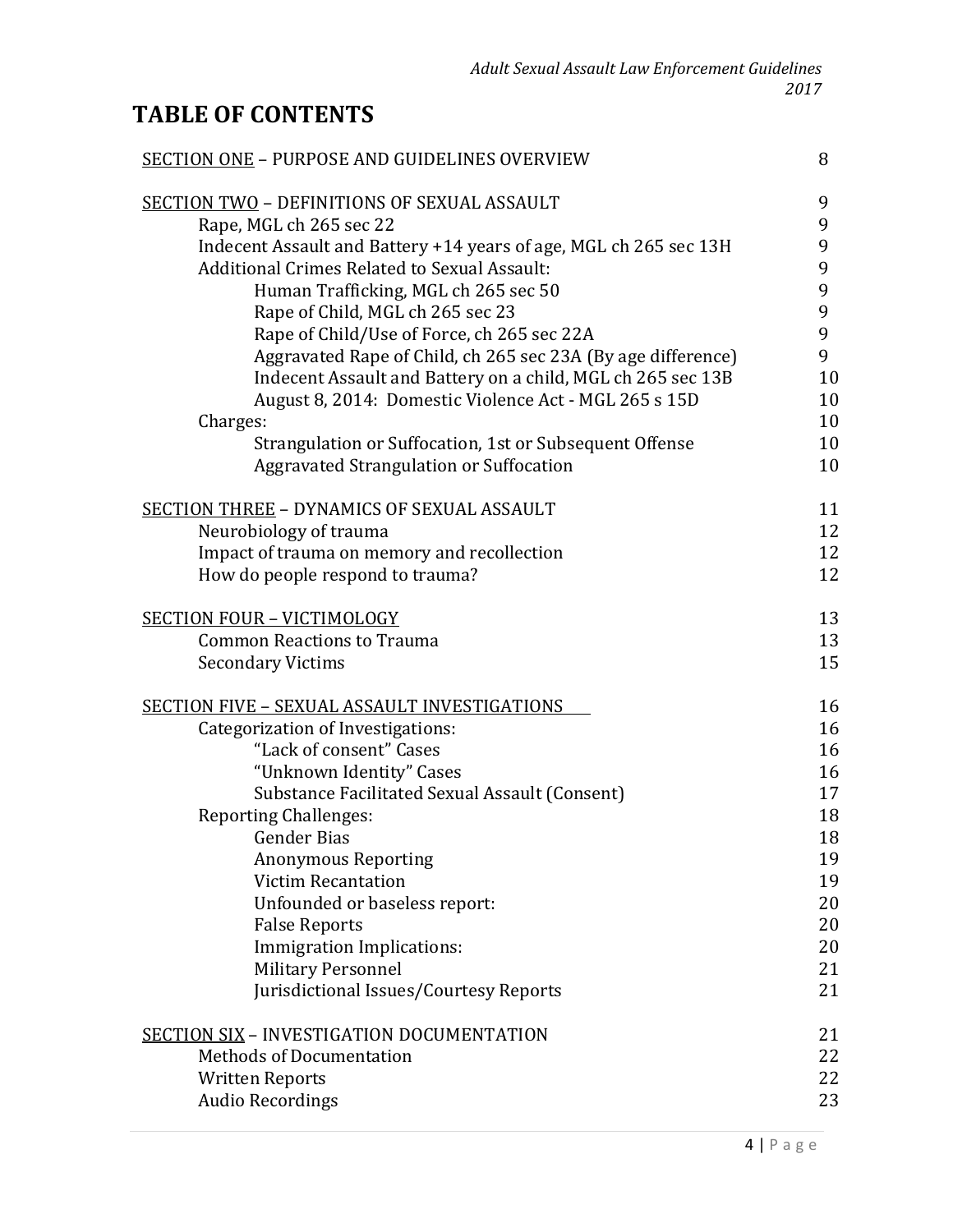# TABLE OF CONTENTS

| | |
|---|---|
| SECTION ONE – PURPOSE AND GUIDELINES OVERVIEW | 8 |
| SECTION TWO – DEFINITIONS OF SEXUAL ASSAULT | 9 |
| Rape, MGL ch 265 sec 22 | 9 |
| Indecent Assault and Battery +14 years of age, MGL ch 265 sec 13H | 9 |
| Additional Crimes Related to Sexual Assault: | 9 |
| Human Trafficking, MGL ch 265 sec 50 | 9 |
| Rape of Child, MGL ch 265 sec 23 | 9 |
| Rape of Child/Use of Force, ch 265 sec 22A | 9 |
| Aggravated Rape of Child, ch 265 sec 23A (By age difference) | 9 |
| Indecent Assault and Battery on a child, MGL ch 265 sec 13B | 10 |
| August 8, 2014: Domestic Violence Act - MGL 265 s 15D | 10 |
| Charges: | 10 |
| Strangulation or Suffocation, 1st or Subsequent Offense | 10 |
| Aggravated Strangulation or Suffocation | 10 |
| SECTION THREE – DYNAMICS OF SEXUAL ASSAULT | 11 |
| Neurobiology of trauma | 12 |
| Impact of trauma on memory and recollection | 12 |
| How do people respond to trauma? | 12 |
| SECTION FOUR – VICTIMOLOGY | 13 |
| Common Reactions to Trauma | 13 |
| Secondary Victims | 15 |
| SECTION FIVE – SEXUAL ASSAULT INVESTIGATIONS | 16 |
| Categorization of Investigations: | 16 |
| "Lack of consent" Cases | 16 |
| "Unknown Identity" Cases | 16 |
| Substance Facilitated Sexual Assault (Consent) | 17 |
| Reporting Challenges: | 18 |
| Gender Bias | 18 |
| Anonymous Reporting | 19 |
| Victim Recantation | 19 |
| Unfounded or baseless report: | 20 |
| False Reports | 20 |
| Immigration Implications: | 20 |
| Military Personnel | 21 |
| Jurisdictional Issues/Courtesy Reports | 21 |
| SECTION SIX – INVESTIGATION DOCUMENTATION | 21 |
| Methods of Documentation | 22 |
| Written Reports | 22 |
| Audio Recordings | 23 |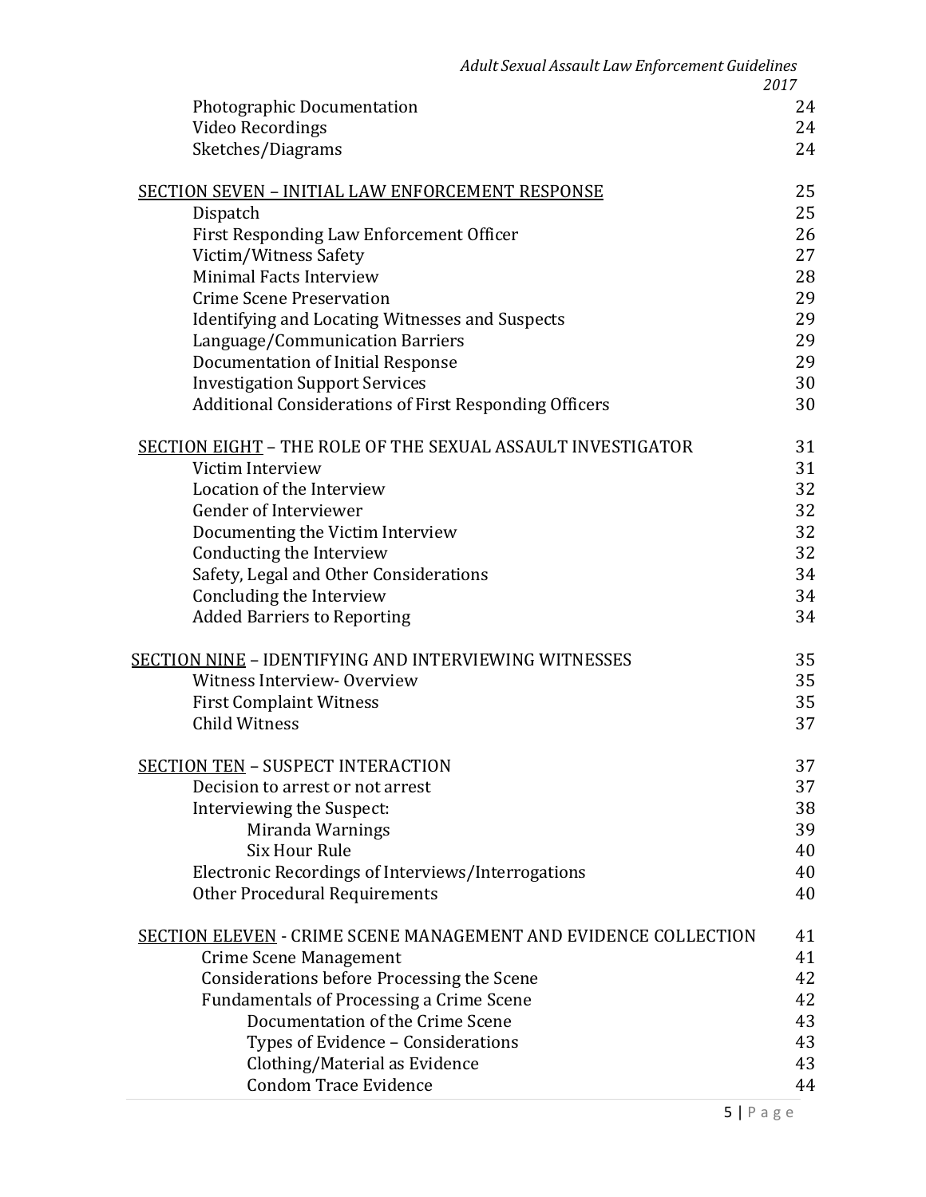| | |
|---|---|
| Photographic Documentation | 24 |
| Video Recordings | 24 |
| Sketches/Diagrams | 24 |
| | |
| SECTION SEVEN – INITIAL LAW ENFORCEMENT RESPONSE | 25 |
| Dispatch | 25 |
| First Responding Law Enforcement Officer | 26 |
| Victim/Witness Safety | 27 |
| Minimal Facts Interview | 28 |
| Crime Scene Preservation | 29 |
| Identifying and Locating Witnesses and Suspects | 29 |
| Language/Communication Barriers | 29 |
| Documentation of Initial Response | 29 |
| Investigation Support Services | 30 |
| Additional Considerations of First Responding Officers | 30 |
| | |
| SECTION EIGHT – THE ROLE OF THE SEXUAL ASSAULT INVESTIGATOR | 31 |
| Victim Interview | 31 |
| Location of the Interview | 32 |
| Gender of Interviewer | 32 |
| Documenting the Victim Interview | 32 |
| Conducting the Interview | 32 |
| Safety, Legal and Other Considerations | 34 |
| Concluding the Interview | 34 |
| Added Barriers to Reporting | 34 |
| | |
| SECTION NINE – IDENTIFYING AND INTERVIEWING WITNESSES | 35 |
| Witness Interview- Overview | 35 |
| First Complaint Witness | 35 |
| Child Witness | 37 |
| | |
| SECTION TEN – SUSPECT INTERACTION | 37 |
| Decision to arrest or not arrest | 37 |
| Interviewing the Suspect: | 38 |
| Miranda Warnings | 39 |
| Six Hour Rule | 40 |
| Electronic Recordings of Interviews/Interrogations | 40 |
| Other Procedural Requirements | 40 |
| | |
| SECTION ELEVEN - CRIME SCENE MANAGEMENT AND EVIDENCE COLLECTION | 41 |
| Crime Scene Management | 41 |
| Considerations before Processing the Scene | 42 |
| Fundamentals of Processing a Crime Scene | 42 |
| Documentation of the Crime Scene | 43 |
| Types of Evidence – Considerations | 43 |
| Clothing/Material as Evidence | 43 |
| Condom Trace Evidence | 44 |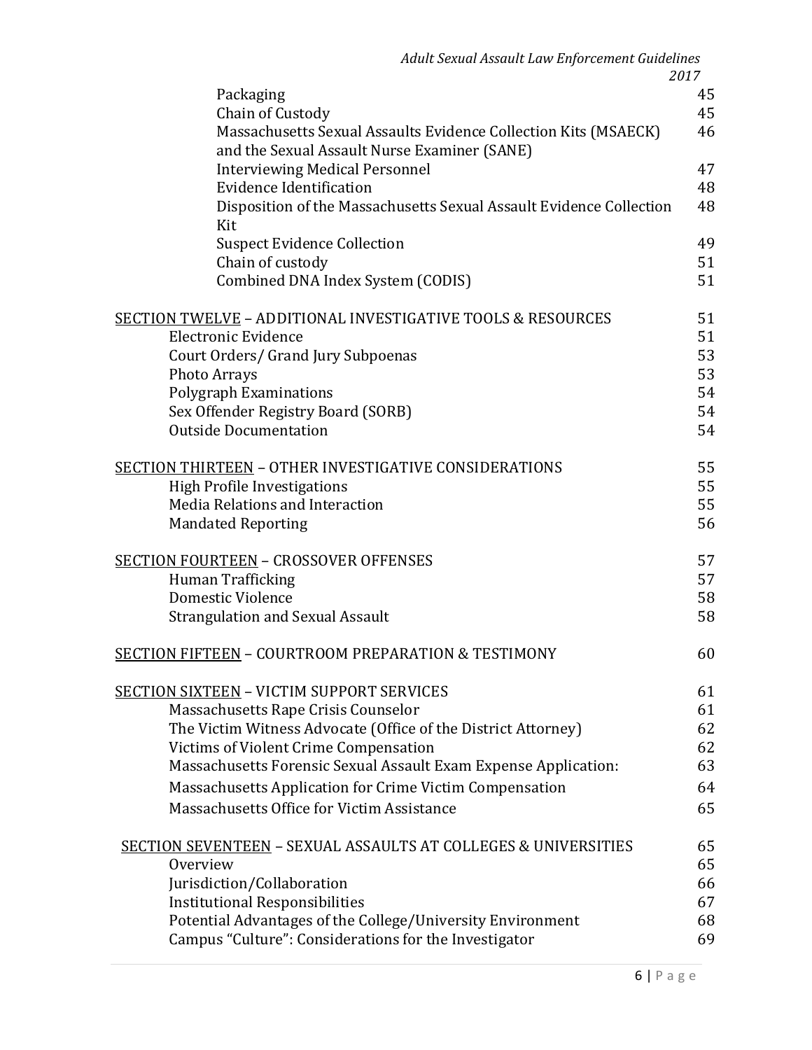| | |
|---|---|
| Packaging | 45 |
| Chain of Custody | 45 |
| Massachusetts Sexual Assaults Evidence Collection Kits (MSAECK) and the Sexual Assault Nurse Examiner (SANE) | 46 |
| Interviewing Medical Personnel | 47 |
| Evidence Identification | 48 |
| Disposition of the Massachusetts Sexual Assault Evidence Collection Kit | 48 |
| Suspect Evidence Collection | 49 |
| Chain of custody | 51 |
| Combined DNA Index System (CODIS) | 51 |
| SECTION TWELVE – ADDITIONAL INVESTIGATIVE TOOLS & RESOURCES | 51 |
| Electronic Evidence | 51 |
| Court Orders/ Grand Jury Subpoenas | 53 |
| Photo Arrays | 53 |
| Polygraph Examinations | 54 |
| Sex Offender Registry Board (SORB) | 54 |
| Outside Documentation | 54 |
| SECTION THIRTEEN – OTHER INVESTIGATIVE CONSIDERATIONS | 55 |
| High Profile Investigations | 55 |
| Media Relations and Interaction | 55 |
| Mandated Reporting | 56 |
| SECTION FOURTEEN – CROSSOVER OFFENSES | 57 |
| Human Trafficking | 57 |
| Domestic Violence | 58 |
| Strangulation and Sexual Assault | 58 |
| SECTION FIFTEEN – COURTROOM PREPARATION & TESTIMONY | 60 |
| SECTION SIXTEEN – VICTIM SUPPORT SERVICES | 61 |
| Massachusetts Rape Crisis Counselor | 61 |
| The Victim Witness Advocate (Office of the District Attorney) | 62 |
| Victims of Violent Crime Compensation | 62 |
| Massachusetts Forensic Sexual Assault Exam Expense Application: | 63 |
| Massachusetts Application for Crime Victim Compensation | 64 |
| Massachusetts Office for Victim Assistance | 65 |
| SECTION SEVENTEEN – SEXUAL ASSAULTS AT COLLEGES & UNIVERSITIES | 65 |
| Overview | 65 |
| Jurisdiction/Collaboration | 66 |
| Institutional Responsibilities | 67 |
| Potential Advantages of the College/University Environment | 68 |
| Campus "Culture": Considerations for the Investigator | 69 |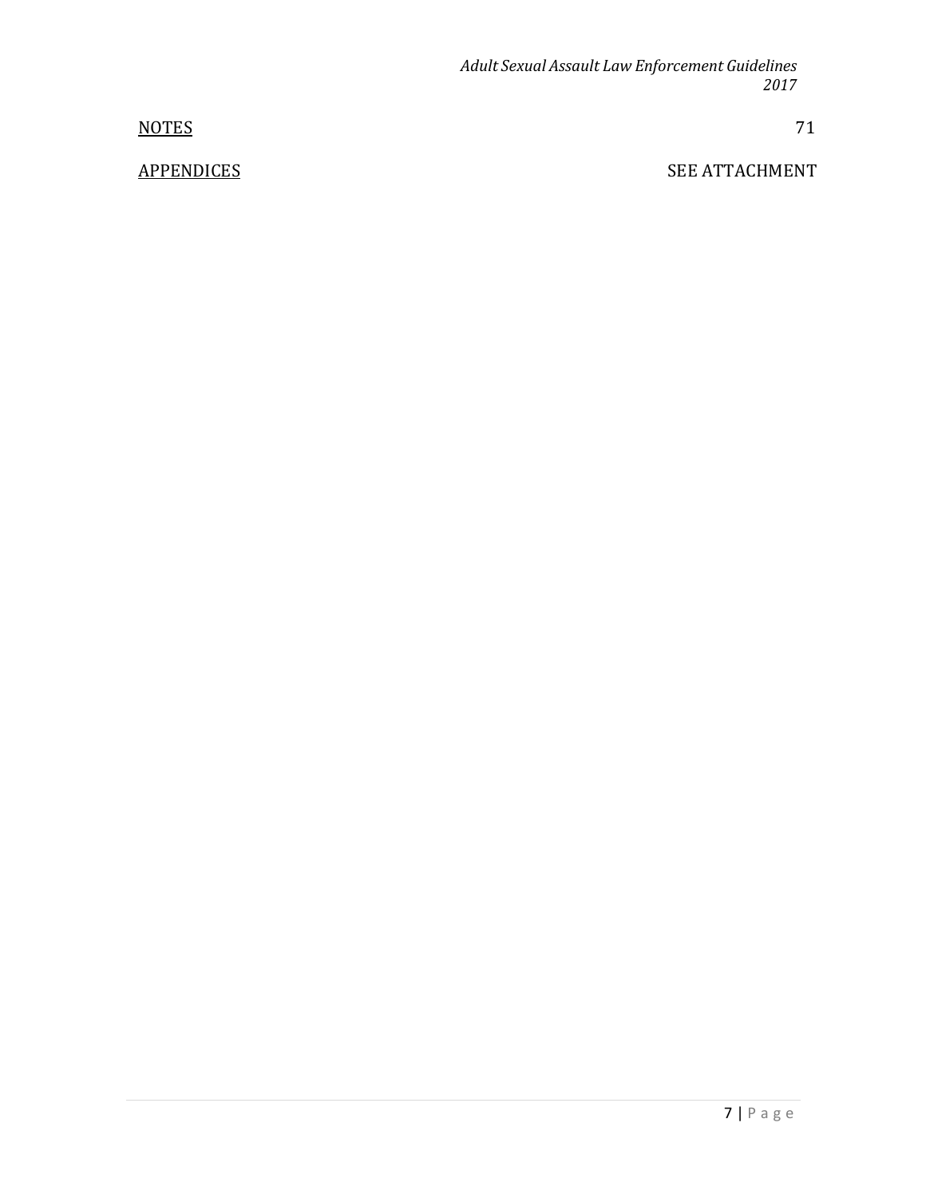| | |
|---|---|
| <u>NOTES</u> | 71 |
| <u>APPENDICES</u> | SEE ATTACHMENT |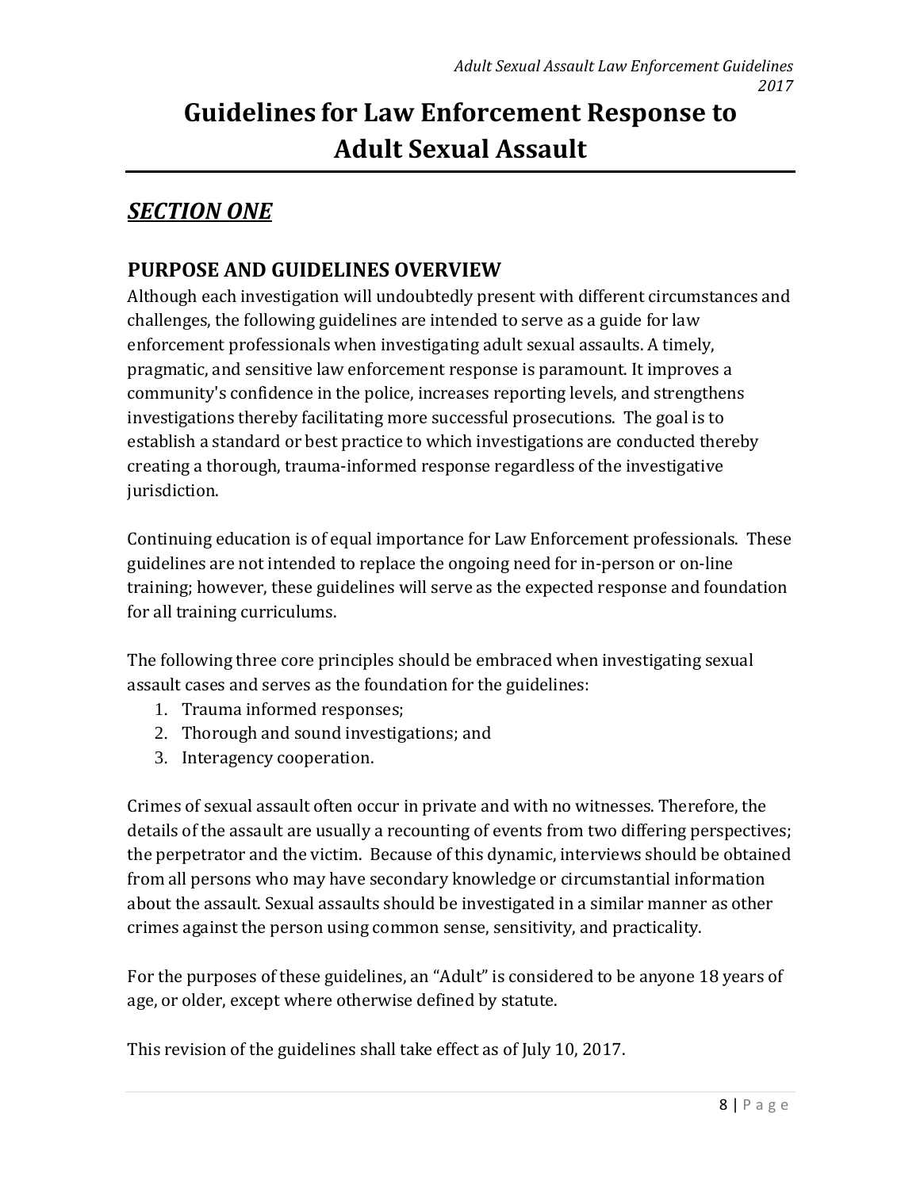# Guidelines for Law Enforcement Response to Adult Sexual Assault

## *SECTION ONE*

### PURPOSE AND GUIDELINES OVERVIEW

Although each investigation will undoubtedly present with different circumstances and challenges, the following guidelines are intended to serve as a guide for law enforcement professionals when investigating adult sexual assaults. A timely, pragmatic, and sensitive law enforcement response is paramount. It improves a community's confidence in the police, increases reporting levels, and strengthens investigations thereby facilitating more successful prosecutions. The goal is to establish a standard or best practice to which investigations are conducted thereby creating a thorough, trauma-informed response regardless of the investigative jurisdiction.

Continuing education is of equal importance for Law Enforcement professionals. These guidelines are not intended to replace the ongoing need for in-person or on-line training; however, these guidelines will serve as the expected response and foundation for all training curriculums.

The following three core principles should be embraced when investigating sexual assault cases and serves as the foundation for the guidelines:

1. Trauma informed responses;
2. Thorough and sound investigations; and
3. Interagency cooperation.

Crimes of sexual assault often occur in private and with no witnesses. Therefore, the details of the assault are usually a recounting of events from two differing perspectives; the perpetrator and the victim. Because of this dynamic, interviews should be obtained from all persons who may have secondary knowledge or circumstantial information about the assault. Sexual assaults should be investigated in a similar manner as other crimes against the person using common sense, sensitivity, and practicality.

For the purposes of these guidelines, an "Adult" is considered to be anyone 18 years of age, or older, except where otherwise defined by statute.

This revision of the guidelines shall take effect as of July 10, 2017.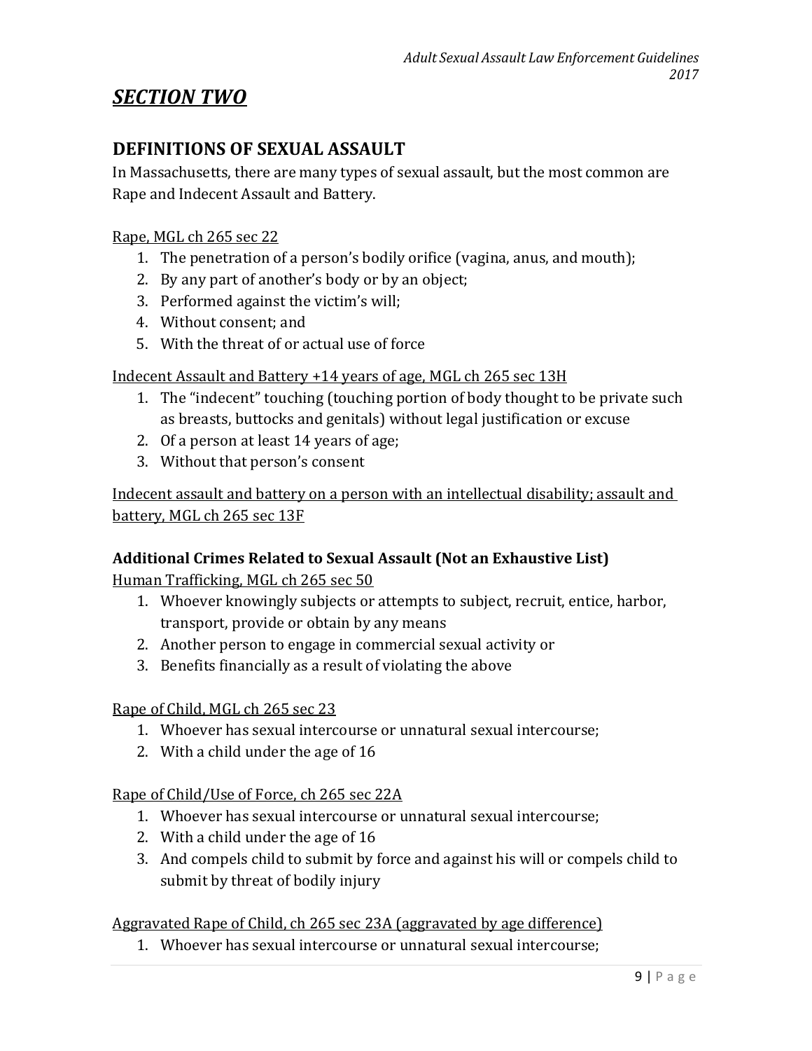## *SECTION TWO*

## DEFINITIONS OF SEXUAL ASSAULT

In Massachusetts, there are many types of sexual assault, but the most common are Rape and Indecent Assault and Battery.

<u>Rape, MGL ch 265 sec 22</u>

1. The penetration of a person's bodily orifice (vagina, anus, and mouth);
2. By any part of another's body or by an object;
3. Performed against the victim's will;
4. Without consent; and
5. With the threat of or actual use of force

<u>Indecent Assault and Battery +14 years of age, MGL ch 265 sec 13H</u>

1. The "indecent" touching (touching portion of body thought to be private such as breasts, buttocks and genitals) without legal justification or excuse
2. Of a person at least 14 years of age;
3. Without that person's consent

<u>Indecent assault and battery on a person with an intellectual disability; assault and battery, MGL ch 265 sec 13F</u>

### Additional Crimes Related to Sexual Assault (Not an Exhaustive List)

<u>Human Trafficking, MGL ch 265 sec 50</u>

1. Whoever knowingly subjects or attempts to subject, recruit, entice, harbor, transport, provide or obtain by any means
2. Another person to engage in commercial sexual activity or
3. Benefits financially as a result of violating the above

<u>Rape of Child, MGL ch 265 sec 23</u>

1. Whoever has sexual intercourse or unnatural sexual intercourse;
2. With a child under the age of 16

<u>Rape of Child/Use of Force, ch 265 sec 22A</u>

1. Whoever has sexual intercourse or unnatural sexual intercourse;
2. With a child under the age of 16
3. And compels child to submit by force and against his will or compels child to submit by threat of bodily injury

<u>Aggravated Rape of Child, ch 265 sec 23A (aggravated by age difference)</u>

1. Whoever has sexual intercourse or unnatural sexual intercourse;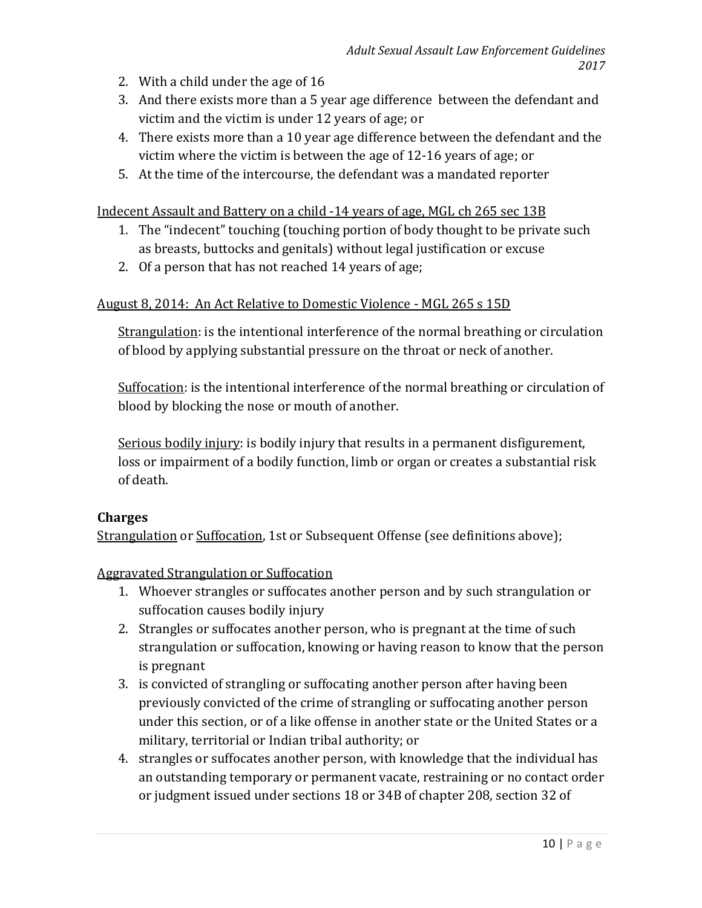2. With a child under the age of 16
3. And there exists more than a 5 year age difference between the defendant and victim and the victim is under 12 years of age; or
4. There exists more than a 10 year age difference between the defendant and the victim where the victim is between the age of 12-16 years of age; or
5. At the time of the intercourse, the defendant was a mandated reporter

<u>Indecent Assault and Battery on a child -14 years of age, MGL ch 265 sec 13B</u>

1. The "indecent" touching (touching portion of body thought to be private such as breasts, buttocks and genitals) without legal justification or excuse
2. Of a person that has not reached 14 years of age;

<u>August 8, 2014: An Act Relative to Domestic Violence - MGL 265 s 15D</u>

<u>Strangulation</u>: is the intentional interference of the normal breathing or circulation of blood by applying substantial pressure on the throat or neck of another.

<u>Suffocation</u>: is the intentional interference of the normal breathing or circulation of blood by blocking the nose or mouth of another.

<u>Serious bodily injury</u>: is bodily injury that results in a permanent disfigurement, loss or impairment of a bodily function, limb or organ or creates a substantial risk of death.

**Charges**

<u>Strangulation</u> or <u>Suffocation</u>, 1st or Subsequent Offense (see definitions above);

<u>Aggravated Strangulation or Suffocation</u>

1. Whoever strangles or suffocates another person and by such strangulation or suffocation causes bodily injury
2. Strangles or suffocates another person, who is pregnant at the time of such strangulation or suffocation, knowing or having reason to know that the person is pregnant
3. is convicted of strangling or suffocating another person after having been previously convicted of the crime of strangling or suffocating another person under this section, or of a like offense in another state or the United States or a military, territorial or Indian tribal authority; or
4. strangles or suffocates another person, with knowledge that the individual has an outstanding temporary or permanent vacate, restraining or no contact order or judgment issued under sections 18 or 34B of chapter 208, section 32 of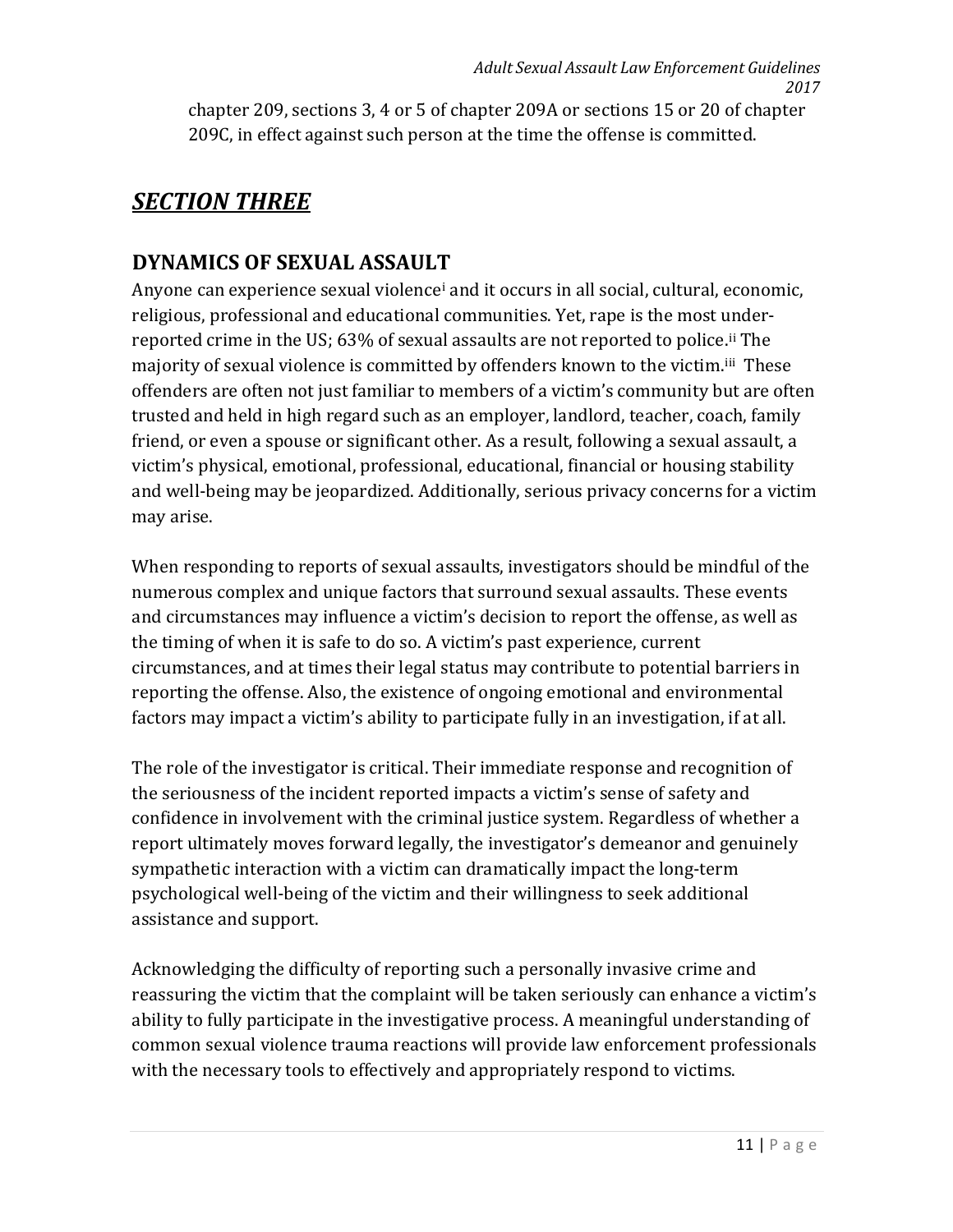chapter 209, sections 3, 4 or 5 of chapter 209A or sections 15 or 20 of chapter 209C, in effect against such person at the time the offense is committed.

# *SECTION THREE*

## DYNAMICS OF SEXUAL ASSAULT

Anyone can experience sexual violence[i] and it occurs in all social, cultural, economic, religious, professional and educational communities. Yet, rape is the most under-reported crime in the US; 63% of sexual assaults are not reported to police.[ii] The majority of sexual violence is committed by offenders known to the victim.[iii] These offenders are often not just familiar to members of a victim's community but are often trusted and held in high regard such as an employer, landlord, teacher, coach, family friend, or even a spouse or significant other. As a result, following a sexual assault, a victim's physical, emotional, professional, educational, financial or housing stability and well-being may be jeopardized. Additionally, serious privacy concerns for a victim may arise.

When responding to reports of sexual assaults, investigators should be mindful of the numerous complex and unique factors that surround sexual assaults. These events and circumstances may influence a victim's decision to report the offense, as well as the timing of when it is safe to do so. A victim's past experience, current circumstances, and at times their legal status may contribute to potential barriers in reporting the offense. Also, the existence of ongoing emotional and environmental factors may impact a victim's ability to participate fully in an investigation, if at all.

The role of the investigator is critical. Their immediate response and recognition of the seriousness of the incident reported impacts a victim's sense of safety and confidence in involvement with the criminal justice system. Regardless of whether a report ultimately moves forward legally, the investigator's demeanor and genuinely sympathetic interaction with a victim can dramatically impact the long-term psychological well-being of the victim and their willingness to seek additional assistance and support.

Acknowledging the difficulty of reporting such a personally invasive crime and reassuring the victim that the complaint will be taken seriously can enhance a victim's ability to fully participate in the investigative process. A meaningful understanding of common sexual violence trauma reactions will provide law enforcement professionals with the necessary tools to effectively and appropriately respond to victims.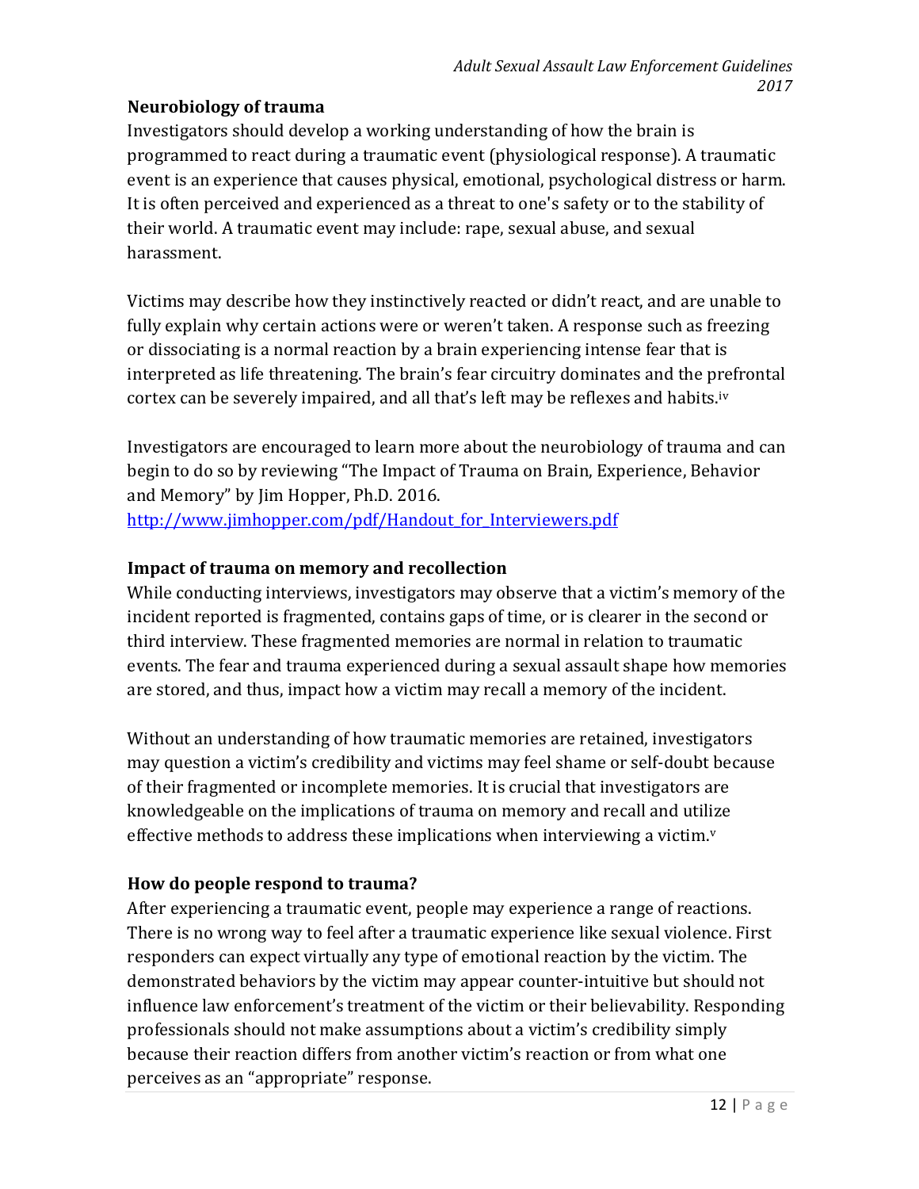### Neurobiology of trauma

Investigators should develop a working understanding of how the brain is programmed to react during a traumatic event (physiological response). A traumatic event is an experience that causes physical, emotional, psychological distress or harm. It is often perceived and experienced as a threat to one's safety or to the stability of their world. A traumatic event may include: rape, sexual abuse, and sexual harassment.

Victims may describe how they instinctively reacted or didn't react, and are unable to fully explain why certain actions were or weren't taken. A response such as freezing or dissociating is a normal reaction by a brain experiencing intense fear that is interpreted as life threatening. The brain's fear circuitry dominates and the prefrontal cortex can be severely impaired, and all that's left may be reflexes and habits.[iv]

Investigators are encouraged to learn more about the neurobiology of trauma and can begin to do so by reviewing "The Impact of Trauma on Brain, Experience, Behavior and Memory" by Jim Hopper, Ph.D. 2016. http://www.jimhopper.com/pdf/Handout_for_Interviewers.pdf

### Impact of trauma on memory and recollection

While conducting interviews, investigators may observe that a victim's memory of the incident reported is fragmented, contains gaps of time, or is clearer in the second or third interview. These fragmented memories are normal in relation to traumatic events. The fear and trauma experienced during a sexual assault shape how memories are stored, and thus, impact how a victim may recall a memory of the incident.

Without an understanding of how traumatic memories are retained, investigators may question a victim's credibility and victims may feel shame or self-doubt because of their fragmented or incomplete memories. It is crucial that investigators are knowledgeable on the implications of trauma on memory and recall and utilize effective methods to address these implications when interviewing a victim.[v]

### How do people respond to trauma?

After experiencing a traumatic event, people may experience a range of reactions. There is no wrong way to feel after a traumatic experience like sexual violence. First responders can expect virtually any type of emotional reaction by the victim. The demonstrated behaviors by the victim may appear counter-intuitive but should not influence law enforcement's treatment of the victim or their believability. Responding professionals should not make assumptions about a victim's credibility simply because their reaction differs from another victim's reaction or from what one perceives as an "appropriate" response.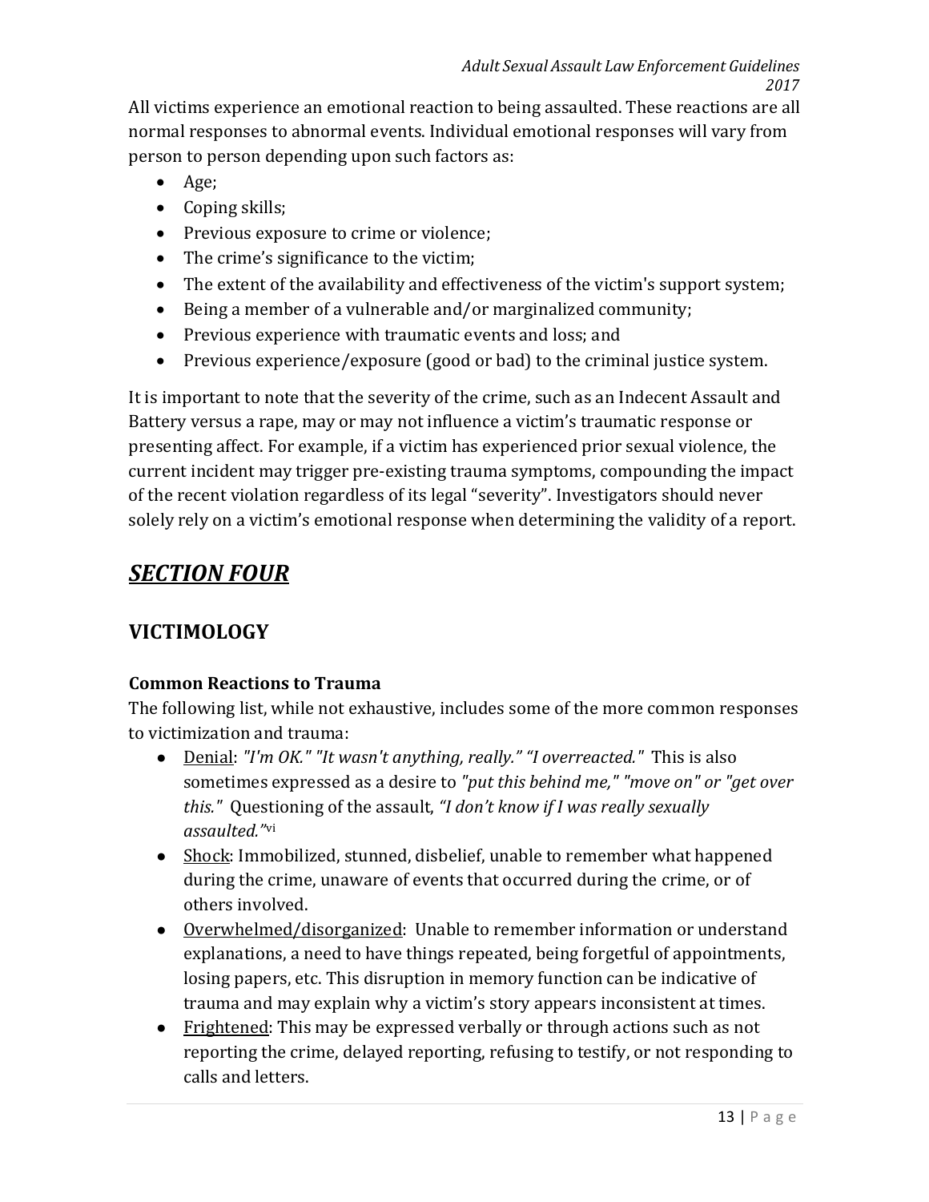All victims experience an emotional reaction to being assaulted. These reactions are all normal responses to abnormal events. Individual emotional responses will vary from person to person depending upon such factors as:

- Age;
- Coping skills;
- Previous exposure to crime or violence;
- The crime's significance to the victim;
- The extent of the availability and effectiveness of the victim's support system;
- Being a member of a vulnerable and/or marginalized community;
- Previous experience with traumatic events and loss; and
- Previous experience/exposure (good or bad) to the criminal justice system.

It is important to note that the severity of the crime, such as an Indecent Assault and Battery versus a rape, may or may not influence a victim's traumatic response or presenting affect. For example, if a victim has experienced prior sexual violence, the current incident may trigger pre-existing trauma symptoms, compounding the impact of the recent violation regardless of its legal "severity". Investigators should never solely rely on a victim's emotional response when determining the validity of a report.

# *SECTION FOUR*

## VICTIMOLOGY

### Common Reactions to Trauma

The following list, while not exhaustive, includes some of the more common responses to victimization and trauma:

- Denial: *"I'm OK." "It wasn't anything, really." "I overreacted."* This is also sometimes expressed as a desire to *"put this behind me," "move on" or "get over this."* Questioning of the assault, *"I don't know if I was really sexually assaulted."*[vi]
- Shock: Immobilized, stunned, disbelief, unable to remember what happened during the crime, unaware of events that occurred during the crime, or of others involved.
- Overwhelmed/disorganized: Unable to remember information or understand explanations, a need to have things repeated, being forgetful of appointments, losing papers, etc. This disruption in memory function can be indicative of trauma and may explain why a victim's story appears inconsistent at times.
- Frightened: This may be expressed verbally or through actions such as not reporting the crime, delayed reporting, refusing to testify, or not responding to calls and letters.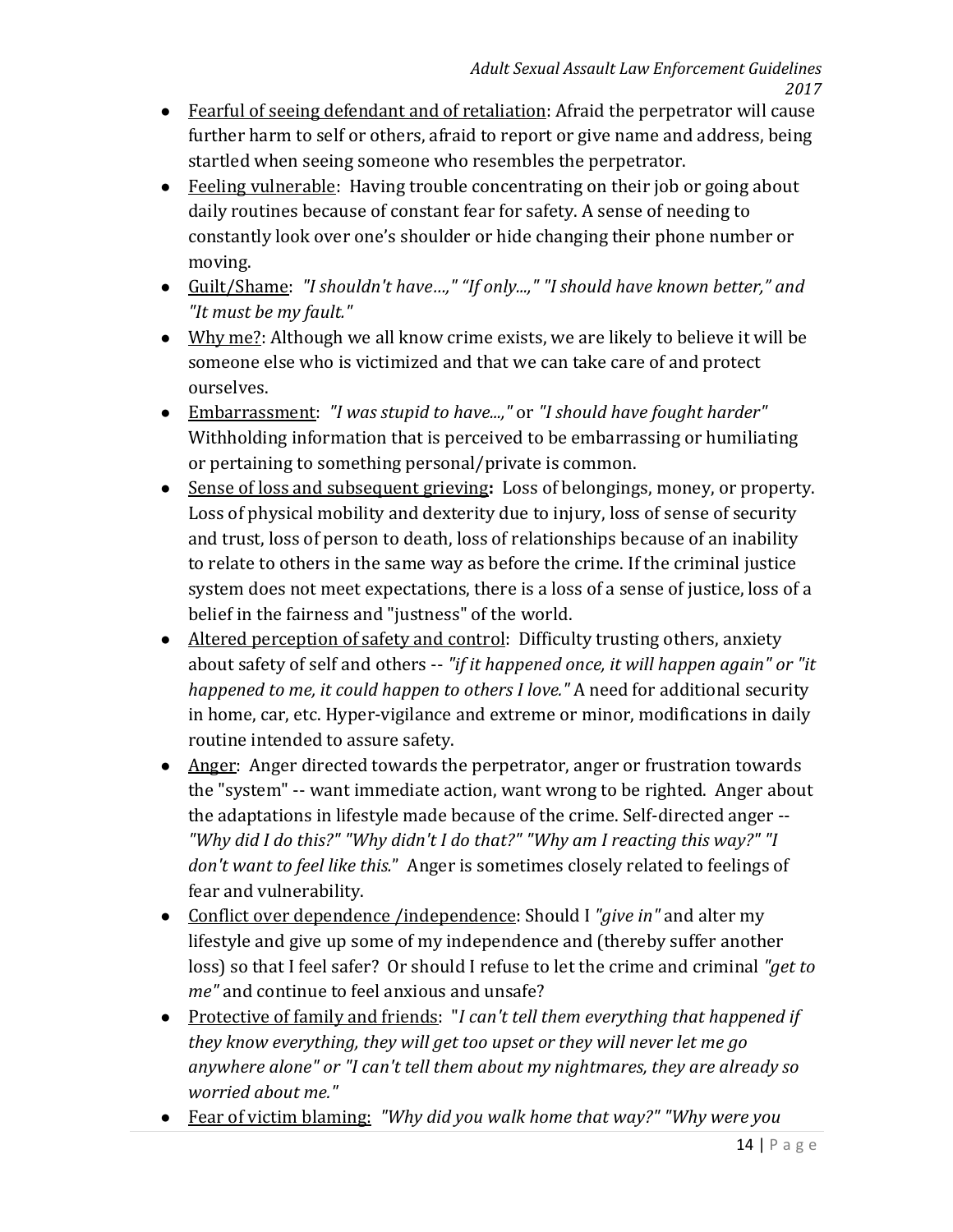- Fearful of seeing defendant and of retaliation: Afraid the perpetrator will cause further harm to self or others, afraid to report or give name and address, being startled when seeing someone who resembles the perpetrator.
- Feeling vulnerable: Having trouble concentrating on their job or going about daily routines because of constant fear for safety. A sense of needing to constantly look over one's shoulder or hide changing their phone number or moving.
- Guilt/Shame: *"I shouldn't have…," "If only...," "I should have known better," and "It must be my fault."*
- Why me?: Although we all know crime exists, we are likely to believe it will be someone else who is victimized and that we can take care of and protect ourselves.
- Embarrassment: *"I was stupid to have...,"* or *"I should have fought harder"* Withholding information that is perceived to be embarrassing or humiliating or pertaining to something personal/private is common.
- Sense of loss and subsequent grieving**:** Loss of belongings, money, or property. Loss of physical mobility and dexterity due to injury, loss of sense of security and trust, loss of person to death, loss of relationships because of an inability to relate to others in the same way as before the crime. If the criminal justice system does not meet expectations, there is a loss of a sense of justice, loss of a belief in the fairness and "justness" of the world.
- Altered perception of safety and control: Difficulty trusting others, anxiety about safety of self and others -- *"if it happened once, it will happen again" or "it happened to me, it could happen to others I love."* A need for additional security in home, car, etc. Hyper-vigilance and extreme or minor, modifications in daily routine intended to assure safety.
- Anger: Anger directed towards the perpetrator, anger or frustration towards the "system" -- want immediate action, want wrong to be righted. Anger about the adaptations in lifestyle made because of the crime. Self-directed anger -- *"Why did I do this?" "Why didn't I do that?" "Why am I reacting this way?" "I don't want to feel like this."* Anger is sometimes closely related to feelings of fear and vulnerability.
- Conflict over dependence /independence: Should I *"give in"* and alter my lifestyle and give up some of my independence and (thereby suffer another loss) so that I feel safer? Or should I refuse to let the crime and criminal *"get to me"* and continue to feel anxious and unsafe?
- Protective of family and friends: "*I can't tell them everything that happened if they know everything, they will get too upset or they will never let me go anywhere alone" or "I can't tell them about my nightmares, they are already so worried about me."*
- Fear of victim blaming: *"Why did you walk home that way?" "Why were you*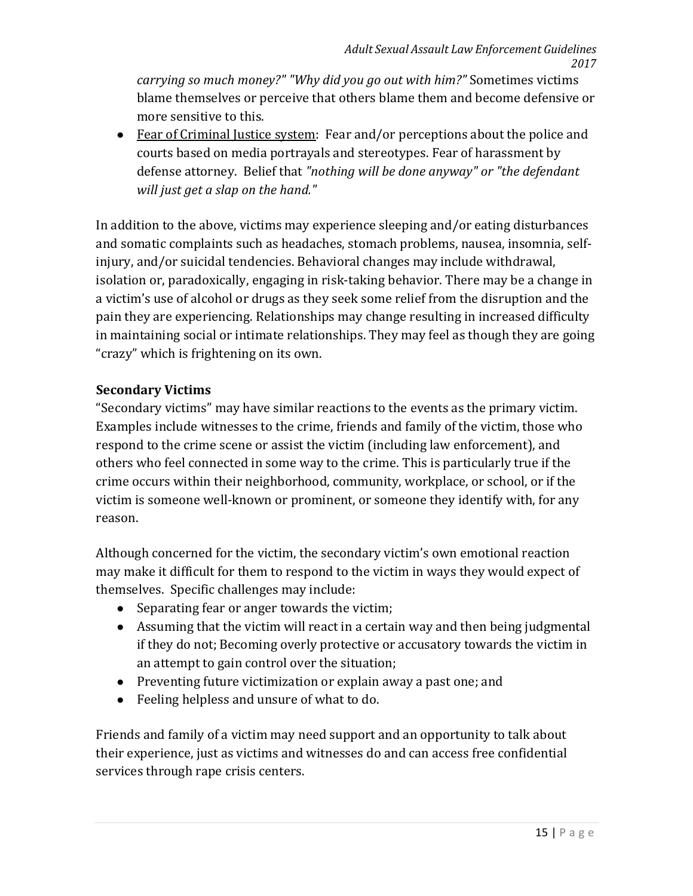carrying so much money?" "Why did you go out with him?"* Sometimes victims blame themselves or perceive that others blame them and become defensive or more sensitive to this.

- Fear of Criminal Justice system: Fear and/or perceptions about the police and courts based on media portrayals and stereotypes. Fear of harassment by defense attorney. Belief that *"nothing will be done anyway" or "the defendant will just get a slap on the hand."*

In addition to the above, victims may experience sleeping and/or eating disturbances and somatic complaints such as headaches, stomach problems, nausea, insomnia, self-injury, and/or suicidal tendencies. Behavioral changes may include withdrawal, isolation or, paradoxically, engaging in risk-taking behavior. There may be a change in a victim's use of alcohol or drugs as they seek some relief from the disruption and the pain they are experiencing. Relationships may change resulting in increased difficulty in maintaining social or intimate relationships. They may feel as though they are going "crazy" which is frightening on its own.

**Secondary Victims**

"Secondary victims" may have similar reactions to the events as the primary victim. Examples include witnesses to the crime, friends and family of the victim, those who respond to the crime scene or assist the victim (including law enforcement), and others who feel connected in some way to the crime. This is particularly true if the crime occurs within their neighborhood, community, workplace, or school, or if the victim is someone well-known or prominent, or someone they identify with, for any reason.

Although concerned for the victim, the secondary victim's own emotional reaction may make it difficult for them to respond to the victim in ways they would expect of themselves. Specific challenges may include:

- Separating fear or anger towards the victim;
- Assuming that the victim will react in a certain way and then being judgmental if they do not; Becoming overly protective or accusatory towards the victim in an attempt to gain control over the situation;
- Preventing future victimization or explain away a past one; and
- Feeling helpless and unsure of what to do.

Friends and family of a victim may need support and an opportunity to talk about their experience, just as victims and witnesses do and can access free confidential services through rape crisis centers.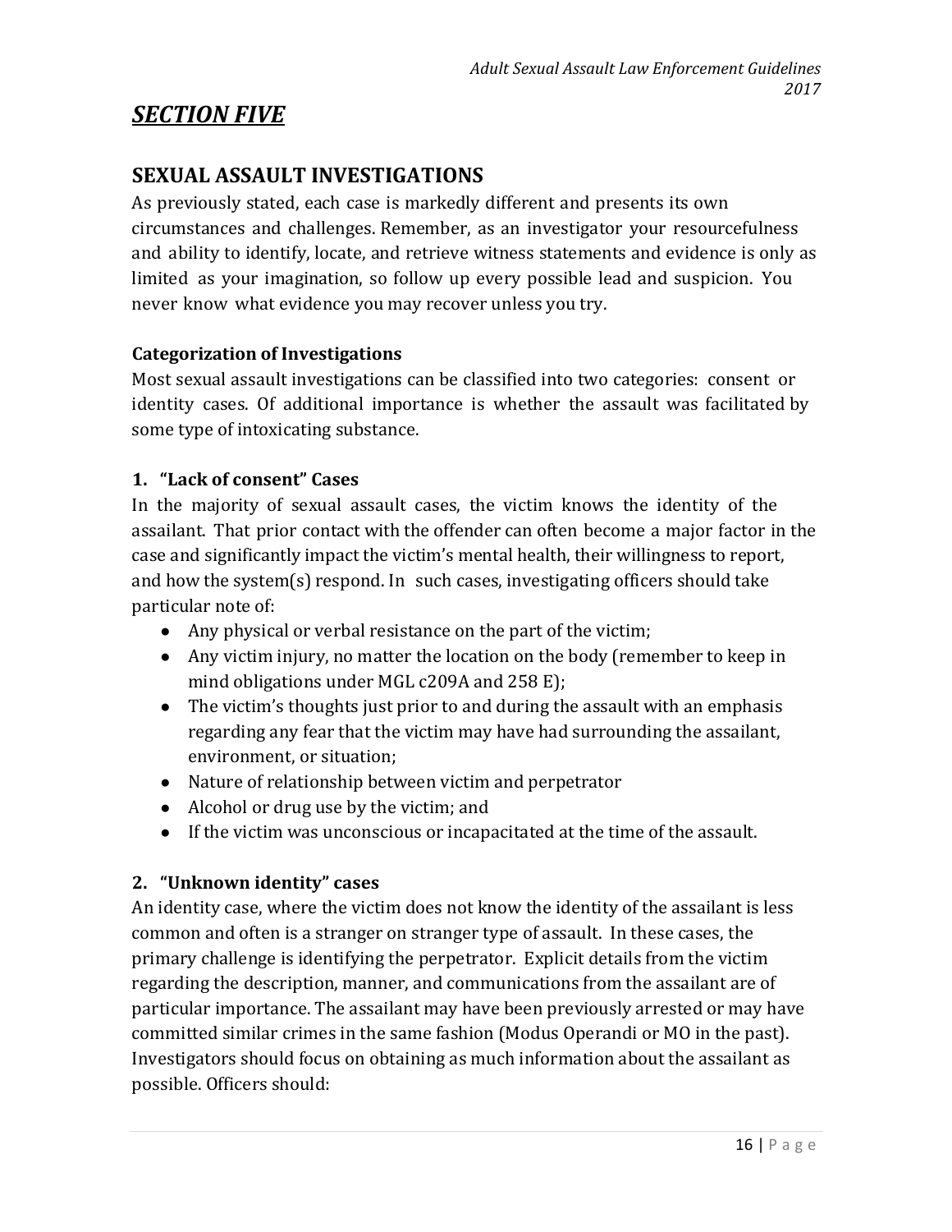# *SECTION FIVE*

## SEXUAL ASSAULT INVESTIGATIONS

As previously stated, each case is markedly different and presents its own circumstances and challenges. Remember, as an investigator your resourcefulness and ability to identify, locate, and retrieve witness statements and evidence is only as limited as your imagination, so follow up every possible lead and suspicion. You never know what evidence you may recover unless you try.

### Categorization of Investigations

Most sexual assault investigations can be classified into two categories: consent or identity cases. Of additional importance is whether the assault was facilitated by some type of intoxicating substance.

### 1. "Lack of consent" Cases

In the majority of sexual assault cases, the victim knows the identity of the assailant. That prior contact with the offender can often become a major factor in the case and significantly impact the victim's mental health, their willingness to report, and how the system(s) respond. In such cases, investigating officers should take particular note of:

- Any physical or verbal resistance on the part of the victim;
- Any victim injury, no matter the location on the body (remember to keep in mind obligations under MGL c209A and 258 E);
- The victim's thoughts just prior to and during the assault with an emphasis regarding any fear that the victim may have had surrounding the assailant, environment, or situation;
- Nature of relationship between victim and perpetrator
- Alcohol or drug use by the victim; and
- If the victim was unconscious or incapacitated at the time of the assault.

### 2. "Unknown identity" cases

An identity case, where the victim does not know the identity of the assailant is less common and often is a stranger on stranger type of assault. In these cases, the primary challenge is identifying the perpetrator. Explicit details from the victim regarding the description, manner, and communications from the assailant are of particular importance. The assailant may have been previously arrested or may have committed similar crimes in the same fashion (Modus Operandi or MO in the past). Investigators should focus on obtaining as much information about the assailant as possible. Officers should: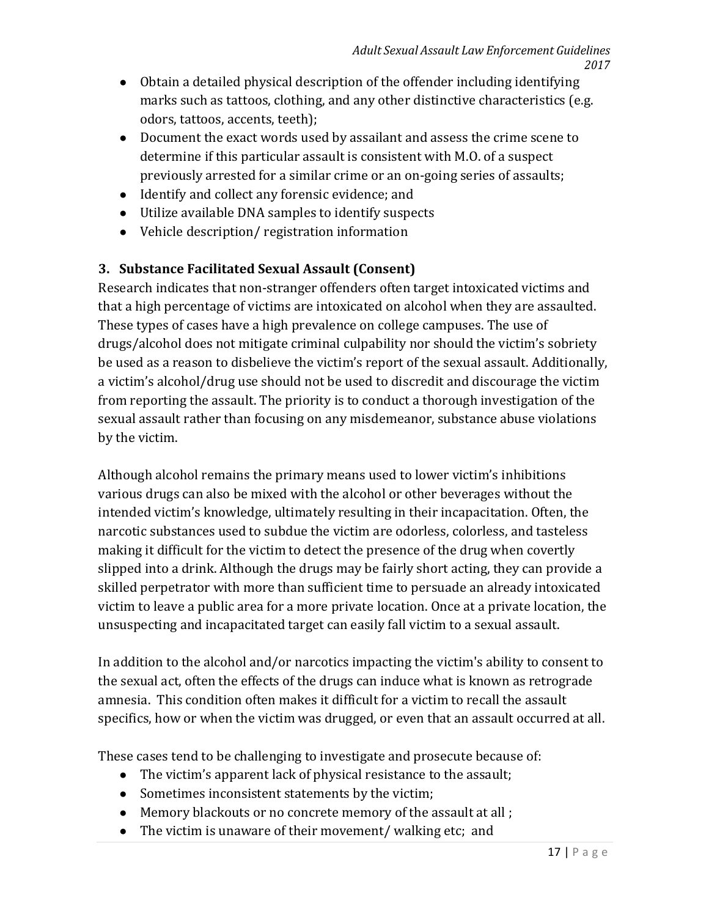- Obtain a detailed physical description of the offender including identifying marks such as tattoos, clothing, and any other distinctive characteristics (e.g. odors, tattoos, accents, teeth);
- Document the exact words used by assailant and assess the crime scene to determine if this particular assault is consistent with M.O. of a suspect previously arrested for a similar crime or an on-going series of assaults;
- Identify and collect any forensic evidence; and
- Utilize available DNA samples to identify suspects
- Vehicle description/ registration information

### 3. Substance Facilitated Sexual Assault (Consent)

Research indicates that non-stranger offenders often target intoxicated victims and that a high percentage of victims are intoxicated on alcohol when they are assaulted. These types of cases have a high prevalence on college campuses. The use of drugs/alcohol does not mitigate criminal culpability nor should the victim's sobriety be used as a reason to disbelieve the victim's report of the sexual assault. Additionally, a victim's alcohol/drug use should not be used to discredit and discourage the victim from reporting the assault. The priority is to conduct a thorough investigation of the sexual assault rather than focusing on any misdemeanor, substance abuse violations by the victim.

Although alcohol remains the primary means used to lower victim's inhibitions various drugs can also be mixed with the alcohol or other beverages without the intended victim's knowledge, ultimately resulting in their incapacitation. Often, the narcotic substances used to subdue the victim are odorless, colorless, and tasteless making it difficult for the victim to detect the presence of the drug when covertly slipped into a drink. Although the drugs may be fairly short acting, they can provide a skilled perpetrator with more than sufficient time to persuade an already intoxicated victim to leave a public area for a more private location. Once at a private location, the unsuspecting and incapacitated target can easily fall victim to a sexual assault.

In addition to the alcohol and/or narcotics impacting the victim's ability to consent to the sexual act, often the effects of the drugs can induce what is known as retrograde amnesia. This condition often makes it difficult for a victim to recall the assault specifics, how or when the victim was drugged, or even that an assault occurred at all.

These cases tend to be challenging to investigate and prosecute because of:

- The victim's apparent lack of physical resistance to the assault;
- Sometimes inconsistent statements by the victim;
- Memory blackouts or no concrete memory of the assault at all ;
- The victim is unaware of their movement/ walking etc; and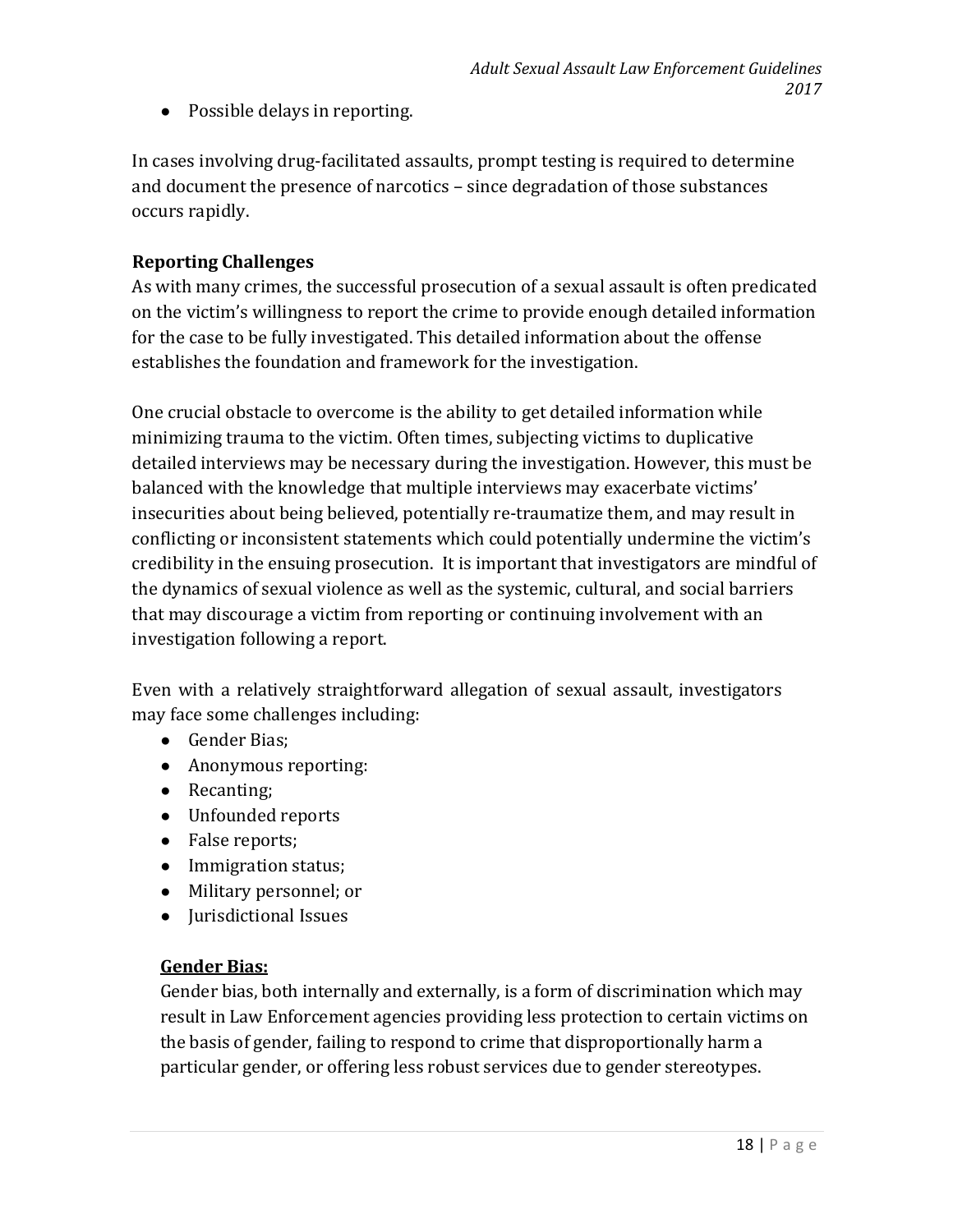- Possible delays in reporting.

In cases involving drug-facilitated assaults, prompt testing is required to determine and document the presence of narcotics – since degradation of those substances occurs rapidly.

### Reporting Challenges

As with many crimes, the successful prosecution of a sexual assault is often predicated on the victim's willingness to report the crime to provide enough detailed information for the case to be fully investigated. This detailed information about the offense establishes the foundation and framework for the investigation.

One crucial obstacle to overcome is the ability to get detailed information while minimizing trauma to the victim. Often times, subjecting victims to duplicative detailed interviews may be necessary during the investigation. However, this must be balanced with the knowledge that multiple interviews may exacerbate victims' insecurities about being believed, potentially re-traumatize them, and may result in conflicting or inconsistent statements which could potentially undermine the victim's credibility in the ensuing prosecution. It is important that investigators are mindful of the dynamics of sexual violence as well as the systemic, cultural, and social barriers that may discourage a victim from reporting or continuing involvement with an investigation following a report.

Even with a relatively straightforward allegation of sexual assault, investigators may face some challenges including:

- Gender Bias;
- Anonymous reporting:
- Recanting;
- Unfounded reports
- False reports;
- Immigration status;
- Military personnel; or
- Jurisdictional Issues

#### <u>Gender Bias:</u>

Gender bias, both internally and externally, is a form of discrimination which may result in Law Enforcement agencies providing less protection to certain victims on the basis of gender, failing to respond to crime that disproportionally harm a particular gender, or offering less robust services due to gender stereotypes.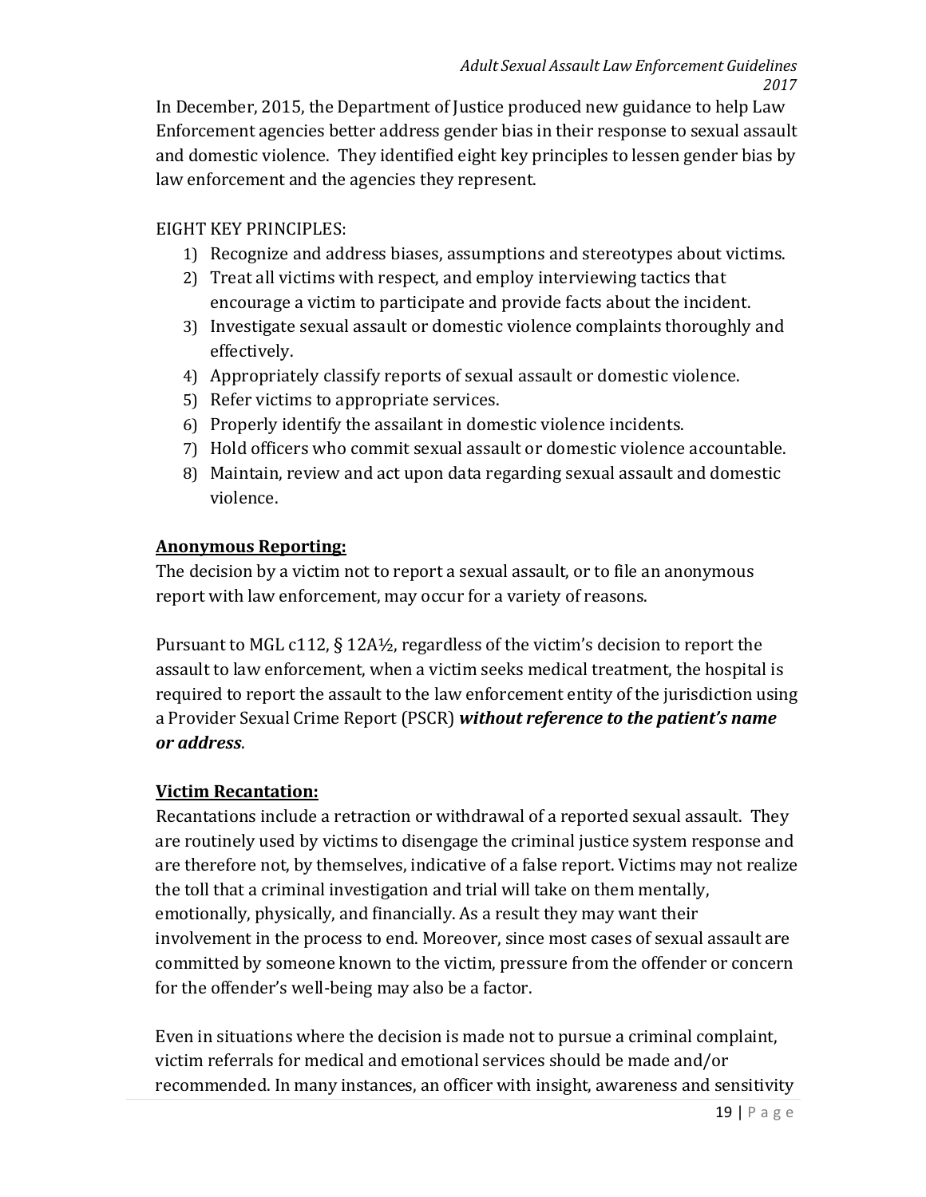In December, 2015, the Department of Justice produced new guidance to help Law Enforcement agencies better address gender bias in their response to sexual assault and domestic violence. They identified eight key principles to lessen gender bias by law enforcement and the agencies they represent.

EIGHT KEY PRINCIPLES:

1) Recognize and address biases, assumptions and stereotypes about victims.
2) Treat all victims with respect, and employ interviewing tactics that encourage a victim to participate and provide facts about the incident.
3) Investigate sexual assault or domestic violence complaints thoroughly and effectively.
4) Appropriately classify reports of sexual assault or domestic violence.
5) Refer victims to appropriate services.
6) Properly identify the assailant in domestic violence incidents.
7) Hold officers who commit sexual assault or domestic violence accountable.
8) Maintain, review and act upon data regarding sexual assault and domestic violence.

**Anonymous Reporting:**

The decision by a victim not to report a sexual assault, or to file an anonymous report with law enforcement, may occur for a variety of reasons.

Pursuant to MGL c112, § 12A½, regardless of the victim's decision to report the assault to law enforcement, when a victim seeks medical treatment, the hospital is required to report the assault to the law enforcement entity of the jurisdiction using a Provider Sexual Crime Report (PSCR) ***without reference to the patient's name or address***.

**Victim Recantation:**

Recantations include a retraction or withdrawal of a reported sexual assault. They are routinely used by victims to disengage the criminal justice system response and are therefore not, by themselves, indicative of a false report. Victims may not realize the toll that a criminal investigation and trial will take on them mentally, emotionally, physically, and financially. As a result they may want their involvement in the process to end. Moreover, since most cases of sexual assault are committed by someone known to the victim, pressure from the offender or concern for the offender's well-being may also be a factor.

Even in situations where the decision is made not to pursue a criminal complaint, victim referrals for medical and emotional services should be made and/or recommended. In many instances, an officer with insight, awareness and sensitivity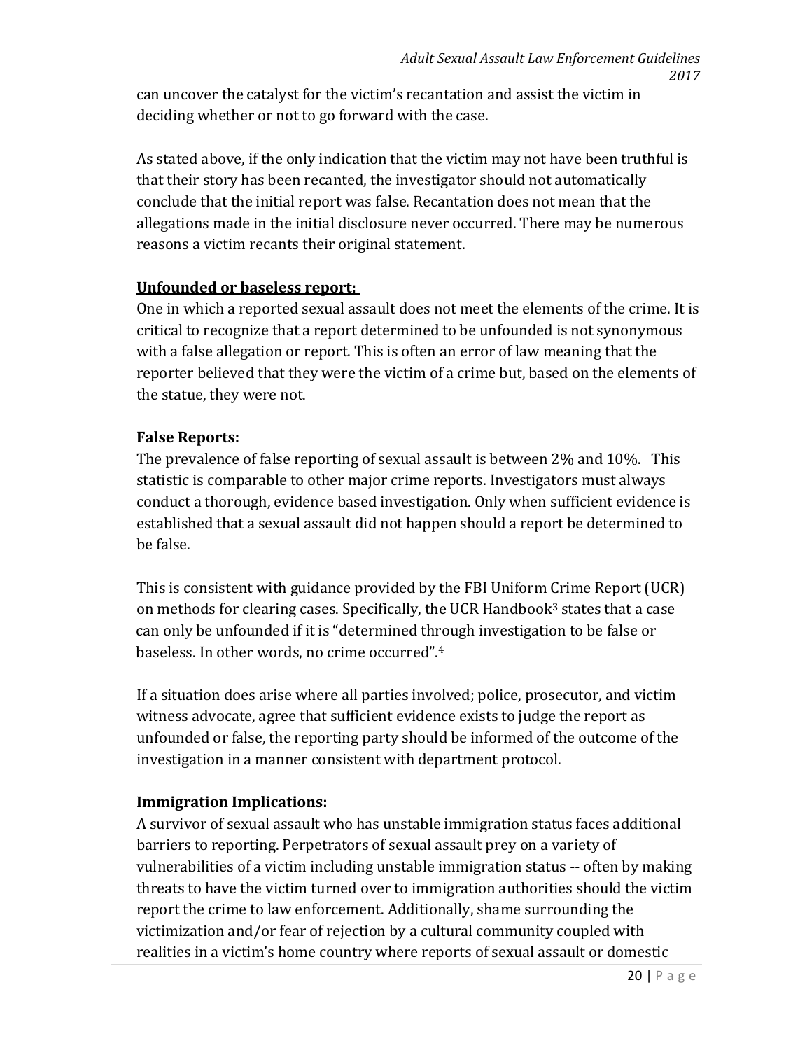can uncover the catalyst for the victim's recantation and assist the victim in deciding whether or not to go forward with the case.

As stated above, if the only indication that the victim may not have been truthful is that their story has been recanted, the investigator should not automatically conclude that the initial report was false. Recantation does not mean that the allegations made in the initial disclosure never occurred. There may be numerous reasons a victim recants their original statement.

**Unfounded or baseless report:**

One in which a reported sexual assault does not meet the elements of the crime. It is critical to recognize that a report determined to be unfounded is not synonymous with a false allegation or report. This is often an error of law meaning that the reporter believed that they were the victim of a crime but, based on the elements of the statue, they were not.

**False Reports:**

The prevalence of false reporting of sexual assault is between 2% and 10%. This statistic is comparable to other major crime reports. Investigators must always conduct a thorough, evidence based investigation. Only when sufficient evidence is established that a sexual assault did not happen should a report be determined to be false.

This is consistent with guidance provided by the FBI Uniform Crime Report (UCR) on methods for clearing cases. Specifically, the UCR Handbook[3] states that a case can only be unfounded if it is "determined through investigation to be false or baseless. In other words, no crime occurred".[4]

If a situation does arise where all parties involved; police, prosecutor, and victim witness advocate, agree that sufficient evidence exists to judge the report as unfounded or false, the reporting party should be informed of the outcome of the investigation in a manner consistent with department protocol.

**Immigration Implications:**

A survivor of sexual assault who has unstable immigration status faces additional barriers to reporting. Perpetrators of sexual assault prey on a variety of vulnerabilities of a victim including unstable immigration status -- often by making threats to have the victim turned over to immigration authorities should the victim report the crime to law enforcement. Additionally, shame surrounding the victimization and/or fear of rejection by a cultural community coupled with realities in a victim's home country where reports of sexual assault or domestic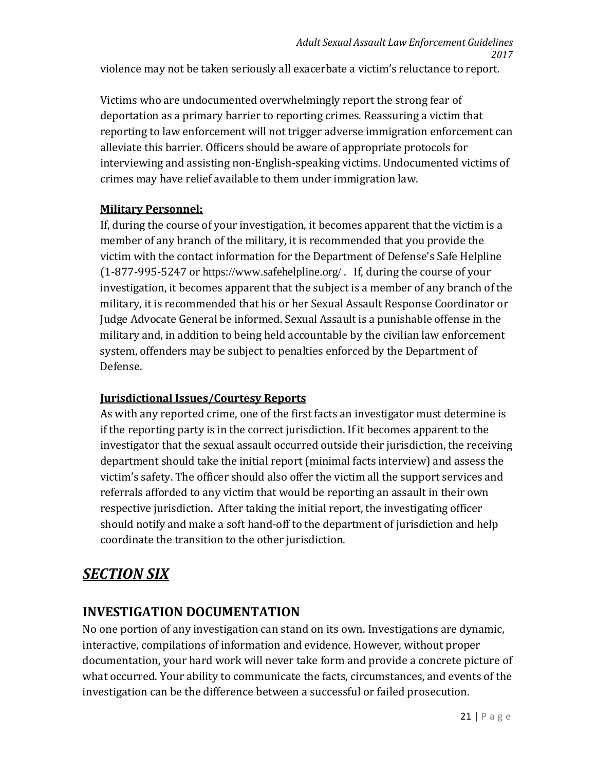violence may not be taken seriously all exacerbate a victim's reluctance to report.

Victims who are undocumented overwhelmingly report the strong fear of deportation as a primary barrier to reporting crimes. Reassuring a victim that reporting to law enforcement will not trigger adverse immigration enforcement can alleviate this barrier. Officers should be aware of appropriate protocols for interviewing and assisting non-English-speaking victims. Undocumented victims of crimes may have relief available to them under immigration law.

**Military Personnel:**

If, during the course of your investigation, it becomes apparent that the victim is a member of any branch of the military, it is recommended that you provide the victim with the contact information for the Department of Defense's Safe Helpline (1-877-995-5247 or https://www.safehelpline.org/ . If, during the course of your investigation, it becomes apparent that the subject is a member of any branch of the military, it is recommended that his or her Sexual Assault Response Coordinator or Judge Advocate General be informed. Sexual Assault is a punishable offense in the military and, in addition to being held accountable by the civilian law enforcement system, offenders may be subject to penalties enforced by the Department of Defense.

**Jurisdictional Issues/Courtesy Reports**

As with any reported crime, one of the first facts an investigator must determine is if the reporting party is in the correct jurisdiction. If it becomes apparent to the investigator that the sexual assault occurred outside their jurisdiction, the receiving department should take the initial report (minimal facts interview) and assess the victim's safety. The officer should also offer the victim all the support services and referrals afforded to any victim that would be reporting an assault in their own respective jurisdiction. After taking the initial report, the investigating officer should notify and make a soft hand-off to the department of jurisdiction and help coordinate the transition to the other jurisdiction.

# *SECTION SIX*

## INVESTIGATION DOCUMENTATION

No one portion of any investigation can stand on its own. Investigations are dynamic, interactive, compilations of information and evidence. However, without proper documentation, your hard work will never take form and provide a concrete picture of what occurred. Your ability to communicate the facts, circumstances, and events of the investigation can be the difference between a successful or failed prosecution.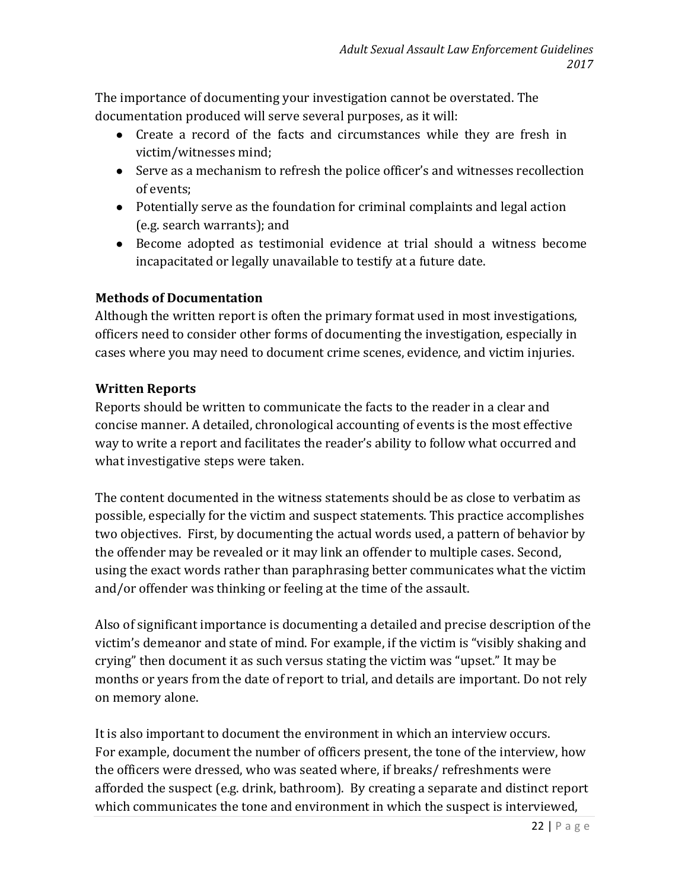The importance of documenting your investigation cannot be overstated. The documentation produced will serve several purposes, as it will:

- Create a record of the facts and circumstances while they are fresh in victim/witnesses mind;
- Serve as a mechanism to refresh the police officer's and witnesses recollection of events;
- Potentially serve as the foundation for criminal complaints and legal action (e.g. search warrants); and
- Become adopted as testimonial evidence at trial should a witness become incapacitated or legally unavailable to testify at a future date.

### Methods of Documentation

Although the written report is often the primary format used in most investigations, officers need to consider other forms of documenting the investigation, especially in cases where you may need to document crime scenes, evidence, and victim injuries.

### Written Reports

Reports should be written to communicate the facts to the reader in a clear and concise manner. A detailed, chronological accounting of events is the most effective way to write a report and facilitates the reader's ability to follow what occurred and what investigative steps were taken.

The content documented in the witness statements should be as close to verbatim as possible, especially for the victim and suspect statements. This practice accomplishes two objectives. First, by documenting the actual words used, a pattern of behavior by the offender may be revealed or it may link an offender to multiple cases. Second, using the exact words rather than paraphrasing better communicates what the victim and/or offender was thinking or feeling at the time of the assault.

Also of significant importance is documenting a detailed and precise description of the victim's demeanor and state of mind. For example, if the victim is "visibly shaking and crying" then document it as such versus stating the victim was "upset." It may be months or years from the date of report to trial, and details are important. Do not rely on memory alone.

It is also important to document the environment in which an interview occurs. For example, document the number of officers present, the tone of the interview, how the officers were dressed, who was seated where, if breaks/ refreshments were afforded the suspect (e.g. drink, bathroom). By creating a separate and distinct report which communicates the tone and environment in which the suspect is interviewed,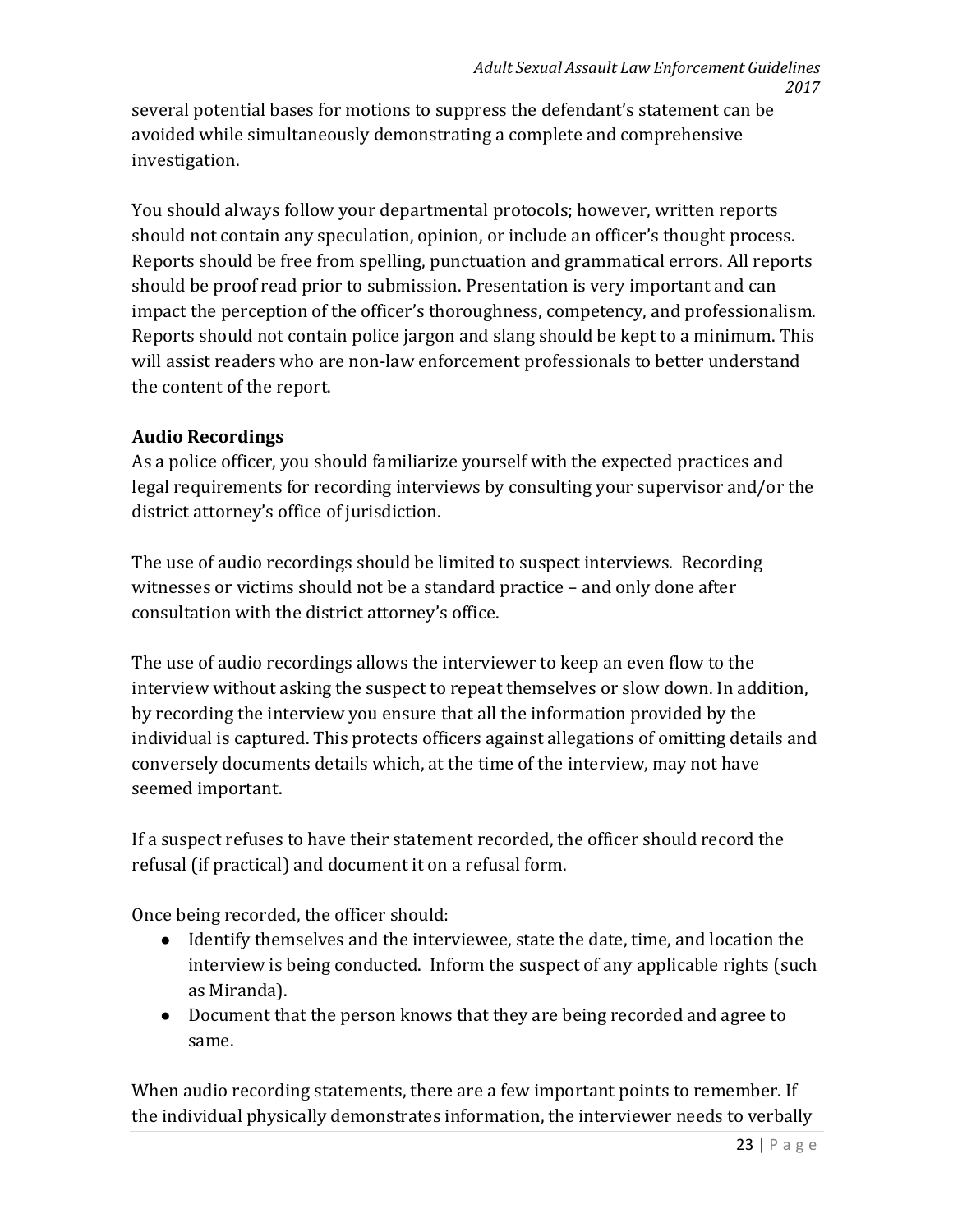several potential bases for motions to suppress the defendant's statement can be avoided while simultaneously demonstrating a complete and comprehensive investigation.

You should always follow your departmental protocols; however, written reports should not contain any speculation, opinion, or include an officer's thought process. Reports should be free from spelling, punctuation and grammatical errors. All reports should be proof read prior to submission. Presentation is very important and can impact the perception of the officer's thoroughness, competency, and professionalism. Reports should not contain police jargon and slang should be kept to a minimum. This will assist readers who are non-law enforcement professionals to better understand the content of the report.

**Audio Recordings**

As a police officer, you should familiarize yourself with the expected practices and legal requirements for recording interviews by consulting your supervisor and/or the district attorney's office of jurisdiction.

The use of audio recordings should be limited to suspect interviews. Recording witnesses or victims should not be a standard practice – and only done after consultation with the district attorney's office.

The use of audio recordings allows the interviewer to keep an even flow to the interview without asking the suspect to repeat themselves or slow down. In addition, by recording the interview you ensure that all the information provided by the individual is captured. This protects officers against allegations of omitting details and conversely documents details which, at the time of the interview, may not have seemed important.

If a suspect refuses to have their statement recorded, the officer should record the refusal (if practical) and document it on a refusal form.

Once being recorded, the officer should:

- Identify themselves and the interviewee, state the date, time, and location the interview is being conducted. Inform the suspect of any applicable rights (such as Miranda).
- Document that the person knows that they are being recorded and agree to same.

When audio recording statements, there are a few important points to remember. If the individual physically demonstrates information, the interviewer needs to verbally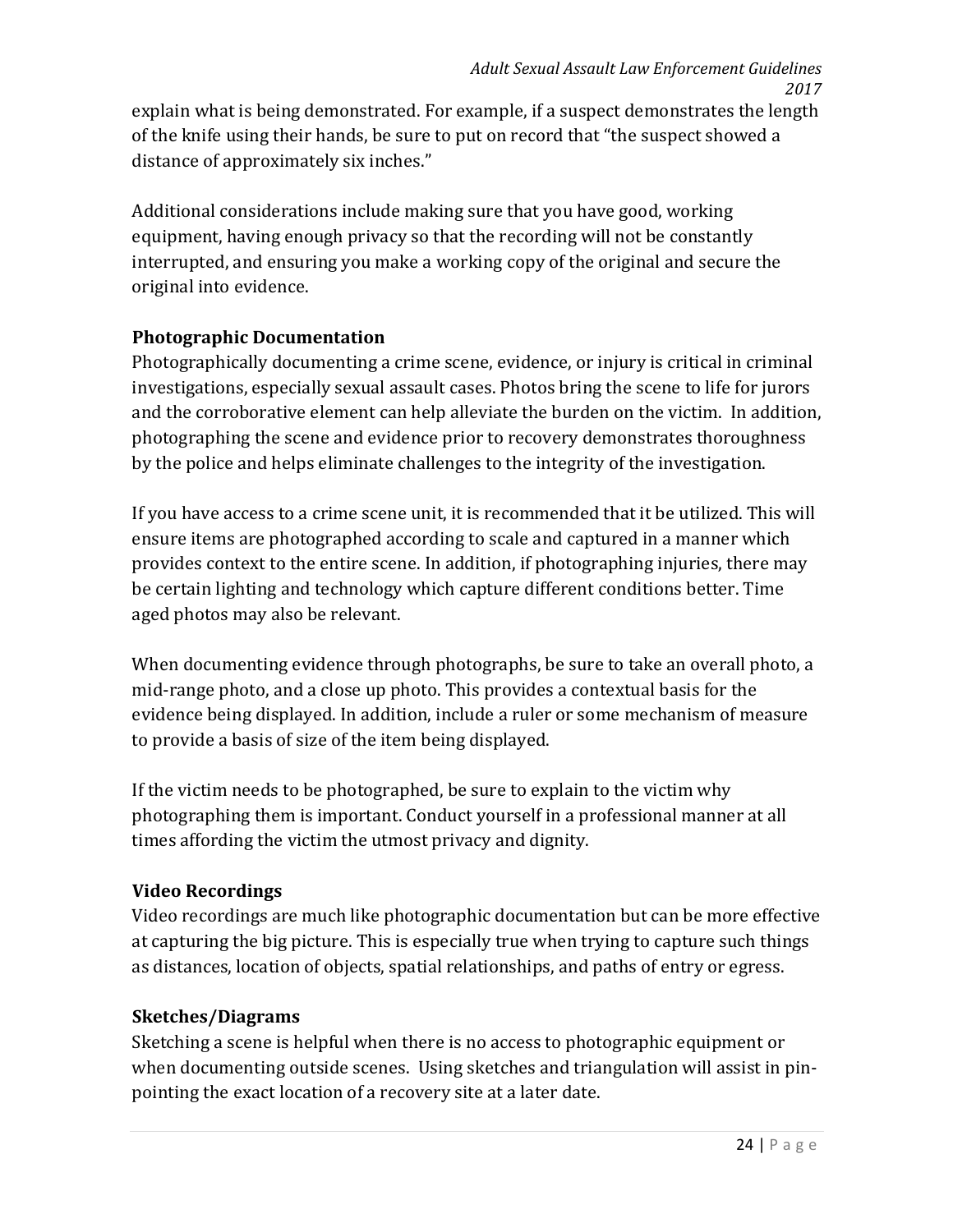explain what is being demonstrated. For example, if a suspect demonstrates the length of the knife using their hands, be sure to put on record that "the suspect showed a distance of approximately six inches."

Additional considerations include making sure that you have good, working equipment, having enough privacy so that the recording will not be constantly interrupted, and ensuring you make a working copy of the original and secure the original into evidence.

### Photographic Documentation

Photographically documenting a crime scene, evidence, or injury is critical in criminal investigations, especially sexual assault cases. Photos bring the scene to life for jurors and the corroborative element can help alleviate the burden on the victim. In addition, photographing the scene and evidence prior to recovery demonstrates thoroughness by the police and helps eliminate challenges to the integrity of the investigation.

If you have access to a crime scene unit, it is recommended that it be utilized. This will ensure items are photographed according to scale and captured in a manner which provides context to the entire scene. In addition, if photographing injuries, there may be certain lighting and technology which capture different conditions better. Time aged photos may also be relevant.

When documenting evidence through photographs, be sure to take an overall photo, a mid-range photo, and a close up photo. This provides a contextual basis for the evidence being displayed. In addition, include a ruler or some mechanism of measure to provide a basis of size of the item being displayed.

If the victim needs to be photographed, be sure to explain to the victim why photographing them is important. Conduct yourself in a professional manner at all times affording the victim the utmost privacy and dignity.

### Video Recordings

Video recordings are much like photographic documentation but can be more effective at capturing the big picture. This is especially true when trying to capture such things as distances, location of objects, spatial relationships, and paths of entry or egress.

### Sketches/Diagrams

Sketching a scene is helpful when there is no access to photographic equipment or when documenting outside scenes. Using sketches and triangulation will assist in pin-pointing the exact location of a recovery site at a later date.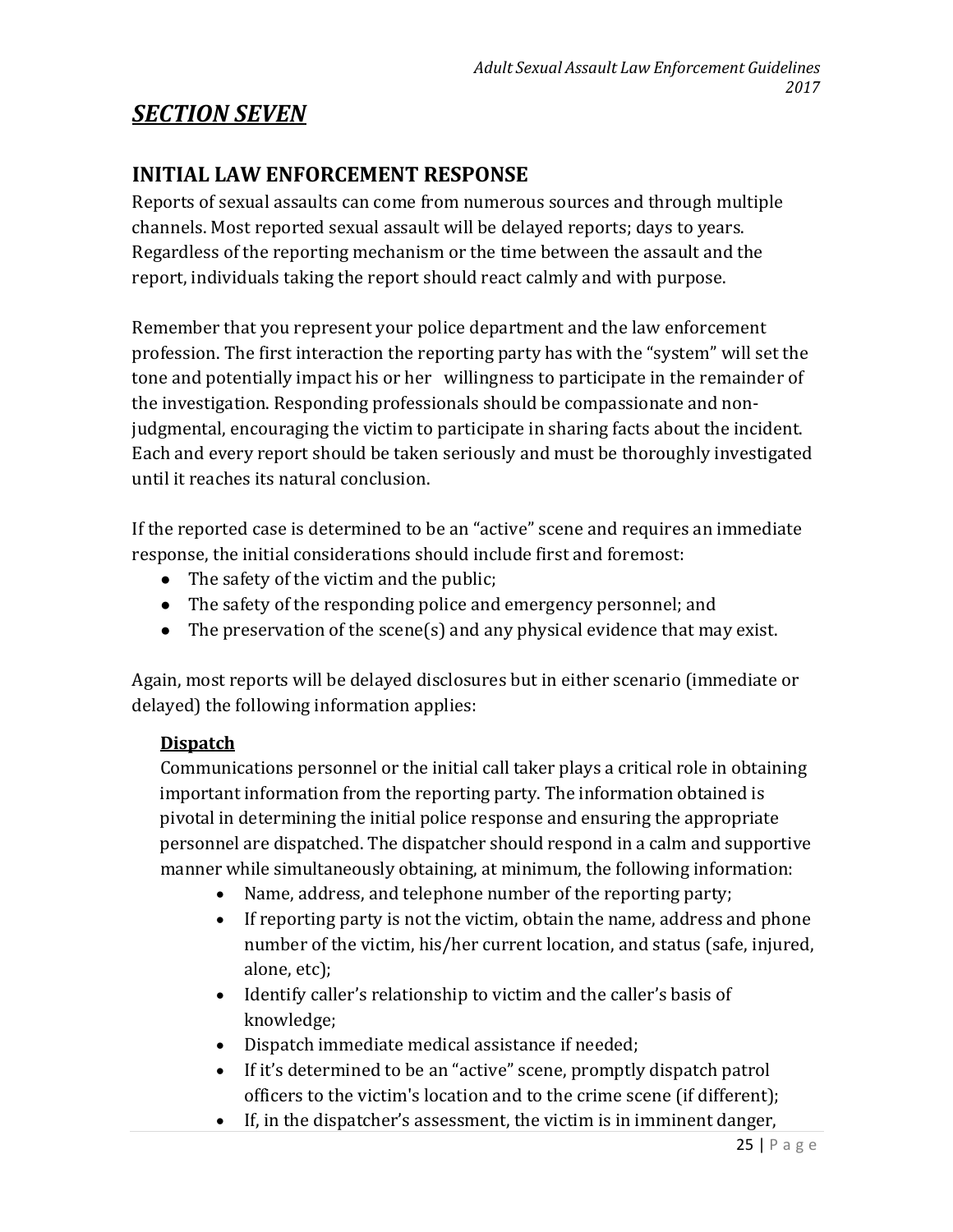# *SECTION SEVEN*

## INITIAL LAW ENFORCEMENT RESPONSE

Reports of sexual assaults can come from numerous sources and through multiple channels. Most reported sexual assault will be delayed reports; days to years. Regardless of the reporting mechanism or the time between the assault and the report, individuals taking the report should react calmly and with purpose.

Remember that you represent your police department and the law enforcement profession. The first interaction the reporting party has with the "system" will set the tone and potentially impact his or her willingness to participate in the remainder of the investigation. Responding professionals should be compassionate and non-judgmental, encouraging the victim to participate in sharing facts about the incident. Each and every report should be taken seriously and must be thoroughly investigated until it reaches its natural conclusion.

If the reported case is determined to be an "active" scene and requires an immediate response, the initial considerations should include first and foremost:

- The safety of the victim and the public;
- The safety of the responding police and emergency personnel; and
- The preservation of the scene(s) and any physical evidence that may exist.

Again, most reports will be delayed disclosures but in either scenario (immediate or delayed) the following information applies:

### Dispatch

Communications personnel or the initial call taker plays a critical role in obtaining important information from the reporting party. The information obtained is pivotal in determining the initial police response and ensuring the appropriate personnel are dispatched. The dispatcher should respond in a calm and supportive manner while simultaneously obtaining, at minimum, the following information:

- Name, address, and telephone number of the reporting party;
- If reporting party is not the victim, obtain the name, address and phone number of the victim, his/her current location, and status (safe, injured, alone, etc);
- Identify caller's relationship to victim and the caller's basis of knowledge;
- Dispatch immediate medical assistance if needed;
- If it's determined to be an "active" scene, promptly dispatch patrol officers to the victim's location and to the crime scene (if different);
- If, in the dispatcher's assessment, the victim is in imminent danger,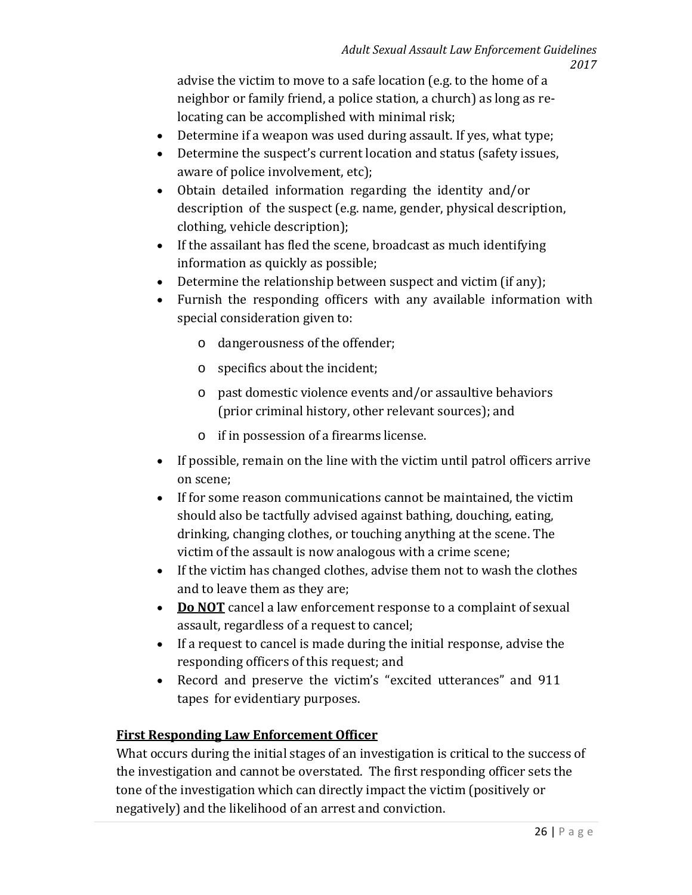advise the victim to move to a safe location (e.g. to the home of a neighbor or family friend, a police station, a church) as long as re-locating can be accomplished with minimal risk;

- Determine if a weapon was used during assault. If yes, what type;
- Determine the suspect's current location and status (safety issues, aware of police involvement, etc);
- Obtain detailed information regarding the identity and/or description of the suspect (e.g. name, gender, physical description, clothing, vehicle description);
- If the assailant has fled the scene, broadcast as much identifying information as quickly as possible;
- Determine the relationship between suspect and victim (if any);
- Furnish the responding officers with any available information with special consideration given to:
    - dangerousness of the offender;
    - specifics about the incident;
    - past domestic violence events and/or assaultive behaviors (prior criminal history, other relevant sources); and
    - if in possession of a firearms license.
- If possible, remain on the line with the victim until patrol officers arrive on scene;
- If for some reason communications cannot be maintained, the victim should also be tactfully advised against bathing, douching, eating, drinking, changing clothes, or touching anything at the scene. The victim of the assault is now analogous with a crime scene;
- If the victim has changed clothes, advise them not to wash the clothes and to leave them as they are;
- <u>**Do NOT**</u> cancel a law enforcement response to a complaint of sexual assault, regardless of a request to cancel;
- If a request to cancel is made during the initial response, advise the responding officers of this request; and
- Record and preserve the victim's "excited utterances" and 911 tapes for evidentiary purposes.

## <u>First Responding Law Enforcement Officer</u>

What occurs during the initial stages of an investigation is critical to the success of the investigation and cannot be overstated. The first responding officer sets the tone of the investigation which can directly impact the victim (positively or negatively) and the likelihood of an arrest and conviction.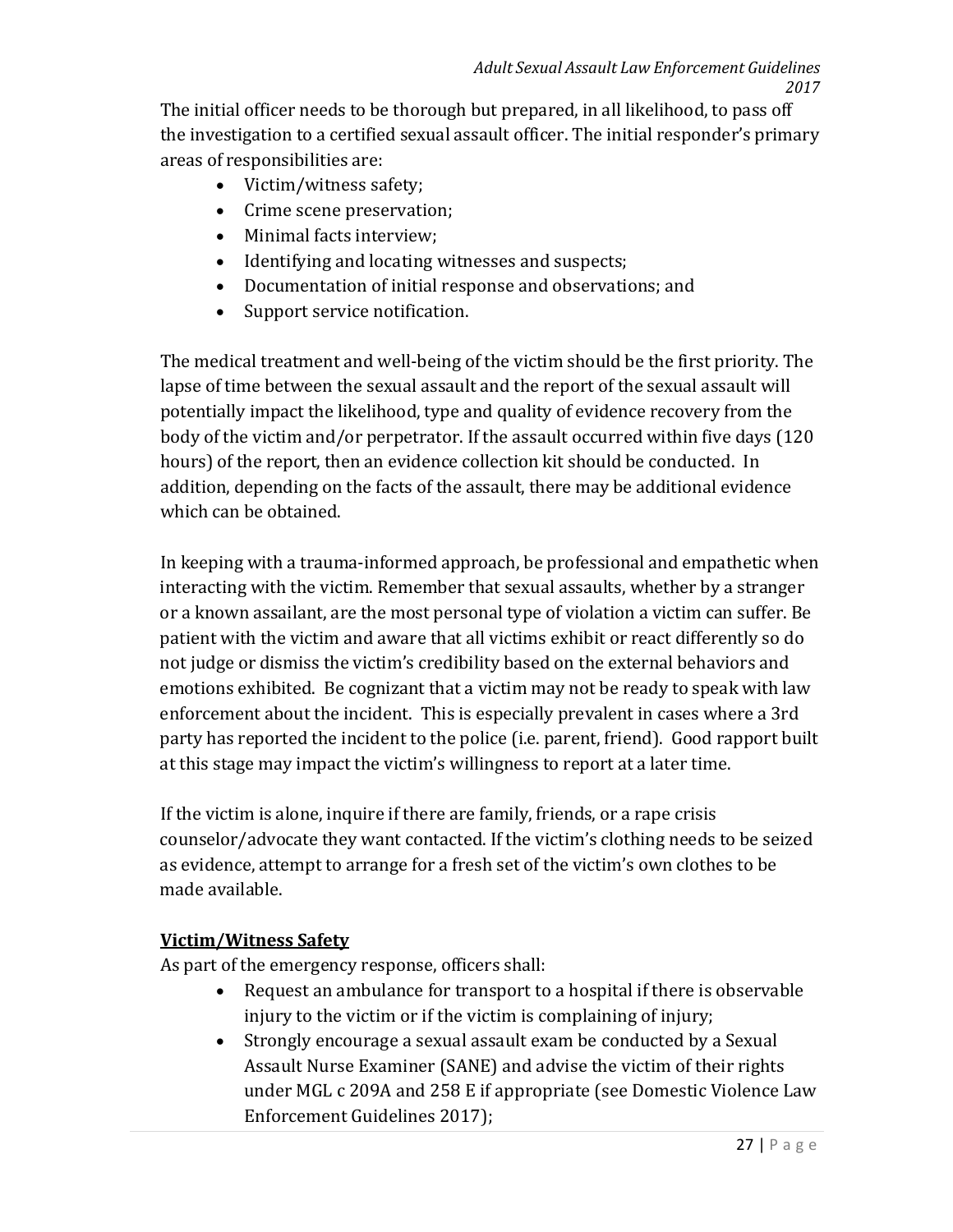The initial officer needs to be thorough but prepared, in all likelihood, to pass off the investigation to a certified sexual assault officer. The initial responder's primary areas of responsibilities are:

- Victim/witness safety;
- Crime scene preservation;
- Minimal facts interview;
- Identifying and locating witnesses and suspects;
- Documentation of initial response and observations; and
- Support service notification.

The medical treatment and well-being of the victim should be the first priority. The lapse of time between the sexual assault and the report of the sexual assault will potentially impact the likelihood, type and quality of evidence recovery from the body of the victim and/or perpetrator. If the assault occurred within five days (120 hours) of the report, then an evidence collection kit should be conducted. In addition, depending on the facts of the assault, there may be additional evidence which can be obtained.

In keeping with a trauma-informed approach, be professional and empathetic when interacting with the victim. Remember that sexual assaults, whether by a stranger or a known assailant, are the most personal type of violation a victim can suffer. Be patient with the victim and aware that all victims exhibit or react differently so do not judge or dismiss the victim's credibility based on the external behaviors and emotions exhibited. Be cognizant that a victim may not be ready to speak with law enforcement about the incident. This is especially prevalent in cases where a 3rd party has reported the incident to the police (i.e. parent, friend). Good rapport built at this stage may impact the victim's willingness to report at a later time.

If the victim is alone, inquire if there are family, friends, or a rape crisis counselor/advocate they want contacted. If the victim's clothing needs to be seized as evidence, attempt to arrange for a fresh set of the victim's own clothes to be made available.

**Victim/Witness Safety**

As part of the emergency response, officers shall:

- Request an ambulance for transport to a hospital if there is observable injury to the victim or if the victim is complaining of injury;
- Strongly encourage a sexual assault exam be conducted by a Sexual Assault Nurse Examiner (SANE) and advise the victim of their rights under MGL c 209A and 258 E if appropriate (see Domestic Violence Law Enforcement Guidelines 2017);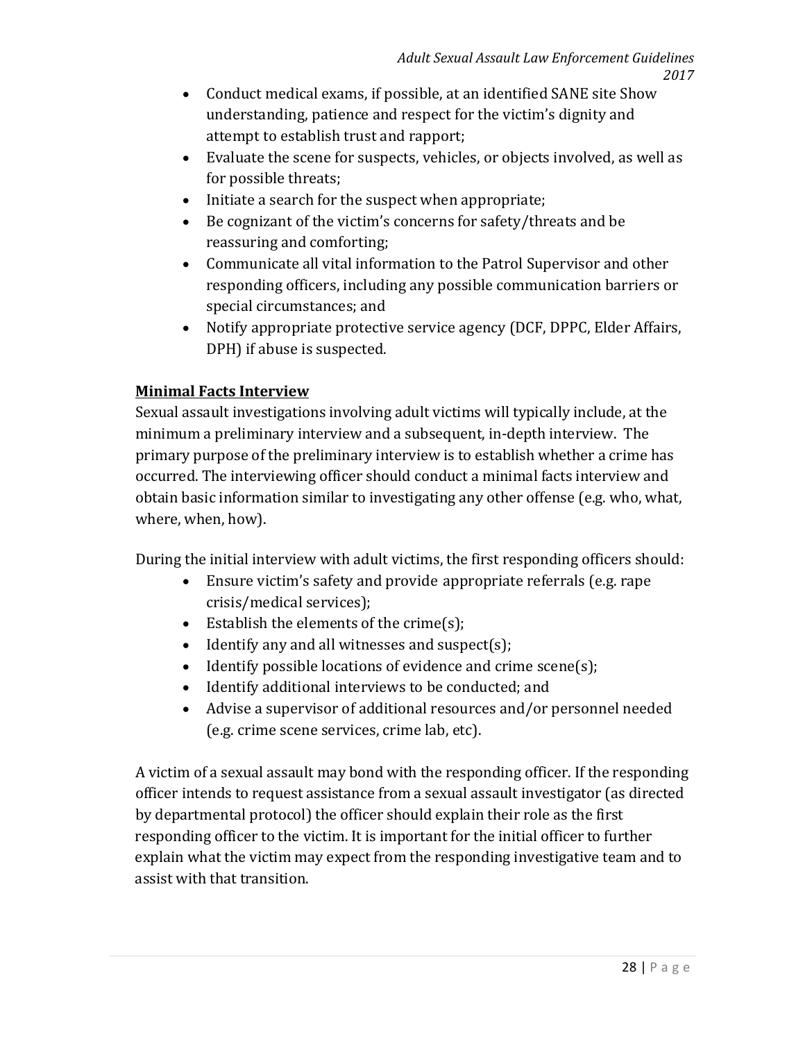- Conduct medical exams, if possible, at an identified SANE site Show understanding, patience and respect for the victim's dignity and attempt to establish trust and rapport;
- Evaluate the scene for suspects, vehicles, or objects involved, as well as for possible threats;
- Initiate a search for the suspect when appropriate;
- Be cognizant of the victim's concerns for safety/threats and be reassuring and comforting;
- Communicate all vital information to the Patrol Supervisor and other responding officers, including any possible communication barriers or special circumstances; and
- Notify appropriate protective service agency (DCF, DPPC, Elder Affairs, DPH) if abuse is suspected.

**Minimal Facts Interview**

Sexual assault investigations involving adult victims will typically include, at the minimum a preliminary interview and a subsequent, in-depth interview. The primary purpose of the preliminary interview is to establish whether a crime has occurred. The interviewing officer should conduct a minimal facts interview and obtain basic information similar to investigating any other offense (e.g. who, what, where, when, how).

During the initial interview with adult victims, the first responding officers should:

- Ensure victim's safety and provide appropriate referrals (e.g. rape crisis/medical services);
- Establish the elements of the crime(s);
- Identify any and all witnesses and suspect(s);
- Identify possible locations of evidence and crime scene(s);
- Identify additional interviews to be conducted; and
- Advise a supervisor of additional resources and/or personnel needed (e.g. crime scene services, crime lab, etc).

A victim of a sexual assault may bond with the responding officer. If the responding officer intends to request assistance from a sexual assault investigator (as directed by departmental protocol) the officer should explain their role as the first responding officer to the victim. It is important for the initial officer to further explain what the victim may expect from the responding investigative team and to assist with that transition.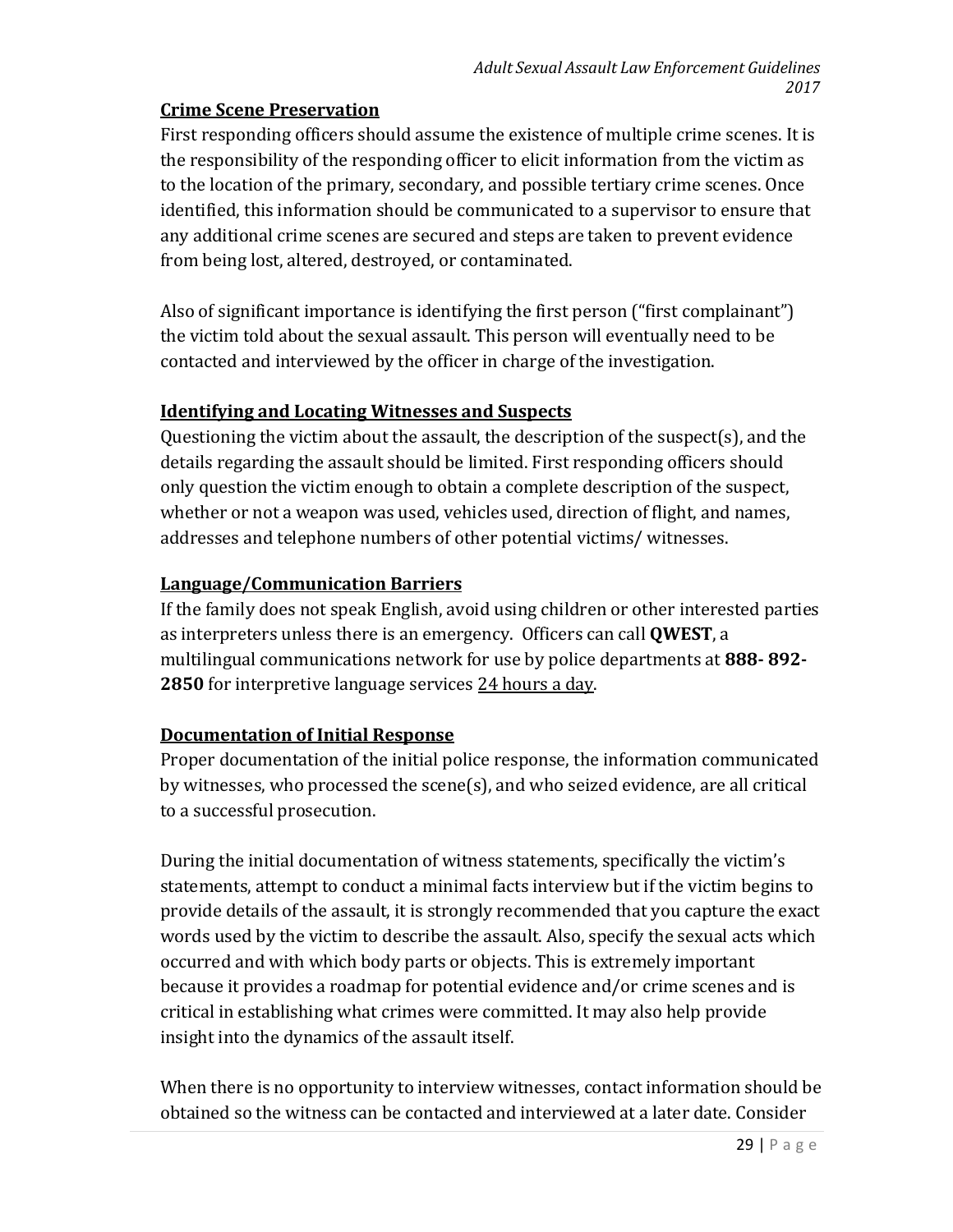## Crime Scene Preservation

First responding officers should assume the existence of multiple crime scenes. It is the responsibility of the responding officer to elicit information from the victim as to the location of the primary, secondary, and possible tertiary crime scenes. Once identified, this information should be communicated to a supervisor to ensure that any additional crime scenes are secured and steps are taken to prevent evidence from being lost, altered, destroyed, or contaminated.

Also of significant importance is identifying the first person ("first complainant") the victim told about the sexual assault. This person will eventually need to be contacted and interviewed by the officer in charge of the investigation.

## Identifying and Locating Witnesses and Suspects

Questioning the victim about the assault, the description of the suspect(s), and the details regarding the assault should be limited. First responding officers should only question the victim enough to obtain a complete description of the suspect, whether or not a weapon was used, vehicles used, direction of flight, and names, addresses and telephone numbers of other potential victims/ witnesses.

## Language/Communication Barriers

If the family does not speak English, avoid using children or other interested parties as interpreters unless there is an emergency. Officers can call **QWEST**, a multilingual communications network for use by police departments at **888- 892-2850** for interpretive language services 24 hours a day.

## Documentation of Initial Response

Proper documentation of the initial police response, the information communicated by witnesses, who processed the scene(s), and who seized evidence, are all critical to a successful prosecution.

During the initial documentation of witness statements, specifically the victim's statements, attempt to conduct a minimal facts interview but if the victim begins to provide details of the assault, it is strongly recommended that you capture the exact words used by the victim to describe the assault. Also, specify the sexual acts which occurred and with which body parts or objects. This is extremely important because it provides a roadmap for potential evidence and/or crime scenes and is critical in establishing what crimes were committed. It may also help provide insight into the dynamics of the assault itself.

When there is no opportunity to interview witnesses, contact information should be obtained so the witness can be contacted and interviewed at a later date. Consider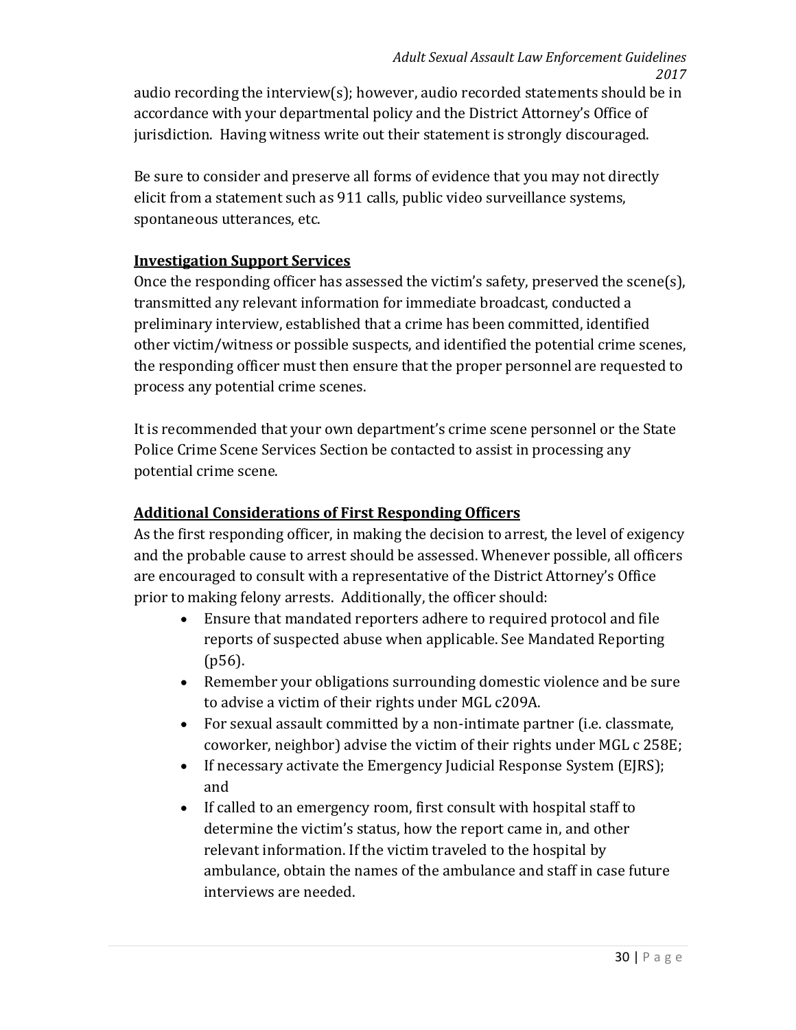audio recording the interview(s); however, audio recorded statements should be in accordance with your departmental policy and the District Attorney's Office of jurisdiction. Having witness write out their statement is strongly discouraged.

Be sure to consider and preserve all forms of evidence that you may not directly elicit from a statement such as 911 calls, public video surveillance systems, spontaneous utterances, etc.

## Investigation Support Services

Once the responding officer has assessed the victim's safety, preserved the scene(s), transmitted any relevant information for immediate broadcast, conducted a preliminary interview, established that a crime has been committed, identified other victim/witness or possible suspects, and identified the potential crime scenes, the responding officer must then ensure that the proper personnel are requested to process any potential crime scenes.

It is recommended that your own department's crime scene personnel or the State Police Crime Scene Services Section be contacted to assist in processing any potential crime scene.

## Additional Considerations of First Responding Officers

As the first responding officer, in making the decision to arrest, the level of exigency and the probable cause to arrest should be assessed. Whenever possible, all officers are encouraged to consult with a representative of the District Attorney's Office prior to making felony arrests. Additionally, the officer should:

- Ensure that mandated reporters adhere to required protocol and file reports of suspected abuse when applicable. See Mandated Reporting (p56).
- Remember your obligations surrounding domestic violence and be sure to advise a victim of their rights under MGL c209A.
- For sexual assault committed by a non-intimate partner (i.e. classmate, coworker, neighbor) advise the victim of their rights under MGL c 258E;
- If necessary activate the Emergency Judicial Response System (EJRS); and
- If called to an emergency room, first consult with hospital staff to determine the victim's status, how the report came in, and other relevant information. If the victim traveled to the hospital by ambulance, obtain the names of the ambulance and staff in case future interviews are needed.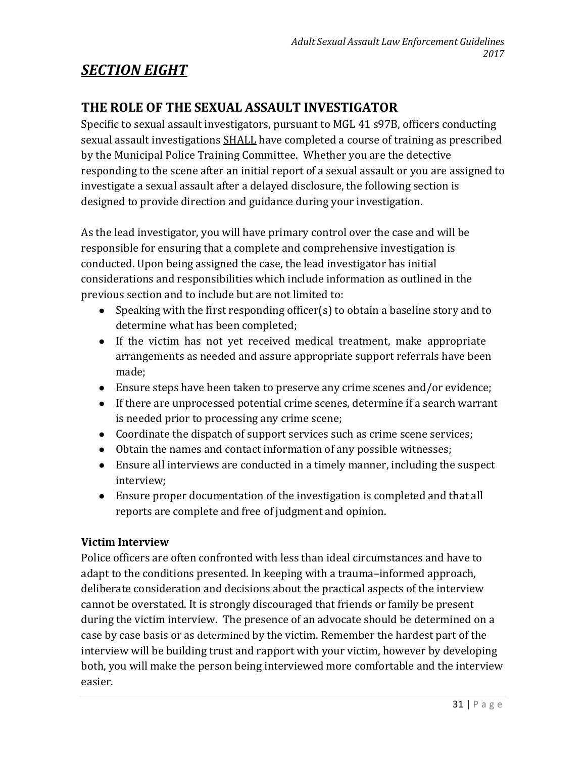# *SECTION EIGHT*

## THE ROLE OF THE SEXUAL ASSAULT INVESTIGATOR

Specific to sexual assault investigators, pursuant to MGL 41 s97B, officers conducting sexual assault investigations SHALL have completed a course of training as prescribed by the Municipal Police Training Committee. Whether you are the detective responding to the scene after an initial report of a sexual assault or you are assigned to investigate a sexual assault after a delayed disclosure, the following section is designed to provide direction and guidance during your investigation.

As the lead investigator, you will have primary control over the case and will be responsible for ensuring that a complete and comprehensive investigation is conducted. Upon being assigned the case, the lead investigator has initial considerations and responsibilities which include information as outlined in the previous section and to include but are not limited to:

- Speaking with the first responding officer(s) to obtain a baseline story and to determine what has been completed;
- If the victim has not yet received medical treatment, make appropriate arrangements as needed and assure appropriate support referrals have been made;
- Ensure steps have been taken to preserve any crime scenes and/or evidence;
- If there are unprocessed potential crime scenes, determine if a search warrant is needed prior to processing any crime scene;
- Coordinate the dispatch of support services such as crime scene services;
- Obtain the names and contact information of any possible witnesses;
- Ensure all interviews are conducted in a timely manner, including the suspect interview;
- Ensure proper documentation of the investigation is completed and that all reports are complete and free of judgment and opinion.

### Victim Interview

Police officers are often confronted with less than ideal circumstances and have to adapt to the conditions presented. In keeping with a trauma–informed approach, deliberate consideration and decisions about the practical aspects of the interview cannot be overstated. It is strongly discouraged that friends or family be present during the victim interview. The presence of an advocate should be determined on a case by case basis or as determined by the victim. Remember the hardest part of the interview will be building trust and rapport with your victim, however by developing both, you will make the person being interviewed more comfortable and the interview easier.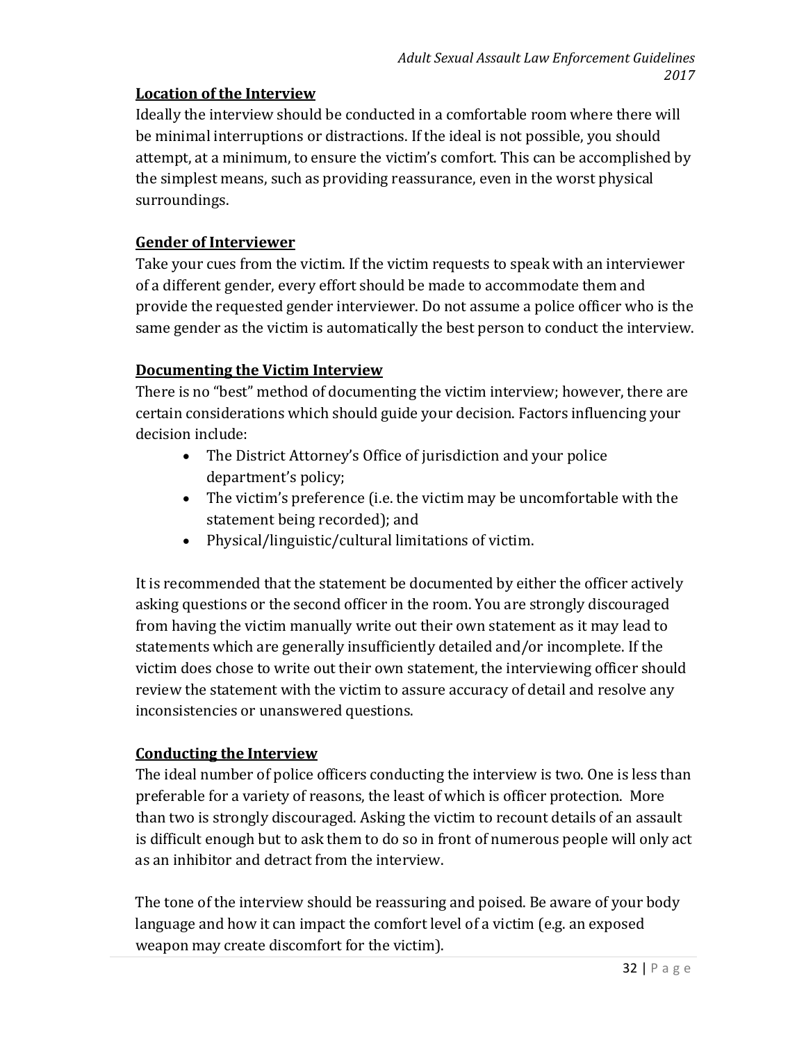## Location of the Interview

Ideally the interview should be conducted in a comfortable room where there will be minimal interruptions or distractions. If the ideal is not possible, you should attempt, at a minimum, to ensure the victim's comfort. This can be accomplished by the simplest means, such as providing reassurance, even in the worst physical surroundings.

## Gender of Interviewer

Take your cues from the victim. If the victim requests to speak with an interviewer of a different gender, every effort should be made to accommodate them and provide the requested gender interviewer. Do not assume a police officer who is the same gender as the victim is automatically the best person to conduct the interview.

## Documenting the Victim Interview

There is no "best" method of documenting the victim interview; however, there are certain considerations which should guide your decision. Factors influencing your decision include:

- The District Attorney's Office of jurisdiction and your police department's policy;
- The victim's preference (i.e. the victim may be uncomfortable with the statement being recorded); and
- Physical/linguistic/cultural limitations of victim.

It is recommended that the statement be documented by either the officer actively asking questions or the second officer in the room. You are strongly discouraged from having the victim manually write out their own statement as it may lead to statements which are generally insufficiently detailed and/or incomplete. If the victim does chose to write out their own statement, the interviewing officer should review the statement with the victim to assure accuracy of detail and resolve any inconsistencies or unanswered questions.

## Conducting the Interview

The ideal number of police officers conducting the interview is two. One is less than preferable for a variety of reasons, the least of which is officer protection. More than two is strongly discouraged. Asking the victim to recount details of an assault is difficult enough but to ask them to do so in front of numerous people will only act as an inhibitor and detract from the interview.

The tone of the interview should be reassuring and poised. Be aware of your body language and how it can impact the comfort level of a victim (e.g. an exposed weapon may create discomfort for the victim).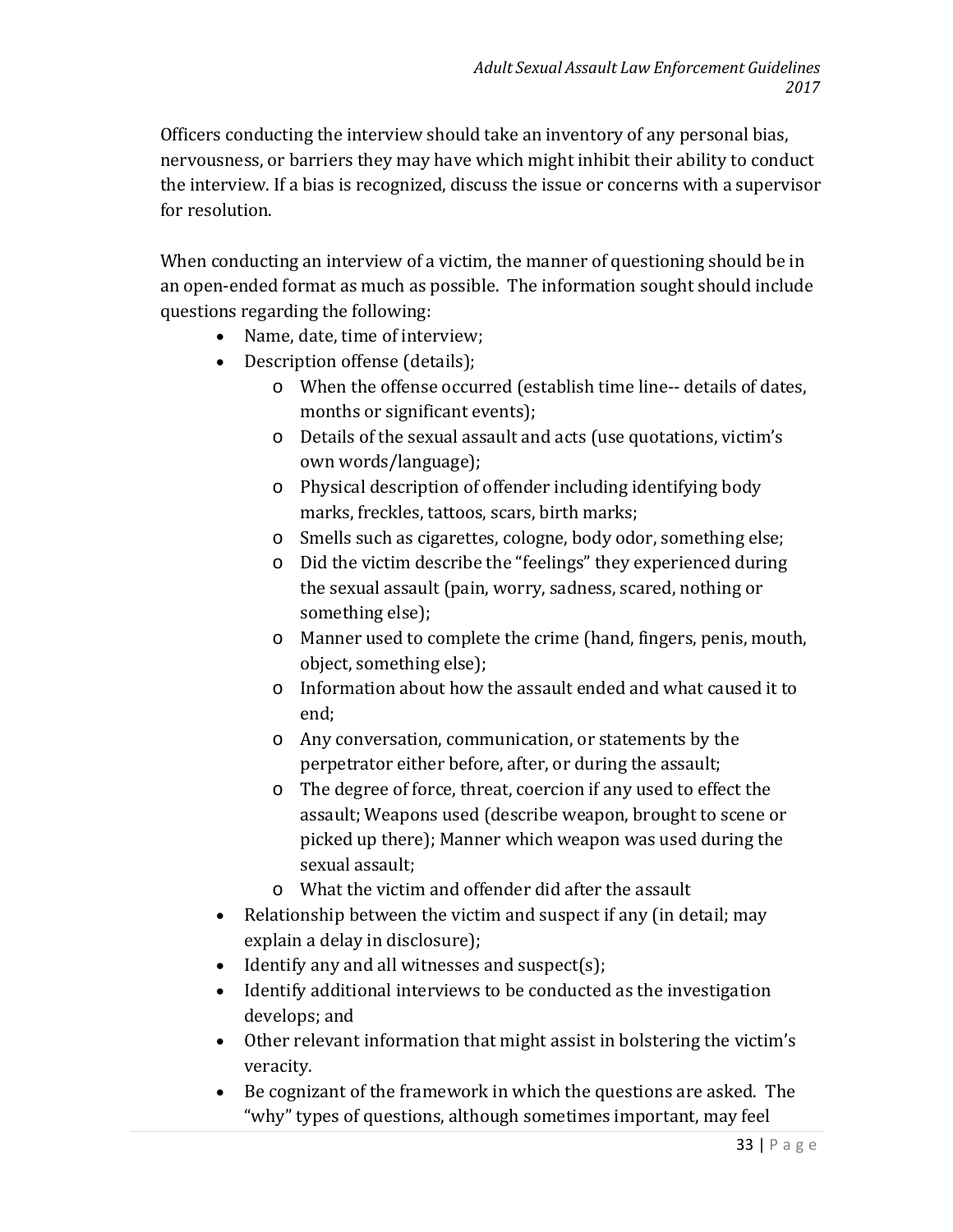Officers conducting the interview should take an inventory of any personal bias, nervousness, or barriers they may have which might inhibit their ability to conduct the interview. If a bias is recognized, discuss the issue or concerns with a supervisor for resolution.

When conducting an interview of a victim, the manner of questioning should be in an open-ended format as much as possible. The information sought should include questions regarding the following:

- Name, date, time of interview;
- Description offense (details);
    - When the offense occurred (establish time line-- details of dates, months or significant events);
    - Details of the sexual assault and acts (use quotations, victim's own words/language);
    - Physical description of offender including identifying body marks, freckles, tattoos, scars, birth marks;
    - Smells such as cigarettes, cologne, body odor, something else;
    - Did the victim describe the "feelings" they experienced during the sexual assault (pain, worry, sadness, scared, nothing or something else);
    - Manner used to complete the crime (hand, fingers, penis, mouth, object, something else);
    - Information about how the assault ended and what caused it to end;
    - Any conversation, communication, or statements by the perpetrator either before, after, or during the assault;
    - The degree of force, threat, coercion if any used to effect the assault; Weapons used (describe weapon, brought to scene or picked up there); Manner which weapon was used during the sexual assault;
    - What the victim and offender did after the assault
- Relationship between the victim and suspect if any (in detail; may explain a delay in disclosure);
- Identify any and all witnesses and suspect(s);
- Identify additional interviews to be conducted as the investigation develops; and
- Other relevant information that might assist in bolstering the victim's veracity.
- Be cognizant of the framework in which the questions are asked. The "why" types of questions, although sometimes important, may feel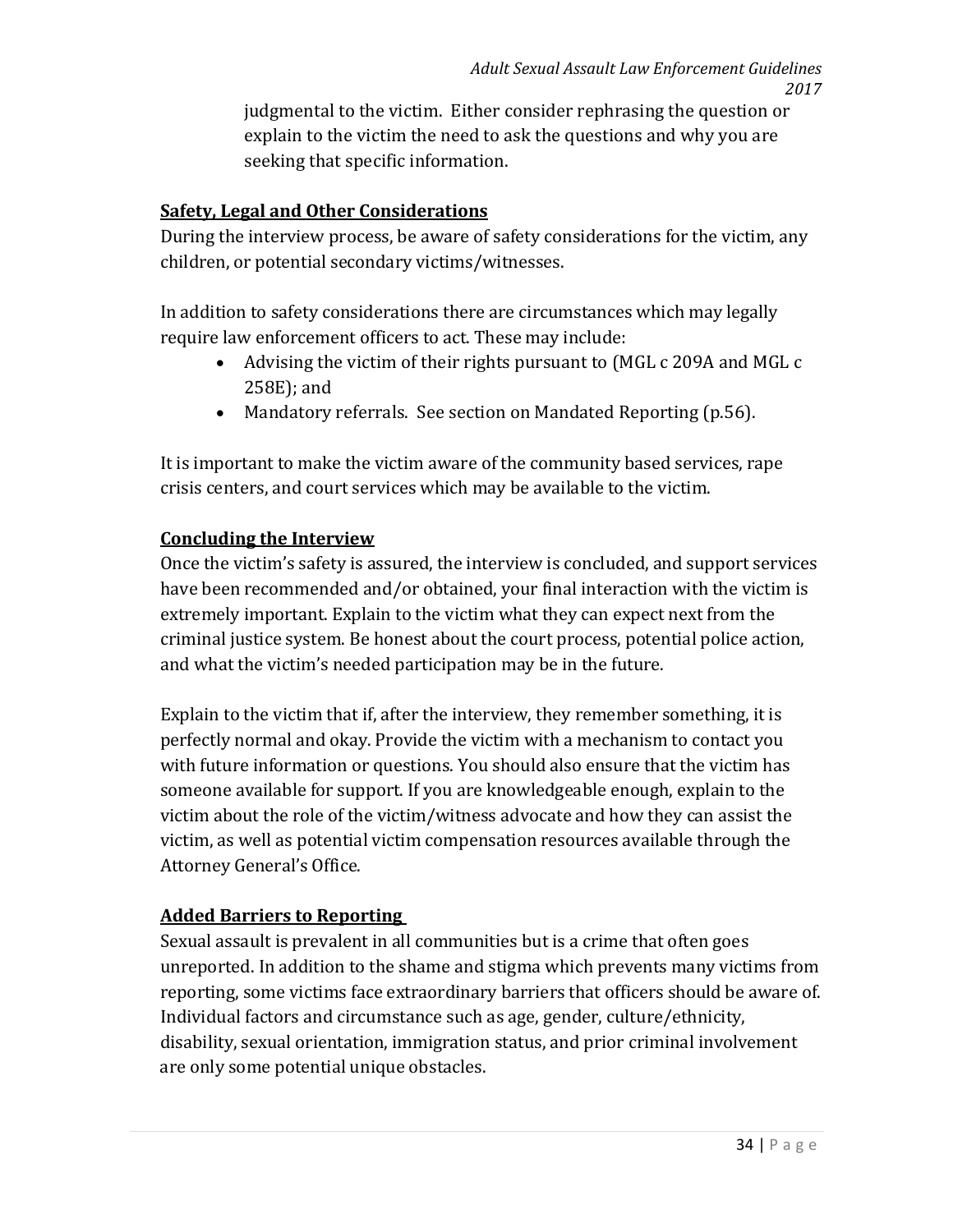judgmental to the victim. Either consider rephrasing the question or explain to the victim the need to ask the questions and why you are seeking that specific information.

## Safety, Legal and Other Considerations

During the interview process, be aware of safety considerations for the victim, any children, or potential secondary victims/witnesses.

In addition to safety considerations there are circumstances which may legally require law enforcement officers to act. These may include:

- Advising the victim of their rights pursuant to (MGL c 209A and MGL c 258E); and
- Mandatory referrals. See section on Mandated Reporting (p.56).

It is important to make the victim aware of the community based services, rape crisis centers, and court services which may be available to the victim.

## Concluding the Interview

Once the victim's safety is assured, the interview is concluded, and support services have been recommended and/or obtained, your final interaction with the victim is extremely important. Explain to the victim what they can expect next from the criminal justice system. Be honest about the court process, potential police action, and what the victim's needed participation may be in the future.

Explain to the victim that if, after the interview, they remember something, it is perfectly normal and okay. Provide the victim with a mechanism to contact you with future information or questions. You should also ensure that the victim has someone available for support. If you are knowledgeable enough, explain to the victim about the role of the victim/witness advocate and how they can assist the victim, as well as potential victim compensation resources available through the Attorney General's Office.

## Added Barriers to Reporting

Sexual assault is prevalent in all communities but is a crime that often goes unreported. In addition to the shame and stigma which prevents many victims from reporting, some victims face extraordinary barriers that officers should be aware of. Individual factors and circumstance such as age, gender, culture/ethnicity, disability, sexual orientation, immigration status, and prior criminal involvement are only some potential unique obstacles.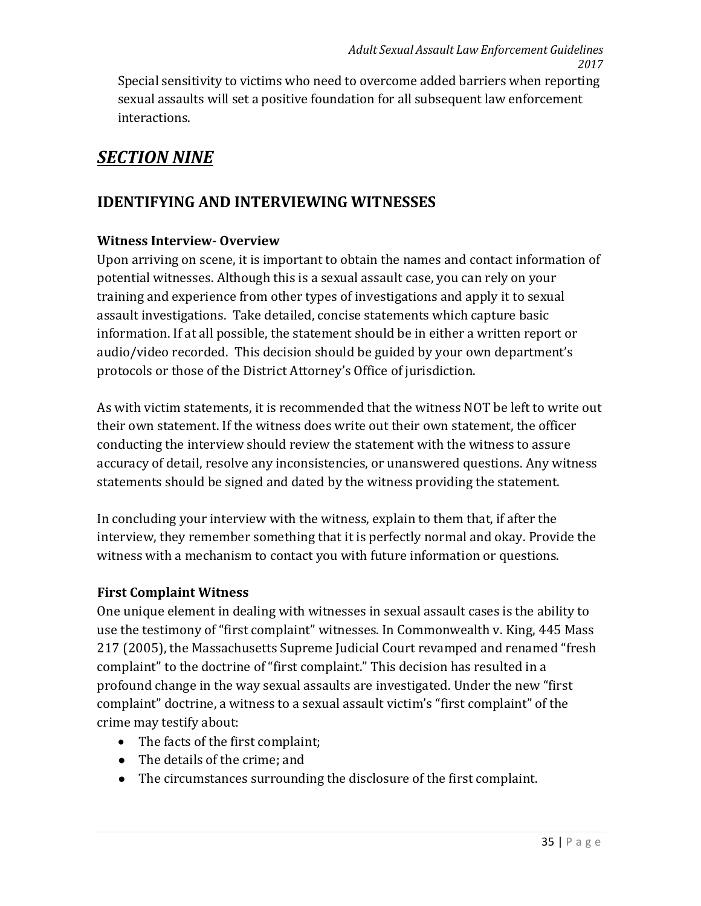Special sensitivity to victims who need to overcome added barriers when reporting sexual assaults will set a positive foundation for all subsequent law enforcement interactions.

# ***SECTION NINE***

## IDENTIFYING AND INTERVIEWING WITNESSES

### Witness Interview- Overview

Upon arriving on scene, it is important to obtain the names and contact information of potential witnesses. Although this is a sexual assault case, you can rely on your training and experience from other types of investigations and apply it to sexual assault investigations. Take detailed, concise statements which capture basic information. If at all possible, the statement should be in either a written report or audio/video recorded. This decision should be guided by your own department's protocols or those of the District Attorney's Office of jurisdiction.

As with victim statements, it is recommended that the witness NOT be left to write out their own statement. If the witness does write out their own statement, the officer conducting the interview should review the statement with the witness to assure accuracy of detail, resolve any inconsistencies, or unanswered questions. Any witness statements should be signed and dated by the witness providing the statement.

In concluding your interview with the witness, explain to them that, if after the interview, they remember something that it is perfectly normal and okay. Provide the witness with a mechanism to contact you with future information or questions.

### First Complaint Witness

One unique element in dealing with witnesses in sexual assault cases is the ability to use the testimony of "first complaint" witnesses. In Commonwealth v. King, 445 Mass 217 (2005), the Massachusetts Supreme Judicial Court revamped and renamed "fresh complaint" to the doctrine of "first complaint." This decision has resulted in a profound change in the way sexual assaults are investigated. Under the new "first complaint" doctrine, a witness to a sexual assault victim's "first complaint" of the crime may testify about:

- The facts of the first complaint;
- The details of the crime; and
- The circumstances surrounding the disclosure of the first complaint.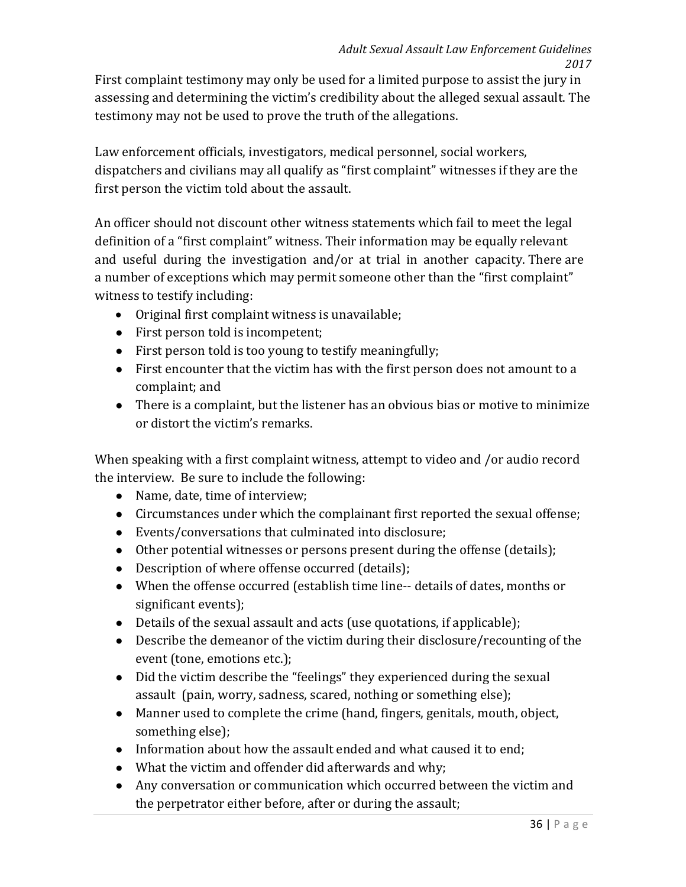First complaint testimony may only be used for a limited purpose to assist the jury in assessing and determining the victim's credibility about the alleged sexual assault. The testimony may not be used to prove the truth of the allegations.

Law enforcement officials, investigators, medical personnel, social workers, dispatchers and civilians may all qualify as "first complaint" witnesses if they are the first person the victim told about the assault.

An officer should not discount other witness statements which fail to meet the legal definition of a "first complaint" witness. Their information may be equally relevant and useful during the investigation and/or at trial in another capacity. There are a number of exceptions which may permit someone other than the "first complaint" witness to testify including:

- Original first complaint witness is unavailable;
- First person told is incompetent;
- First person told is too young to testify meaningfully;
- First encounter that the victim has with the first person does not amount to a complaint; and
- There is a complaint, but the listener has an obvious bias or motive to minimize or distort the victim's remarks.

When speaking with a first complaint witness, attempt to video and /or audio record the interview. Be sure to include the following:

- Name, date, time of interview;
- Circumstances under which the complainant first reported the sexual offense;
- Events/conversations that culminated into disclosure;
- Other potential witnesses or persons present during the offense (details);
- Description of where offense occurred (details);
- When the offense occurred (establish time line-- details of dates, months or significant events);
- Details of the sexual assault and acts (use quotations, if applicable);
- Describe the demeanor of the victim during their disclosure/recounting of the event (tone, emotions etc.);
- Did the victim describe the "feelings" they experienced during the sexual assault (pain, worry, sadness, scared, nothing or something else);
- Manner used to complete the crime (hand, fingers, genitals, mouth, object, something else);
- Information about how the assault ended and what caused it to end;
- What the victim and offender did afterwards and why;
- Any conversation or communication which occurred between the victim and the perpetrator either before, after or during the assault;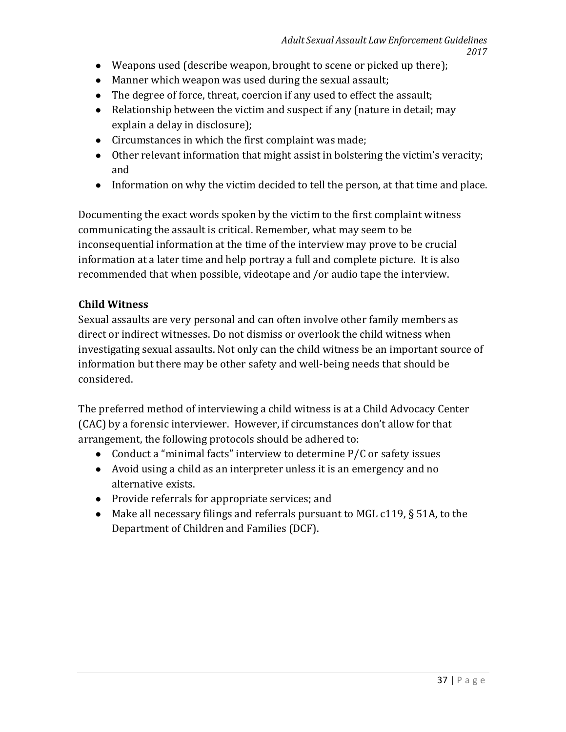- Weapons used (describe weapon, brought to scene or picked up there);
- Manner which weapon was used during the sexual assault;
- The degree of force, threat, coercion if any used to effect the assault;
- Relationship between the victim and suspect if any (nature in detail; may explain a delay in disclosure);
- Circumstances in which the first complaint was made;
- Other relevant information that might assist in bolstering the victim's veracity; and
- Information on why the victim decided to tell the person, at that time and place.

Documenting the exact words spoken by the victim to the first complaint witness communicating the assault is critical. Remember, what may seem to be inconsequential information at the time of the interview may prove to be crucial information at a later time and help portray a full and complete picture. It is also recommended that when possible, videotape and /or audio tape the interview.

**Child Witness**

Sexual assaults are very personal and can often involve other family members as direct or indirect witnesses. Do not dismiss or overlook the child witness when investigating sexual assaults. Not only can the child witness be an important source of information but there may be other safety and well-being needs that should be considered.

The preferred method of interviewing a child witness is at a Child Advocacy Center (CAC) by a forensic interviewer. However, if circumstances don't allow for that arrangement, the following protocols should be adhered to:

- Conduct a "minimal facts" interview to determine P/C or safety issues
- Avoid using a child as an interpreter unless it is an emergency and no alternative exists.
- Provide referrals for appropriate services; and
- Make all necessary filings and referrals pursuant to MGL c119, § 51A, to the Department of Children and Families (DCF).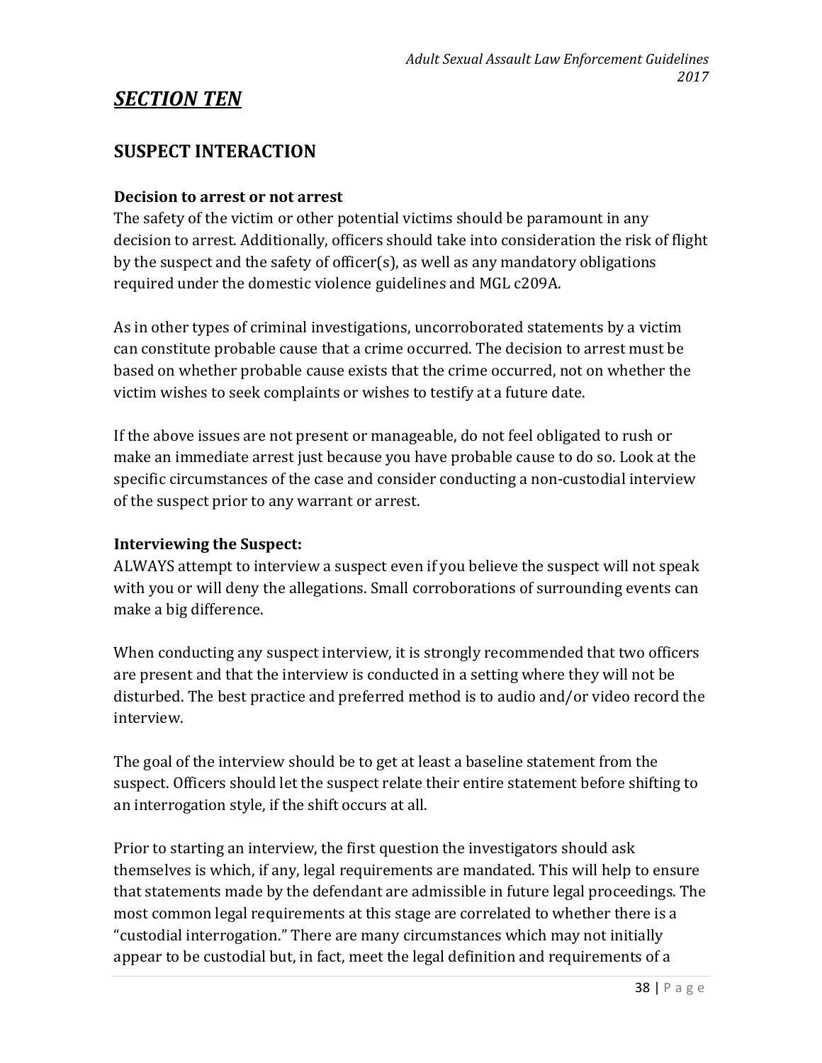## *SECTION TEN*

## SUSPECT INTERACTION

### Decision to arrest or not arrest

The safety of the victim or other potential victims should be paramount in any decision to arrest. Additionally, officers should take into consideration the risk of flight by the suspect and the safety of officer(s), as well as any mandatory obligations required under the domestic violence guidelines and MGL c209A.

As in other types of criminal investigations, uncorroborated statements by a victim can constitute probable cause that a crime occurred. The decision to arrest must be based on whether probable cause exists that the crime occurred, not on whether the victim wishes to seek complaints or wishes to testify at a future date.

If the above issues are not present or manageable, do not feel obligated to rush or make an immediate arrest just because you have probable cause to do so. Look at the specific circumstances of the case and consider conducting a non-custodial interview of the suspect prior to any warrant or arrest.

### Interviewing the Suspect:

ALWAYS attempt to interview a suspect even if you believe the suspect will not speak with you or will deny the allegations. Small corroborations of surrounding events can make a big difference.

When conducting any suspect interview, it is strongly recommended that two officers are present and that the interview is conducted in a setting where they will not be disturbed. The best practice and preferred method is to audio and/or video record the interview.

The goal of the interview should be to get at least a baseline statement from the suspect. Officers should let the suspect relate their entire statement before shifting to an interrogation style, if the shift occurs at all.

Prior to starting an interview, the first question the investigators should ask themselves is which, if any, legal requirements are mandated. This will help to ensure that statements made by the defendant are admissible in future legal proceedings. The most common legal requirements at this stage are correlated to whether there is a "custodial interrogation." There are many circumstances which may not initially appear to be custodial but, in fact, meet the legal definition and requirements of a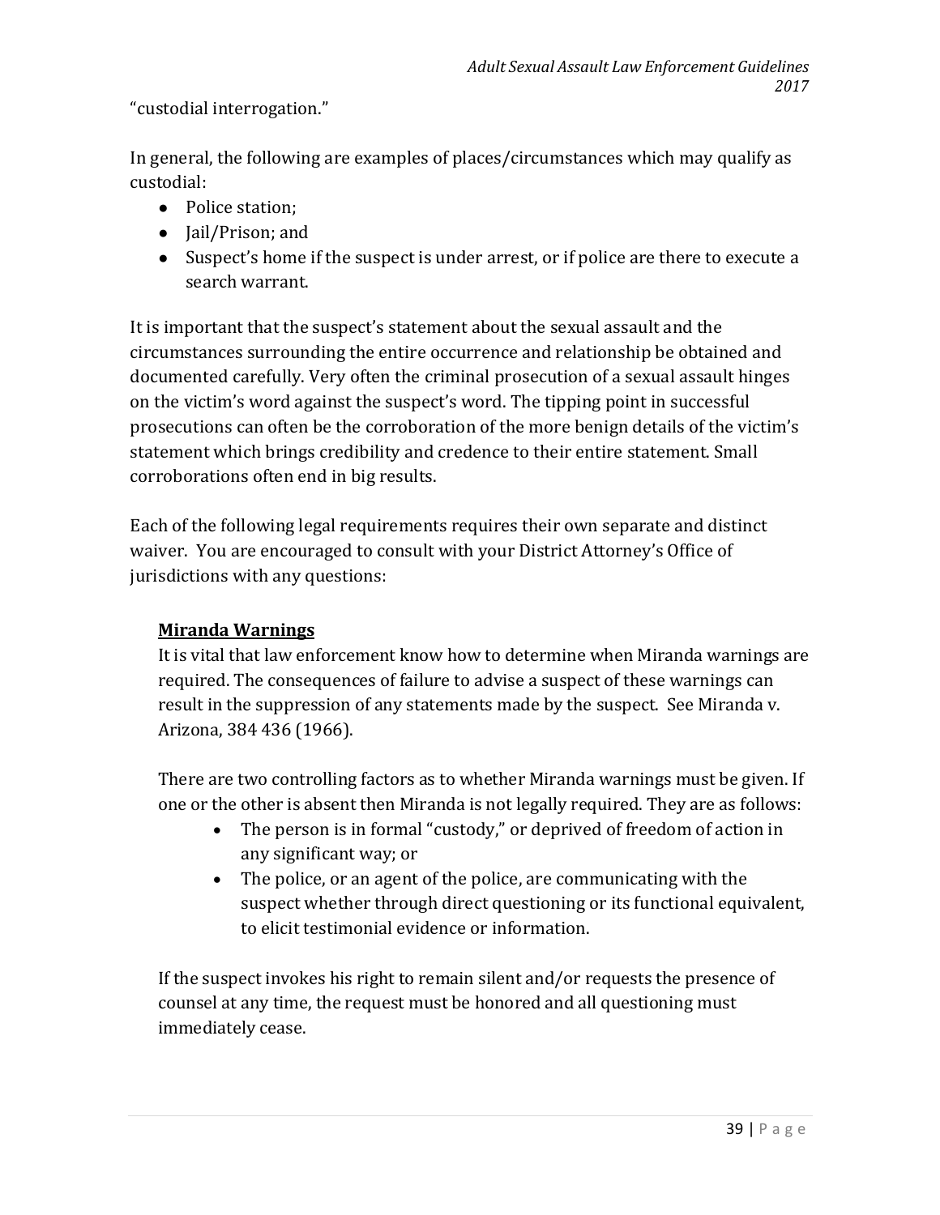"custodial interrogation."

In general, the following are examples of places/circumstances which may qualify as custodial:

- Police station;
- Jail/Prison; and
- Suspect's home if the suspect is under arrest, or if police are there to execute a search warrant.

It is important that the suspect's statement about the sexual assault and the circumstances surrounding the entire occurrence and relationship be obtained and documented carefully. Very often the criminal prosecution of a sexual assault hinges on the victim's word against the suspect's word. The tipping point in successful prosecutions can often be the corroboration of the more benign details of the victim's statement which brings credibility and credence to their entire statement. Small corroborations often end in big results.

Each of the following legal requirements requires their own separate and distinct waiver. You are encouraged to consult with your District Attorney's Office of jurisdictions with any questions:

**<u>Miranda Warnings</u>**

It is vital that law enforcement know how to determine when Miranda warnings are required. The consequences of failure to advise a suspect of these warnings can result in the suppression of any statements made by the suspect. See Miranda v. Arizona, 384 436 (1966).

There are two controlling factors as to whether Miranda warnings must be given. If one or the other is absent then Miranda is not legally required. They are as follows:

- The person is in formal "custody," or deprived of freedom of action in any significant way; or
- The police, or an agent of the police, are communicating with the suspect whether through direct questioning or its functional equivalent, to elicit testimonial evidence or information.

If the suspect invokes his right to remain silent and/or requests the presence of counsel at any time, the request must be honored and all questioning must immediately cease.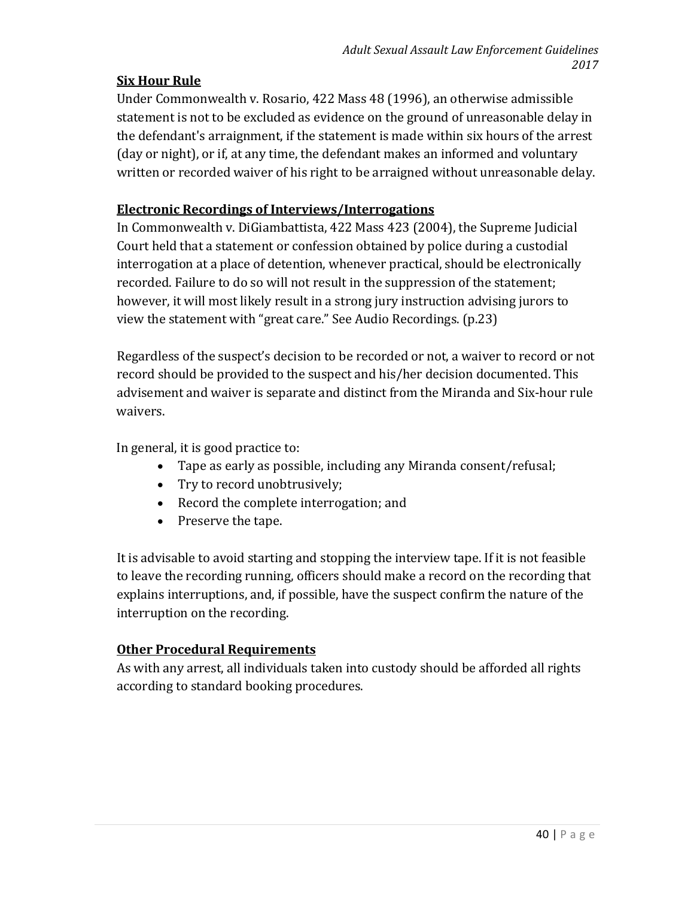## Six Hour Rule

Under Commonwealth v. Rosario, 422 Mass 48 (1996), an otherwise admissible statement is not to be excluded as evidence on the ground of unreasonable delay in the defendant's arraignment, if the statement is made within six hours of the arrest (day or night), or if, at any time, the defendant makes an informed and voluntary written or recorded waiver of his right to be arraigned without unreasonable delay.

## Electronic Recordings of Interviews/Interrogations

In Commonwealth v. DiGiambattista, 422 Mass 423 (2004), the Supreme Judicial Court held that a statement or confession obtained by police during a custodial interrogation at a place of detention, whenever practical, should be electronically recorded. Failure to do so will not result in the suppression of the statement; however, it will most likely result in a strong jury instruction advising jurors to view the statement with "great care." See Audio Recordings. (p.23)

Regardless of the suspect's decision to be recorded or not, a waiver to record or not record should be provided to the suspect and his/her decision documented. This advisement and waiver is separate and distinct from the Miranda and Six-hour rule waivers.

In general, it is good practice to:

- Tape as early as possible, including any Miranda consent/refusal;
- Try to record unobtrusively;
- Record the complete interrogation; and
- Preserve the tape.

It is advisable to avoid starting and stopping the interview tape. If it is not feasible to leave the recording running, officers should make a record on the recording that explains interruptions, and, if possible, have the suspect confirm the nature of the interruption on the recording.

## Other Procedural Requirements

As with any arrest, all individuals taken into custody should be afforded all rights according to standard booking procedures.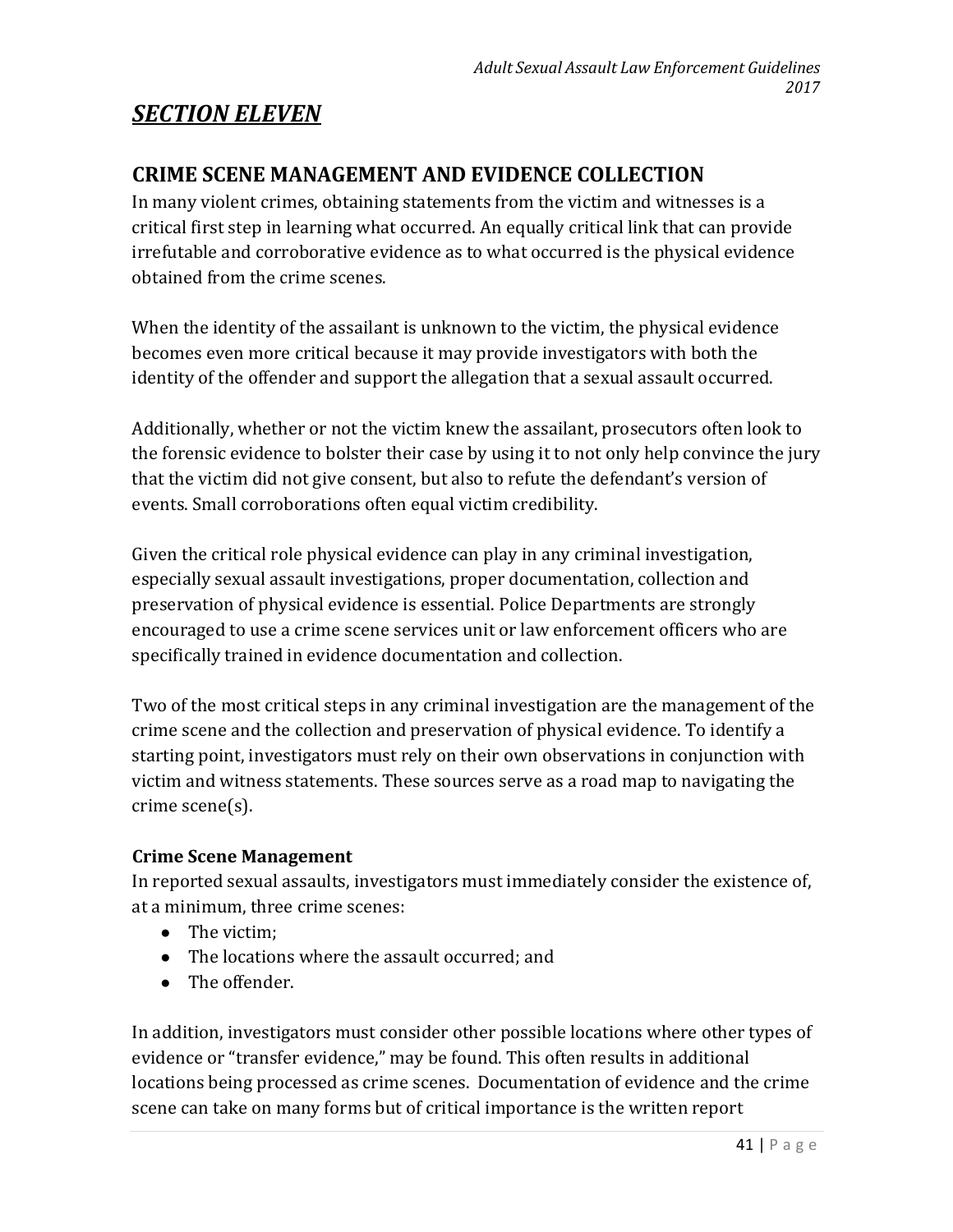# *SECTION ELEVEN*

## CRIME SCENE MANAGEMENT AND EVIDENCE COLLECTION

In many violent crimes, obtaining statements from the victim and witnesses is a critical first step in learning what occurred. An equally critical link that can provide irrefutable and corroborative evidence as to what occurred is the physical evidence obtained from the crime scenes.

When the identity of the assailant is unknown to the victim, the physical evidence becomes even more critical because it may provide investigators with both the identity of the offender and support the allegation that a sexual assault occurred.

Additionally, whether or not the victim knew the assailant, prosecutors often look to the forensic evidence to bolster their case by using it to not only help convince the jury that the victim did not give consent, but also to refute the defendant's version of events. Small corroborations often equal victim credibility.

Given the critical role physical evidence can play in any criminal investigation, especially sexual assault investigations, proper documentation, collection and preservation of physical evidence is essential. Police Departments are strongly encouraged to use a crime scene services unit or law enforcement officers who are specifically trained in evidence documentation and collection.

Two of the most critical steps in any criminal investigation are the management of the crime scene and the collection and preservation of physical evidence. To identify a starting point, investigators must rely on their own observations in conjunction with victim and witness statements. These sources serve as a road map to navigating the crime scene(s).

### Crime Scene Management

In reported sexual assaults, investigators must immediately consider the existence of, at a minimum, three crime scenes:

- The victim;
- The locations where the assault occurred; and
- The offender.

In addition, investigators must consider other possible locations where other types of evidence or "transfer evidence," may be found. This often results in additional locations being processed as crime scenes. Documentation of evidence and the crime scene can take on many forms but of critical importance is the written report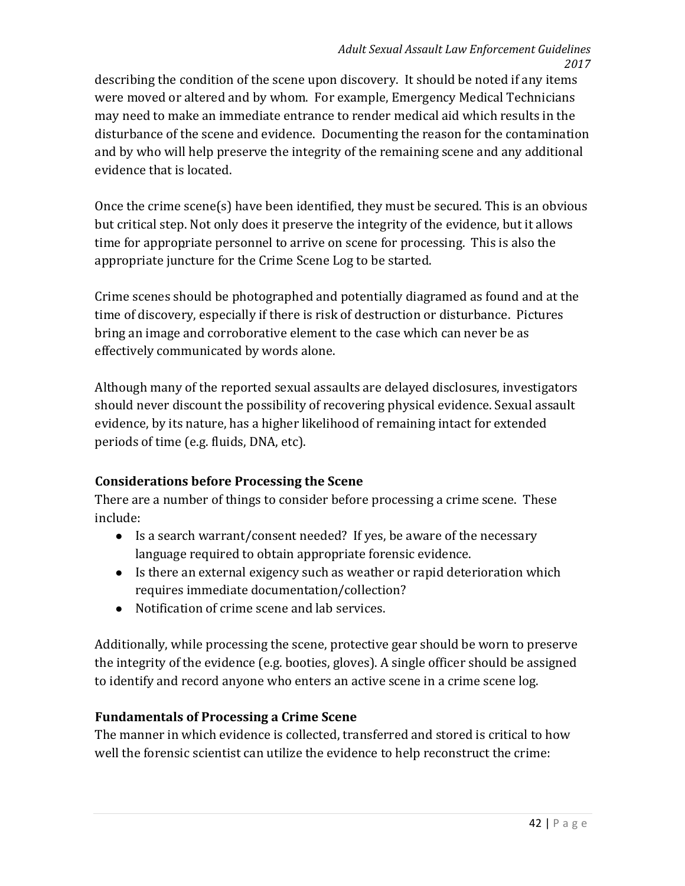describing the condition of the scene upon discovery. It should be noted if any items were moved or altered and by whom. For example, Emergency Medical Technicians may need to make an immediate entrance to render medical aid which results in the disturbance of the scene and evidence. Documenting the reason for the contamination and by who will help preserve the integrity of the remaining scene and any additional evidence that is located.

Once the crime scene(s) have been identified, they must be secured. This is an obvious but critical step. Not only does it preserve the integrity of the evidence, but it allows time for appropriate personnel to arrive on scene for processing. This is also the appropriate juncture for the Crime Scene Log to be started.

Crime scenes should be photographed and potentially diagramed as found and at the time of discovery, especially if there is risk of destruction or disturbance. Pictures bring an image and corroborative element to the case which can never be as effectively communicated by words alone.

Although many of the reported sexual assaults are delayed disclosures, investigators should never discount the possibility of recovering physical evidence. Sexual assault evidence, by its nature, has a higher likelihood of remaining intact for extended periods of time (e.g. fluids, DNA, etc).

### Considerations before Processing the Scene

There are a number of things to consider before processing a crime scene. These include:

- Is a search warrant/consent needed? If yes, be aware of the necessary language required to obtain appropriate forensic evidence.
- Is there an external exigency such as weather or rapid deterioration which requires immediate documentation/collection?
- Notification of crime scene and lab services.

Additionally, while processing the scene, protective gear should be worn to preserve the integrity of the evidence (e.g. booties, gloves). A single officer should be assigned to identify and record anyone who enters an active scene in a crime scene log.

### Fundamentals of Processing a Crime Scene

The manner in which evidence is collected, transferred and stored is critical to how well the forensic scientist can utilize the evidence to help reconstruct the crime: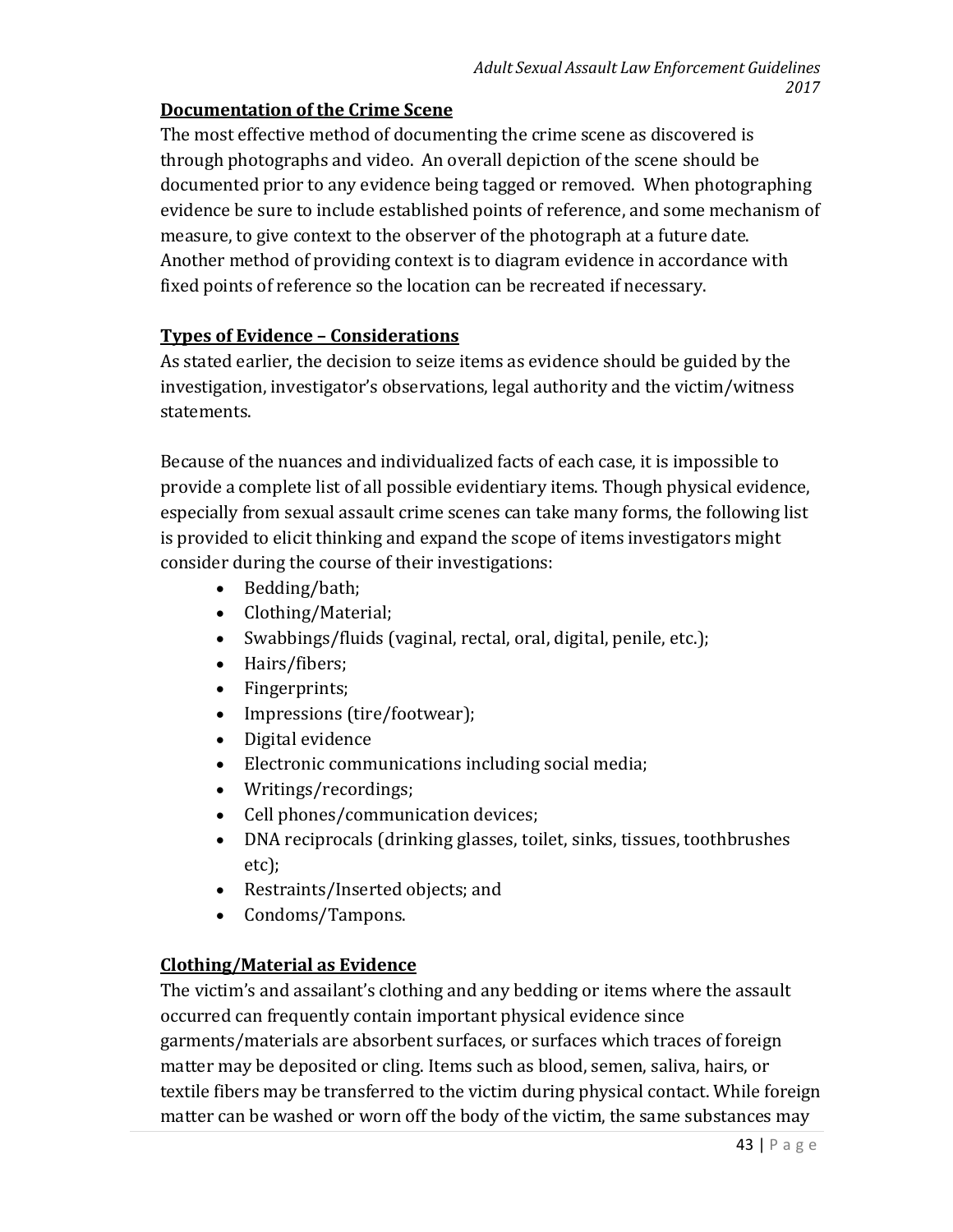**Documentation of the Crime Scene**

The most effective method of documenting the crime scene as discovered is through photographs and video. An overall depiction of the scene should be documented prior to any evidence being tagged or removed. When photographing evidence be sure to include established points of reference, and some mechanism of measure, to give context to the observer of the photograph at a future date. Another method of providing context is to diagram evidence in accordance with fixed points of reference so the location can be recreated if necessary.

**Types of Evidence – Considerations**

As stated earlier, the decision to seize items as evidence should be guided by the investigation, investigator's observations, legal authority and the victim/witness statements.

Because of the nuances and individualized facts of each case, it is impossible to provide a complete list of all possible evidentiary items. Though physical evidence, especially from sexual assault crime scenes can take many forms, the following list is provided to elicit thinking and expand the scope of items investigators might consider during the course of their investigations:

- Bedding/bath;
- Clothing/Material;
- Swabbings/fluids (vaginal, rectal, oral, digital, penile, etc.);
- Hairs/fibers;
- Fingerprints;
- Impressions (tire/footwear);
- Digital evidence
- Electronic communications including social media;
- Writings/recordings;
- Cell phones/communication devices;
- DNA reciprocals (drinking glasses, toilet, sinks, tissues, toothbrushes etc);
- Restraints/Inserted objects; and
- Condoms/Tampons.

**Clothing/Material as Evidence**

The victim's and assailant's clothing and any bedding or items where the assault occurred can frequently contain important physical evidence since garments/materials are absorbent surfaces, or surfaces which traces of foreign matter may be deposited or cling. Items such as blood, semen, saliva, hairs, or textile fibers may be transferred to the victim during physical contact. While foreign matter can be washed or worn off the body of the victim, the same substances may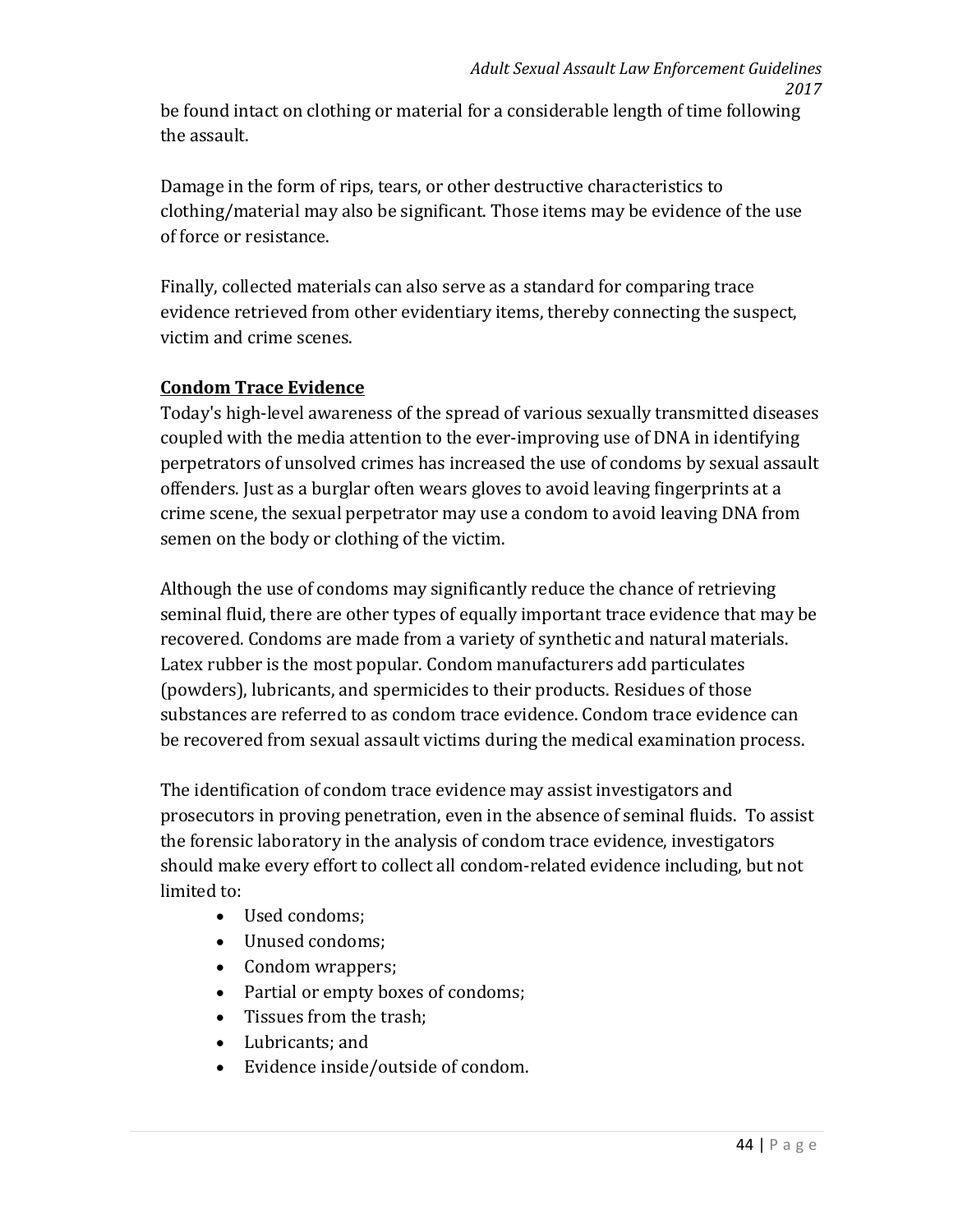be found intact on clothing or material for a considerable length of time following the assault.

Damage in the form of rips, tears, or other destructive characteristics to clothing/material may also be significant. Those items may be evidence of the use of force or resistance.

Finally, collected materials can also serve as a standard for comparing trace evidence retrieved from other evidentiary items, thereby connecting the suspect, victim and crime scenes.

## Condom Trace Evidence

Today's high-level awareness of the spread of various sexually transmitted diseases coupled with the media attention to the ever-improving use of DNA in identifying perpetrators of unsolved crimes has increased the use of condoms by sexual assault offenders. Just as a burglar often wears gloves to avoid leaving fingerprints at a crime scene, the sexual perpetrator may use a condom to avoid leaving DNA from semen on the body or clothing of the victim.

Although the use of condoms may significantly reduce the chance of retrieving seminal fluid, there are other types of equally important trace evidence that may be recovered. Condoms are made from a variety of synthetic and natural materials. Latex rubber is the most popular. Condom manufacturers add particulates (powders), lubricants, and spermicides to their products. Residues of those substances are referred to as condom trace evidence. Condom trace evidence can be recovered from sexual assault victims during the medical examination process.

The identification of condom trace evidence may assist investigators and prosecutors in proving penetration, even in the absence of seminal fluids. To assist the forensic laboratory in the analysis of condom trace evidence, investigators should make every effort to collect all condom-related evidence including, but not limited to:

- Used condoms;
- Unused condoms;
- Condom wrappers;
- Partial or empty boxes of condoms;
- Tissues from the trash;
- Lubricants; and
- Evidence inside/outside of condom.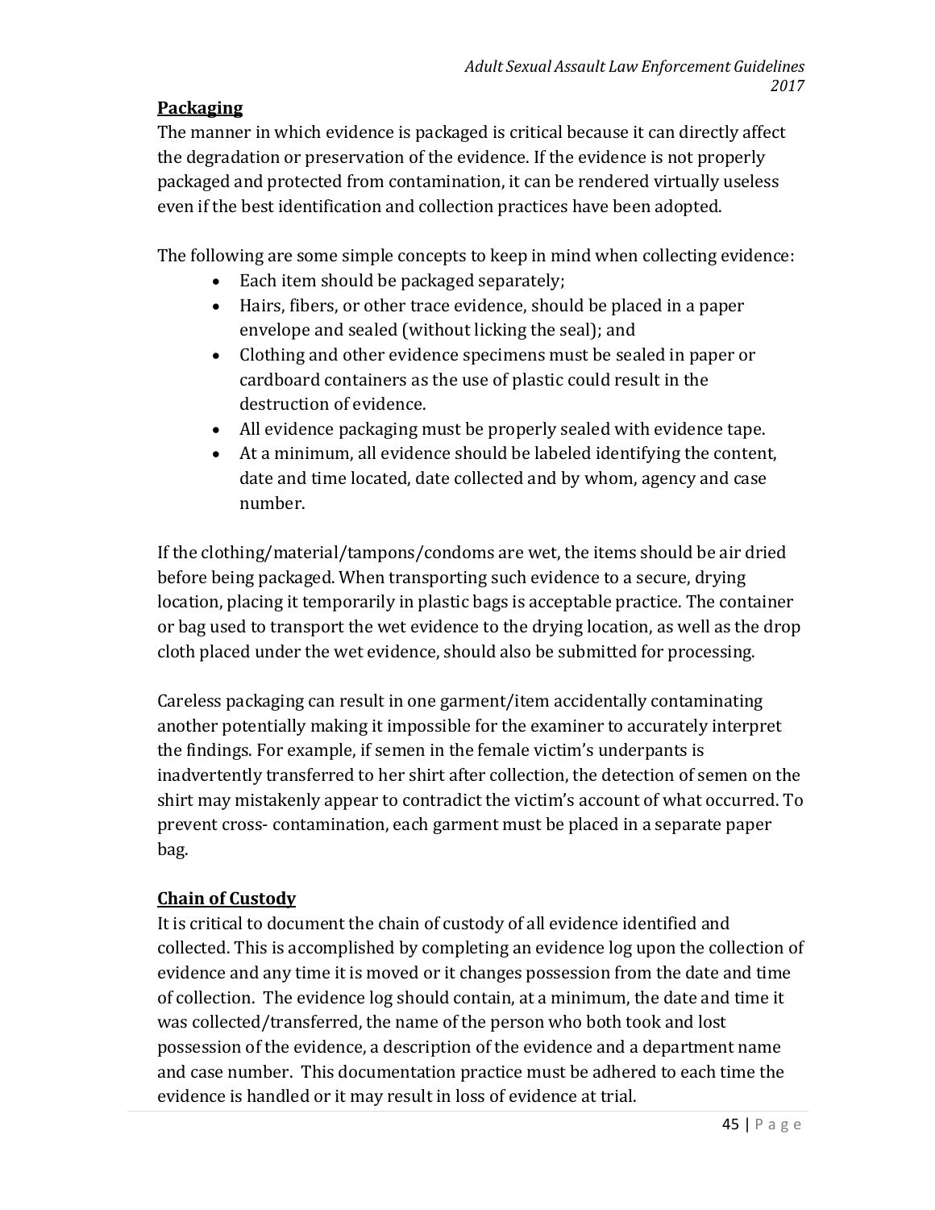## Packaging

The manner in which evidence is packaged is critical because it can directly affect the degradation or preservation of the evidence. If the evidence is not properly packaged and protected from contamination, it can be rendered virtually useless even if the best identification and collection practices have been adopted.

The following are some simple concepts to keep in mind when collecting evidence:

- Each item should be packaged separately;
- Hairs, fibers, or other trace evidence, should be placed in a paper envelope and sealed (without licking the seal); and
- Clothing and other evidence specimens must be sealed in paper or cardboard containers as the use of plastic could result in the destruction of evidence.
- All evidence packaging must be properly sealed with evidence tape.
- At a minimum, all evidence should be labeled identifying the content, date and time located, date collected and by whom, agency and case number.

If the clothing/material/tampons/condoms are wet, the items should be air dried before being packaged. When transporting such evidence to a secure, drying location, placing it temporarily in plastic bags is acceptable practice. The container or bag used to transport the wet evidence to the drying location, as well as the drop cloth placed under the wet evidence, should also be submitted for processing.

Careless packaging can result in one garment/item accidentally contaminating another potentially making it impossible for the examiner to accurately interpret the findings. For example, if semen in the female victim's underpants is inadvertently transferred to her shirt after collection, the detection of semen on the shirt may mistakenly appear to contradict the victim's account of what occurred. To prevent cross- contamination, each garment must be placed in a separate paper bag.

## Chain of Custody

It is critical to document the chain of custody of all evidence identified and collected. This is accomplished by completing an evidence log upon the collection of evidence and any time it is moved or it changes possession from the date and time of collection. The evidence log should contain, at a minimum, the date and time it was collected/transferred, the name of the person who both took and lost possession of the evidence, a description of the evidence and a department name and case number. This documentation practice must be adhered to each time the evidence is handled or it may result in loss of evidence at trial.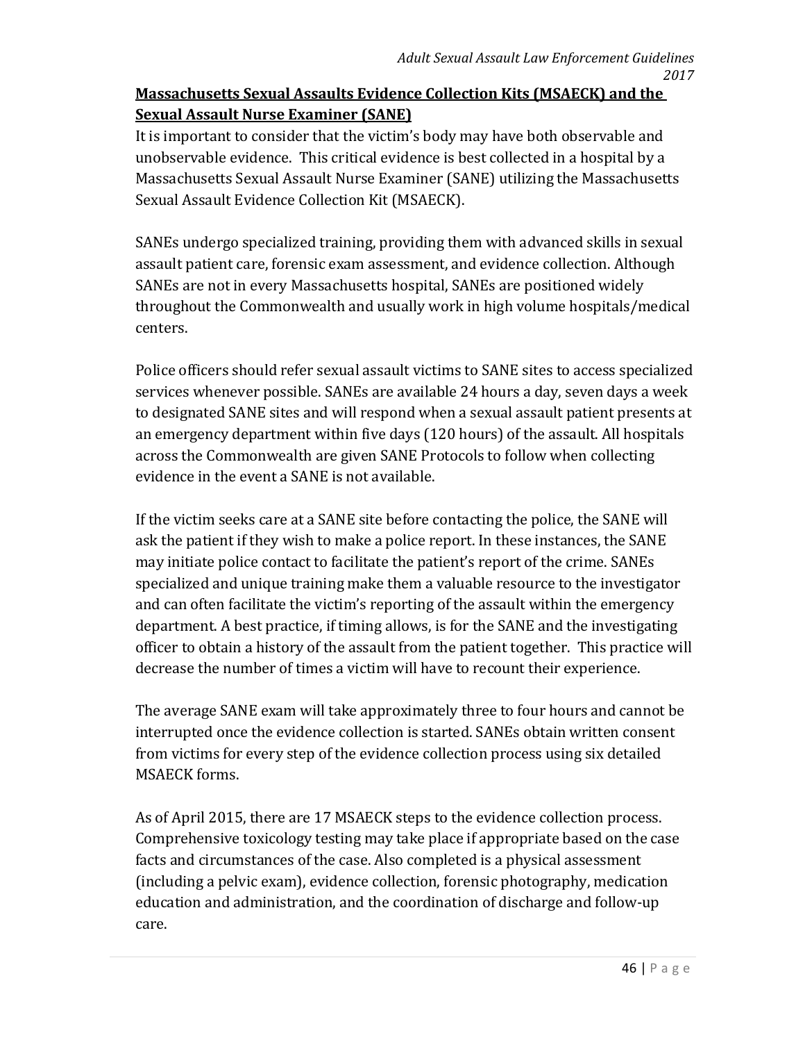## Massachusetts Sexual Assaults Evidence Collection Kits (MSAECK) and the Sexual Assault Nurse Examiner (SANE)

It is important to consider that the victim's body may have both observable and unobservable evidence. This critical evidence is best collected in a hospital by a Massachusetts Sexual Assault Nurse Examiner (SANE) utilizing the Massachusetts Sexual Assault Evidence Collection Kit (MSAECK).

SANEs undergo specialized training, providing them with advanced skills in sexual assault patient care, forensic exam assessment, and evidence collection. Although SANEs are not in every Massachusetts hospital, SANEs are positioned widely throughout the Commonwealth and usually work in high volume hospitals/medical centers.

Police officers should refer sexual assault victims to SANE sites to access specialized services whenever possible. SANEs are available 24 hours a day, seven days a week to designated SANE sites and will respond when a sexual assault patient presents at an emergency department within five days (120 hours) of the assault. All hospitals across the Commonwealth are given SANE Protocols to follow when collecting evidence in the event a SANE is not available.

If the victim seeks care at a SANE site before contacting the police, the SANE will ask the patient if they wish to make a police report. In these instances, the SANE may initiate police contact to facilitate the patient's report of the crime. SANEs specialized and unique training make them a valuable resource to the investigator and can often facilitate the victim's reporting of the assault within the emergency department. A best practice, if timing allows, is for the SANE and the investigating officer to obtain a history of the assault from the patient together. This practice will decrease the number of times a victim will have to recount their experience.

The average SANE exam will take approximately three to four hours and cannot be interrupted once the evidence collection is started. SANEs obtain written consent from victims for every step of the evidence collection process using six detailed MSAECK forms.

As of April 2015, there are 17 MSAECK steps to the evidence collection process. Comprehensive toxicology testing may take place if appropriate based on the case facts and circumstances of the case. Also completed is a physical assessment (including a pelvic exam), evidence collection, forensic photography, medication education and administration, and the coordination of discharge and follow-up care.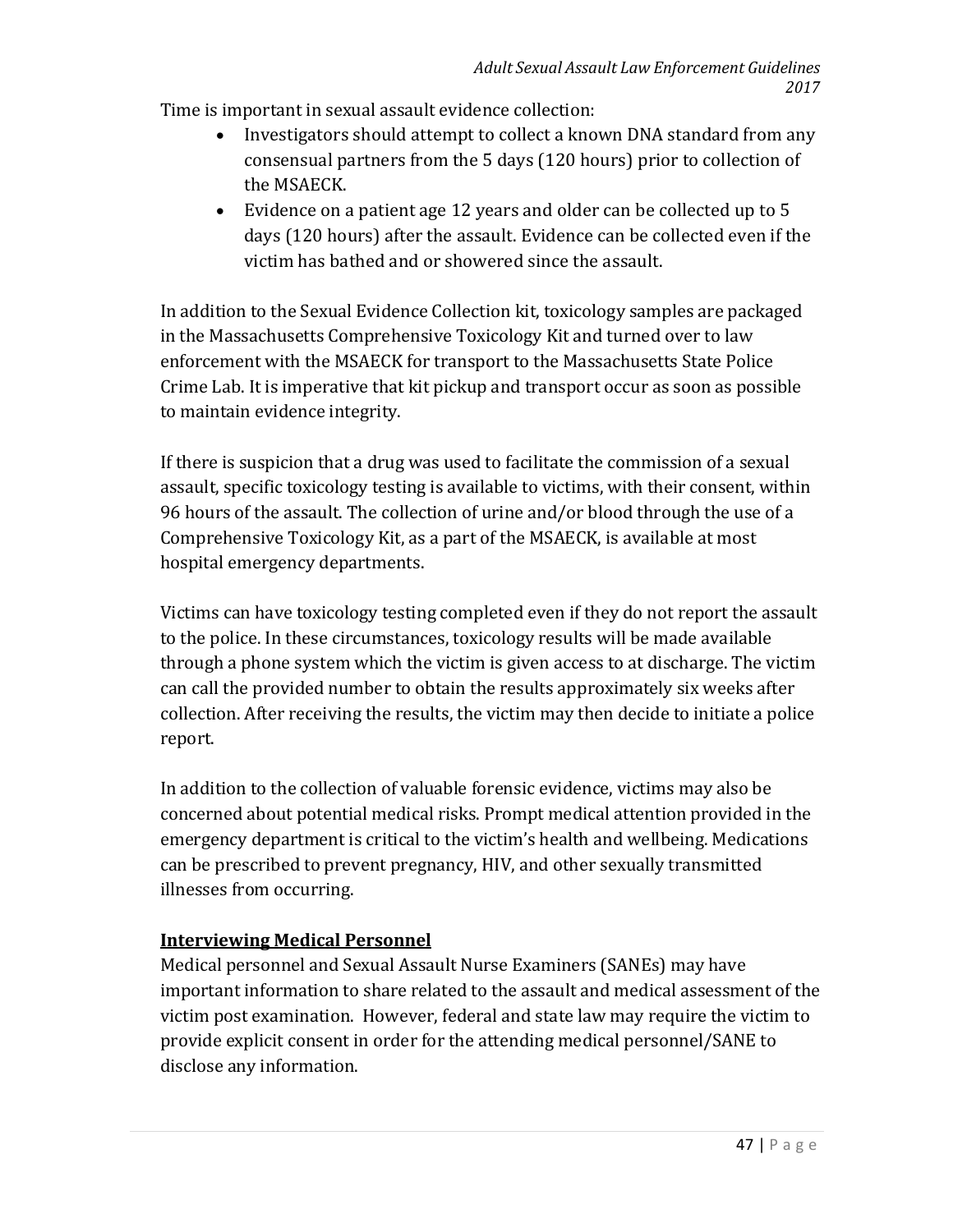Time is important in sexual assault evidence collection:

- Investigators should attempt to collect a known DNA standard from any consensual partners from the 5 days (120 hours) prior to collection of the MSAECK.
- Evidence on a patient age 12 years and older can be collected up to 5 days (120 hours) after the assault. Evidence can be collected even if the victim has bathed and or showered since the assault.

In addition to the Sexual Evidence Collection kit, toxicology samples are packaged in the Massachusetts Comprehensive Toxicology Kit and turned over to law enforcement with the MSAECK for transport to the Massachusetts State Police Crime Lab. It is imperative that kit pickup and transport occur as soon as possible to maintain evidence integrity.

If there is suspicion that a drug was used to facilitate the commission of a sexual assault, specific toxicology testing is available to victims, with their consent, within 96 hours of the assault. The collection of urine and/or blood through the use of a Comprehensive Toxicology Kit, as a part of the MSAECK, is available at most hospital emergency departments.

Victims can have toxicology testing completed even if they do not report the assault to the police. In these circumstances, toxicology results will be made available through a phone system which the victim is given access to at discharge. The victim can call the provided number to obtain the results approximately six weeks after collection. After receiving the results, the victim may then decide to initiate a police report.

In addition to the collection of valuable forensic evidence, victims may also be concerned about potential medical risks. Prompt medical attention provided in the emergency department is critical to the victim's health and wellbeing. Medications can be prescribed to prevent pregnancy, HIV, and other sexually transmitted illnesses from occurring.

## Interviewing Medical Personnel

Medical personnel and Sexual Assault Nurse Examiners (SANEs) may have important information to share related to the assault and medical assessment of the victim post examination. However, federal and state law may require the victim to provide explicit consent in order for the attending medical personnel/SANE to disclose any information.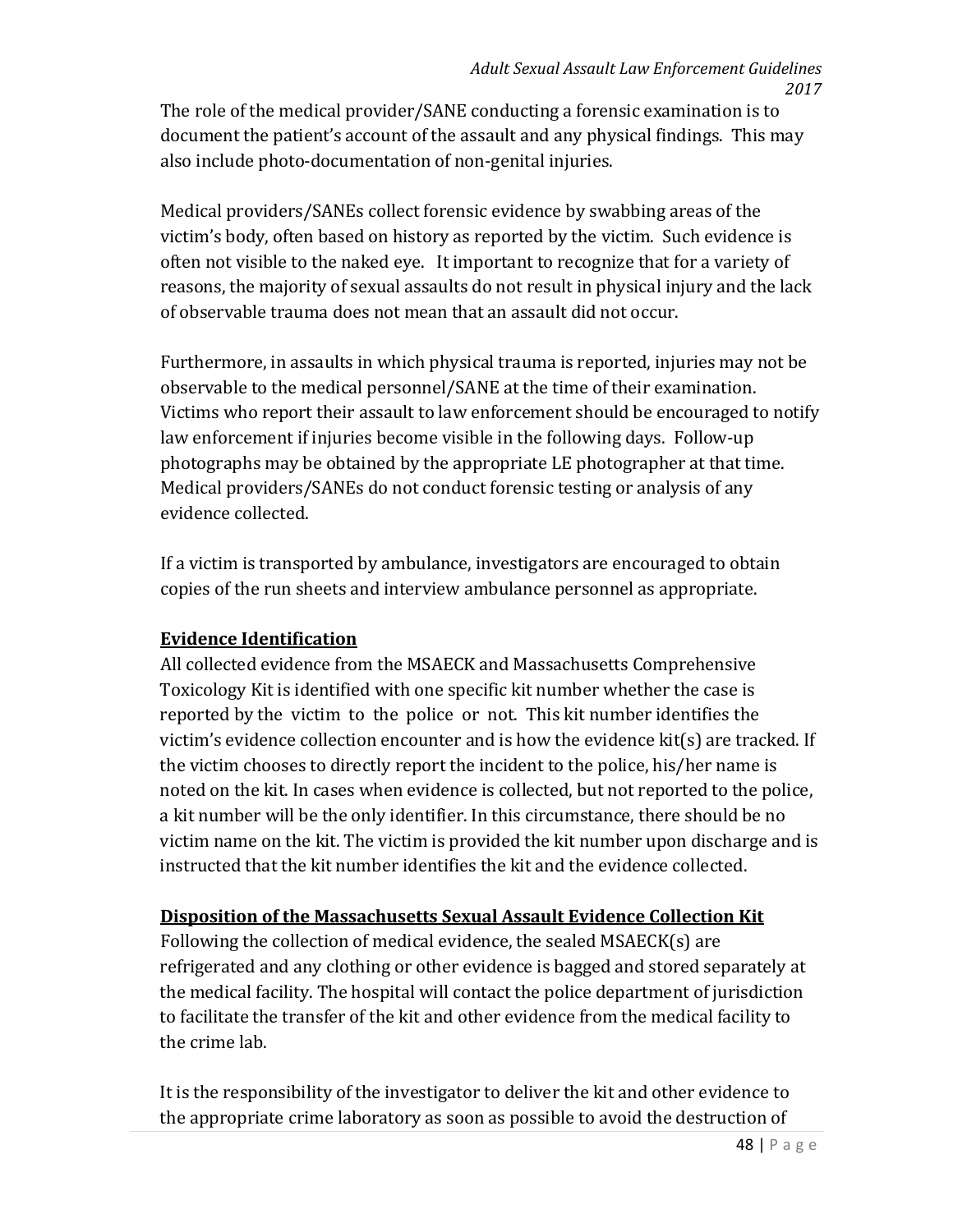The role of the medical provider/SANE conducting a forensic examination is to document the patient's account of the assault and any physical findings. This may also include photo-documentation of non-genital injuries.

Medical providers/SANEs collect forensic evidence by swabbing areas of the victim's body, often based on history as reported by the victim. Such evidence is often not visible to the naked eye. It important to recognize that for a variety of reasons, the majority of sexual assaults do not result in physical injury and the lack of observable trauma does not mean that an assault did not occur.

Furthermore, in assaults in which physical trauma is reported, injuries may not be observable to the medical personnel/SANE at the time of their examination. Victims who report their assault to law enforcement should be encouraged to notify law enforcement if injuries become visible in the following days. Follow-up photographs may be obtained by the appropriate LE photographer at that time. Medical providers/SANEs do not conduct forensic testing or analysis of any evidence collected.

If a victim is transported by ambulance, investigators are encouraged to obtain copies of the run sheets and interview ambulance personnel as appropriate.

**Evidence Identification**

All collected evidence from the MSAECK and Massachusetts Comprehensive Toxicology Kit is identified with one specific kit number whether the case is reported by the victim to the police or not. This kit number identifies the victim's evidence collection encounter and is how the evidence kit(s) are tracked. If the victim chooses to directly report the incident to the police, his/her name is noted on the kit. In cases when evidence is collected, but not reported to the police, a kit number will be the only identifier. In this circumstance, there should be no victim name on the kit. The victim is provided the kit number upon discharge and is instructed that the kit number identifies the kit and the evidence collected.

**Disposition of the Massachusetts Sexual Assault Evidence Collection Kit**

Following the collection of medical evidence, the sealed MSAECK(s) are refrigerated and any clothing or other evidence is bagged and stored separately at the medical facility. The hospital will contact the police department of jurisdiction to facilitate the transfer of the kit and other evidence from the medical facility to the crime lab.

It is the responsibility of the investigator to deliver the kit and other evidence to the appropriate crime laboratory as soon as possible to avoid the destruction of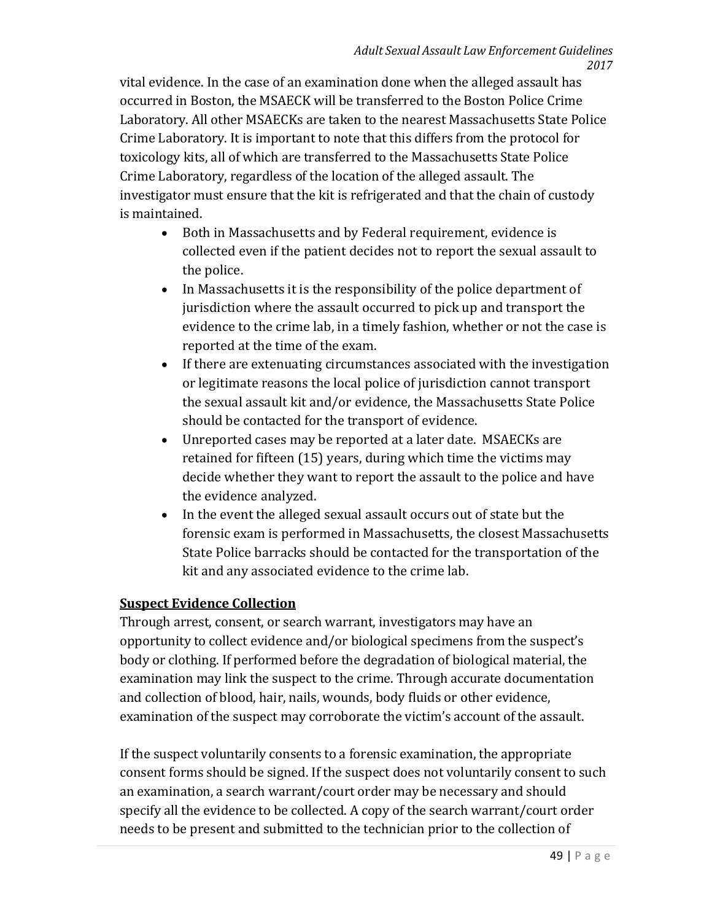vital evidence. In the case of an examination done when the alleged assault has occurred in Boston, the MSAECK will be transferred to the Boston Police Crime Laboratory. All other MSAECKs are taken to the nearest Massachusetts State Police Crime Laboratory. It is important to note that this differs from the protocol for toxicology kits, all of which are transferred to the Massachusetts State Police Crime Laboratory, regardless of the location of the alleged assault. The investigator must ensure that the kit is refrigerated and that the chain of custody is maintained.

- Both in Massachusetts and by Federal requirement, evidence is collected even if the patient decides not to report the sexual assault to the police.
- In Massachusetts it is the responsibility of the police department of jurisdiction where the assault occurred to pick up and transport the evidence to the crime lab, in a timely fashion, whether or not the case is reported at the time of the exam.
- If there are extenuating circumstances associated with the investigation or legitimate reasons the local police of jurisdiction cannot transport the sexual assault kit and/or evidence, the Massachusetts State Police should be contacted for the transport of evidence.
- Unreported cases may be reported at a later date. MSAECKs are retained for fifteen (15) years, during which time the victims may decide whether they want to report the assault to the police and have the evidence analyzed.
- In the event the alleged sexual assault occurs out of state but the forensic exam is performed in Massachusetts, the closest Massachusetts State Police barracks should be contacted for the transportation of the kit and any associated evidence to the crime lab.

## Suspect Evidence Collection

Through arrest, consent, or search warrant, investigators may have an opportunity to collect evidence and/or biological specimens from the suspect's body or clothing. If performed before the degradation of biological material, the examination may link the suspect to the crime. Through accurate documentation and collection of blood, hair, nails, wounds, body fluids or other evidence, examination of the suspect may corroborate the victim's account of the assault.

If the suspect voluntarily consents to a forensic examination, the appropriate consent forms should be signed. If the suspect does not voluntarily consent to such an examination, a search warrant/court order may be necessary and should specify all the evidence to be collected. A copy of the search warrant/court order needs to be present and submitted to the technician prior to the collection of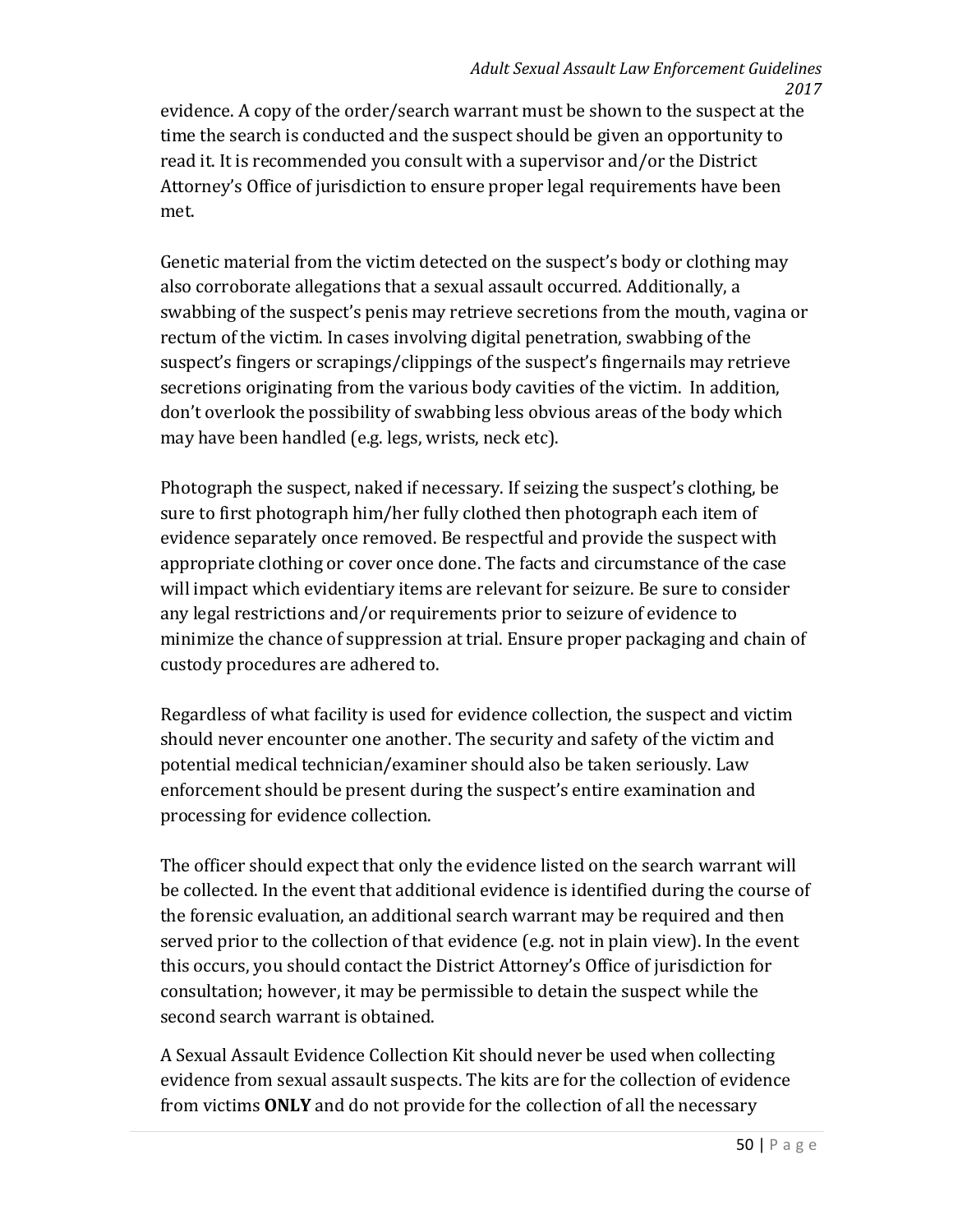evidence. A copy of the order/search warrant must be shown to the suspect at the time the search is conducted and the suspect should be given an opportunity to read it. It is recommended you consult with a supervisor and/or the District Attorney's Office of jurisdiction to ensure proper legal requirements have been met.

Genetic material from the victim detected on the suspect's body or clothing may also corroborate allegations that a sexual assault occurred. Additionally, a swabbing of the suspect's penis may retrieve secretions from the mouth, vagina or rectum of the victim. In cases involving digital penetration, swabbing of the suspect's fingers or scrapings/clippings of the suspect's fingernails may retrieve secretions originating from the various body cavities of the victim. In addition, don't overlook the possibility of swabbing less obvious areas of the body which may have been handled (e.g. legs, wrists, neck etc).

Photograph the suspect, naked if necessary. If seizing the suspect's clothing, be sure to first photograph him/her fully clothed then photograph each item of evidence separately once removed. Be respectful and provide the suspect with appropriate clothing or cover once done. The facts and circumstance of the case will impact which evidentiary items are relevant for seizure. Be sure to consider any legal restrictions and/or requirements prior to seizure of evidence to minimize the chance of suppression at trial. Ensure proper packaging and chain of custody procedures are adhered to.

Regardless of what facility is used for evidence collection, the suspect and victim should never encounter one another. The security and safety of the victim and potential medical technician/examiner should also be taken seriously. Law enforcement should be present during the suspect's entire examination and processing for evidence collection.

The officer should expect that only the evidence listed on the search warrant will be collected. In the event that additional evidence is identified during the course of the forensic evaluation, an additional search warrant may be required and then served prior to the collection of that evidence (e.g. not in plain view). In the event this occurs, you should contact the District Attorney's Office of jurisdiction for consultation; however, it may be permissible to detain the suspect while the second search warrant is obtained.

A Sexual Assault Evidence Collection Kit should never be used when collecting evidence from sexual assault suspects. The kits are for the collection of evidence from victims **ONLY** and do not provide for the collection of all the necessary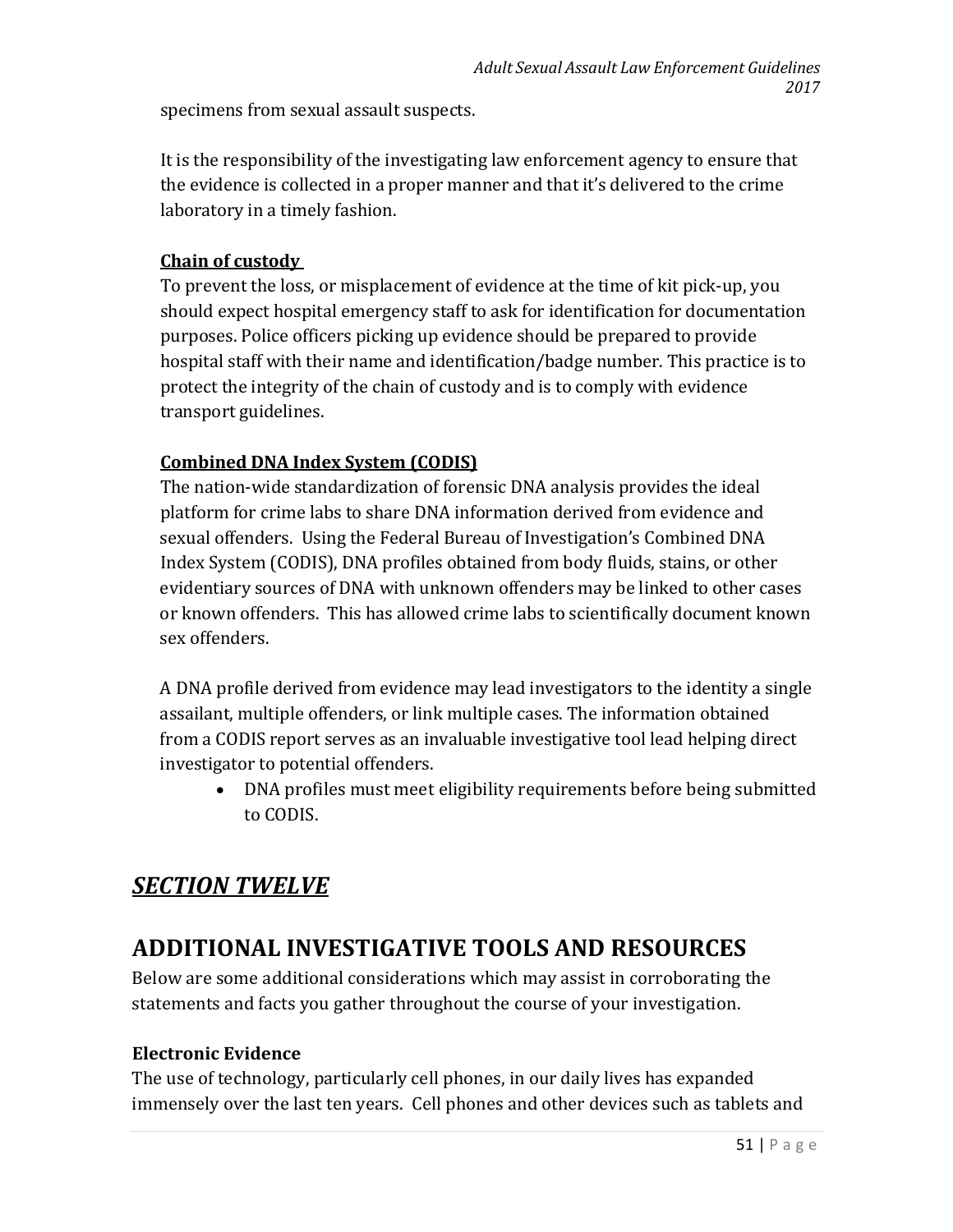specimens from sexual assault suspects.

It is the responsibility of the investigating law enforcement agency to ensure that the evidence is collected in a proper manner and that it's delivered to the crime laboratory in a timely fashion.

**Chain of custody**

To prevent the loss, or misplacement of evidence at the time of kit pick-up, you should expect hospital emergency staff to ask for identification for documentation purposes. Police officers picking up evidence should be prepared to provide hospital staff with their name and identification/badge number. This practice is to protect the integrity of the chain of custody and is to comply with evidence transport guidelines.

**Combined DNA Index System (CODIS)**

The nation-wide standardization of forensic DNA analysis provides the ideal platform for crime labs to share DNA information derived from evidence and sexual offenders. Using the Federal Bureau of Investigation's Combined DNA Index System (CODIS), DNA profiles obtained from body fluids, stains, or other evidentiary sources of DNA with unknown offenders may be linked to other cases or known offenders. This has allowed crime labs to scientifically document known sex offenders.

A DNA profile derived from evidence may lead investigators to the identity a single assailant, multiple offenders, or link multiple cases. The information obtained from a CODIS report serves as an invaluable investigative tool lead helping direct investigator to potential offenders.

- DNA profiles must meet eligibility requirements before being submitted to CODIS.

## *SECTION TWELVE*

# ADDITIONAL INVESTIGATIVE TOOLS AND RESOURCES

Below are some additional considerations which may assist in corroborating the statements and facts you gather throughout the course of your investigation.

### Electronic Evidence

The use of technology, particularly cell phones, in our daily lives has expanded immensely over the last ten years. Cell phones and other devices such as tablets and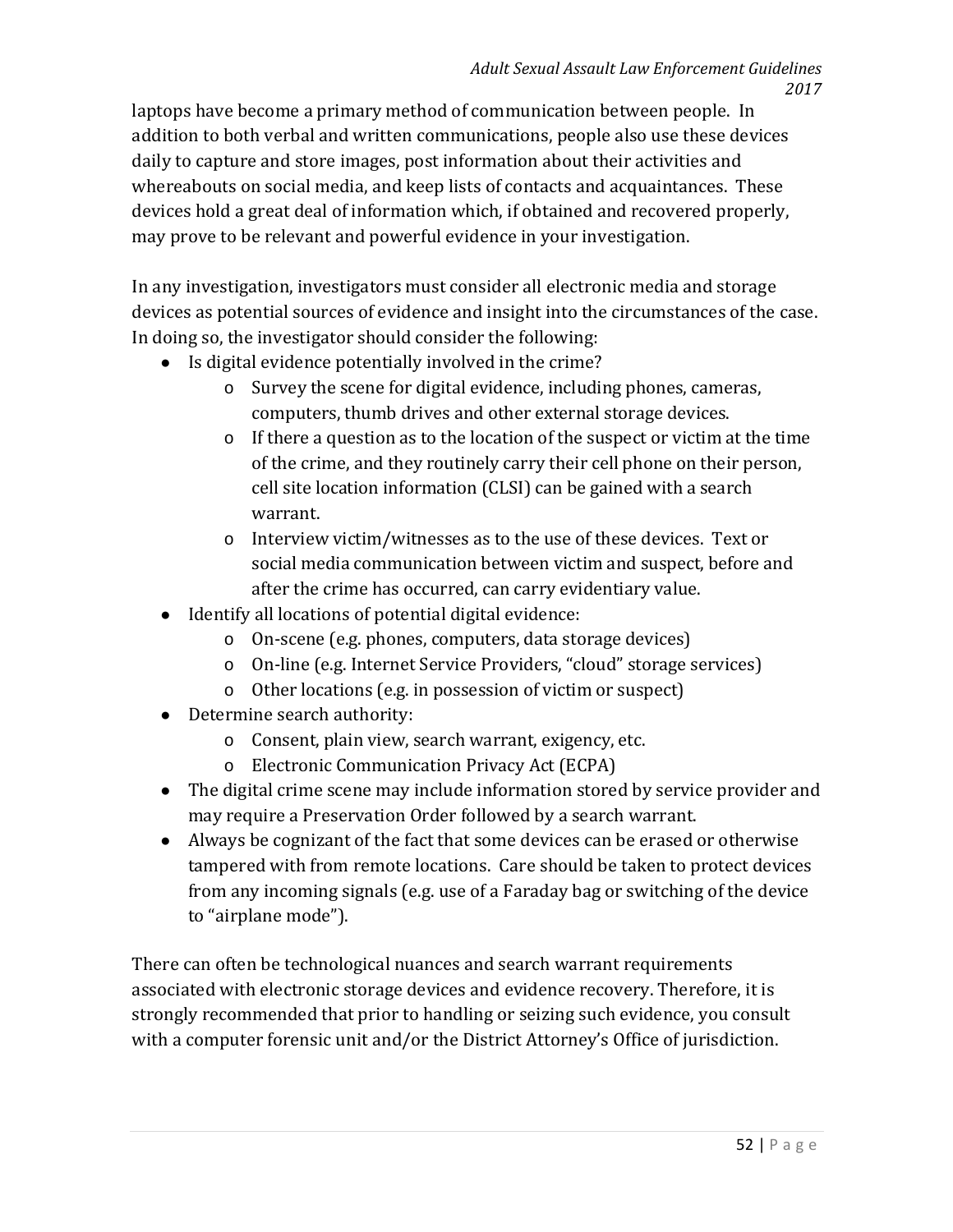laptops have become a primary method of communication between people. In addition to both verbal and written communications, people also use these devices daily to capture and store images, post information about their activities and whereabouts on social media, and keep lists of contacts and acquaintances. These devices hold a great deal of information which, if obtained and recovered properly, may prove to be relevant and powerful evidence in your investigation.

In any investigation, investigators must consider all electronic media and storage devices as potential sources of evidence and insight into the circumstances of the case. In doing so, the investigator should consider the following:

- Is digital evidence potentially involved in the crime?
  - Survey the scene for digital evidence, including phones, cameras, computers, thumb drives and other external storage devices.
  - If there a question as to the location of the suspect or victim at the time of the crime, and they routinely carry their cell phone on their person, cell site location information (CLSI) can be gained with a search warrant.
  - Interview victim/witnesses as to the use of these devices. Text or social media communication between victim and suspect, before and after the crime has occurred, can carry evidentiary value.
- Identify all locations of potential digital evidence:
  - On-scene (e.g. phones, computers, data storage devices)
  - On-line (e.g. Internet Service Providers, "cloud" storage services)
  - Other locations (e.g. in possession of victim or suspect)
- Determine search authority:
  - Consent, plain view, search warrant, exigency, etc.
  - Electronic Communication Privacy Act (ECPA)
- The digital crime scene may include information stored by service provider and may require a Preservation Order followed by a search warrant.
- Always be cognizant of the fact that some devices can be erased or otherwise tampered with from remote locations. Care should be taken to protect devices from any incoming signals (e.g. use of a Faraday bag or switching of the device to "airplane mode").

There can often be technological nuances and search warrant requirements associated with electronic storage devices and evidence recovery. Therefore, it is strongly recommended that prior to handling or seizing such evidence, you consult with a computer forensic unit and/or the District Attorney's Office of jurisdiction.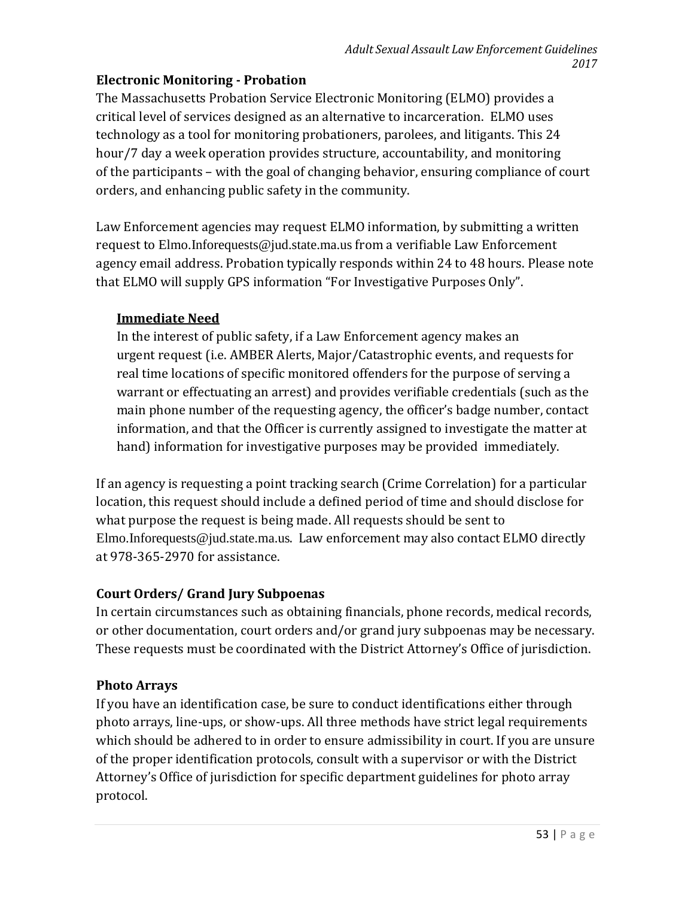## Electronic Monitoring - Probation

The Massachusetts Probation Service Electronic Monitoring (ELMO) provides a critical level of services designed as an alternative to incarceration. ELMO uses technology as a tool for monitoring probationers, parolees, and litigants. This 24 hour/7 day a week operation provides structure, accountability, and monitoring of the participants – with the goal of changing behavior, ensuring compliance of court orders, and enhancing public safety in the community.

Law Enforcement agencies may request ELMO information, by submitting a written request to Elmo.Inforequests@jud.state.ma.us from a verifiable Law Enforcement agency email address. Probation typically responds within 24 to 48 hours. Please note that ELMO will supply GPS information "For Investigative Purposes Only".

### Immediate Need

In the interest of public safety, if a Law Enforcement agency makes an urgent request (i.e. AMBER Alerts, Major/Catastrophic events, and requests for real time locations of specific monitored offenders for the purpose of serving a warrant or effectuating an arrest) and provides verifiable credentials (such as the main phone number of the requesting agency, the officer's badge number, contact information, and that the Officer is currently assigned to investigate the matter at hand) information for investigative purposes may be provided immediately.

If an agency is requesting a point tracking search (Crime Correlation) for a particular location, this request should include a defined period of time and should disclose for what purpose the request is being made. All requests should be sent to Elmo.Inforequests@jud.state.ma.us. Law enforcement may also contact ELMO directly at 978-365-2970 for assistance.

## Court Orders/ Grand Jury Subpoenas

In certain circumstances such as obtaining financials, phone records, medical records, or other documentation, court orders and/or grand jury subpoenas may be necessary. These requests must be coordinated with the District Attorney's Office of jurisdiction.

## Photo Arrays

If you have an identification case, be sure to conduct identifications either through photo arrays, line-ups, or show-ups. All three methods have strict legal requirements which should be adhered to in order to ensure admissibility in court. If you are unsure of the proper identification protocols, consult with a supervisor or with the District Attorney's Office of jurisdiction for specific department guidelines for photo array protocol.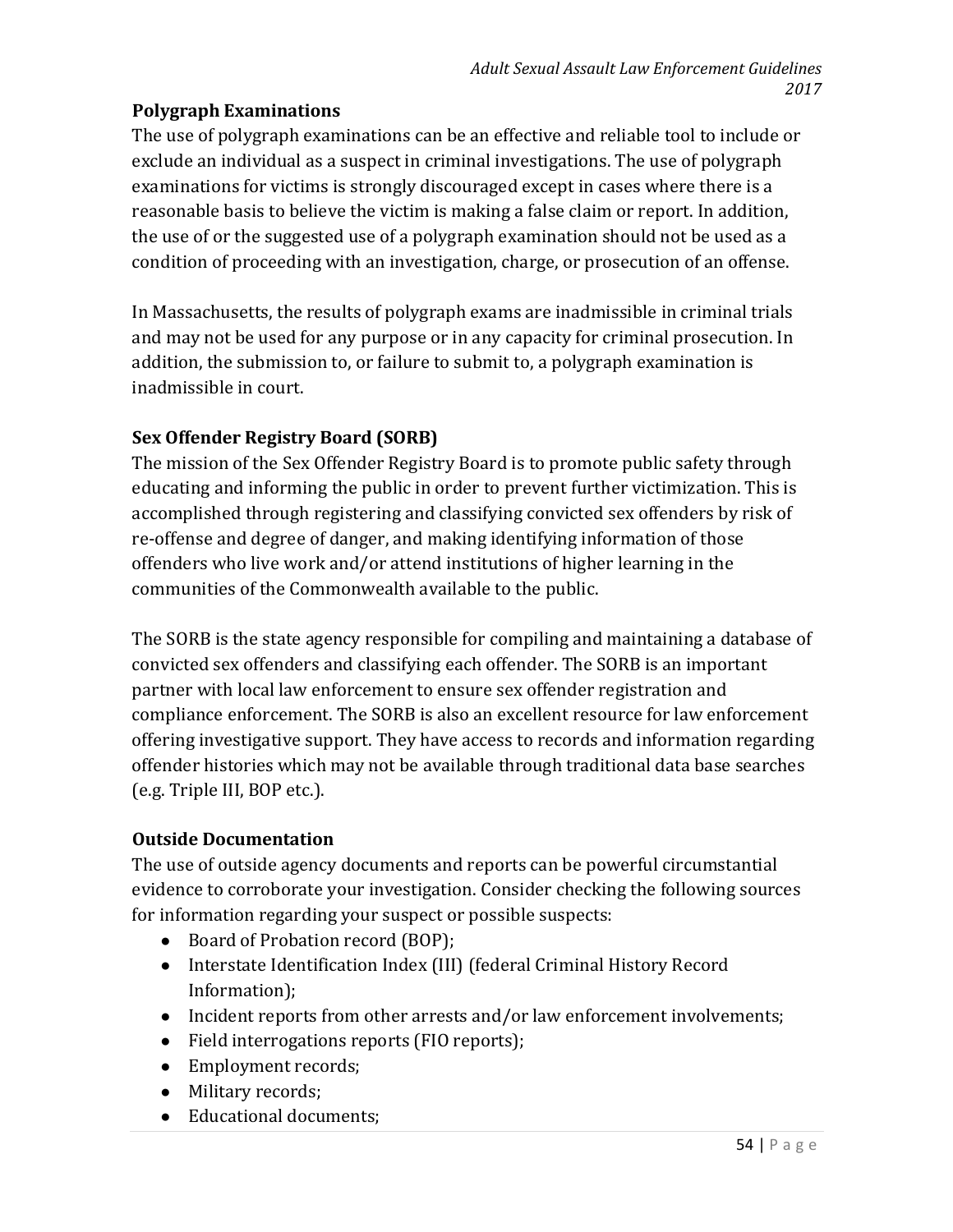**Polygraph Examinations**

The use of polygraph examinations can be an effective and reliable tool to include or exclude an individual as a suspect in criminal investigations. The use of polygraph examinations for victims is strongly discouraged except in cases where there is a reasonable basis to believe the victim is making a false claim or report. In addition, the use of or the suggested use of a polygraph examination should not be used as a condition of proceeding with an investigation, charge, or prosecution of an offense.

In Massachusetts, the results of polygraph exams are inadmissible in criminal trials and may not be used for any purpose or in any capacity for criminal prosecution. In addition, the submission to, or failure to submit to, a polygraph examination is inadmissible in court.

**Sex Offender Registry Board (SORB)**

The mission of the Sex Offender Registry Board is to promote public safety through educating and informing the public in order to prevent further victimization. This is accomplished through registering and classifying convicted sex offenders by risk of re-offense and degree of danger, and making identifying information of those offenders who live work and/or attend institutions of higher learning in the communities of the Commonwealth available to the public.

The SORB is the state agency responsible for compiling and maintaining a database of convicted sex offenders and classifying each offender. The SORB is an important partner with local law enforcement to ensure sex offender registration and compliance enforcement. The SORB is also an excellent resource for law enforcement offering investigative support. They have access to records and information regarding offender histories which may not be available through traditional data base searches (e.g. Triple III, BOP etc.).

**Outside Documentation**

The use of outside agency documents and reports can be powerful circumstantial evidence to corroborate your investigation. Consider checking the following sources for information regarding your suspect or possible suspects:

- Board of Probation record (BOP);
- Interstate Identification Index (III) (federal Criminal History Record Information);
- Incident reports from other arrests and/or law enforcement involvements;
- Field interrogations reports (FIO reports);
- Employment records;
- Military records;
- Educational documents;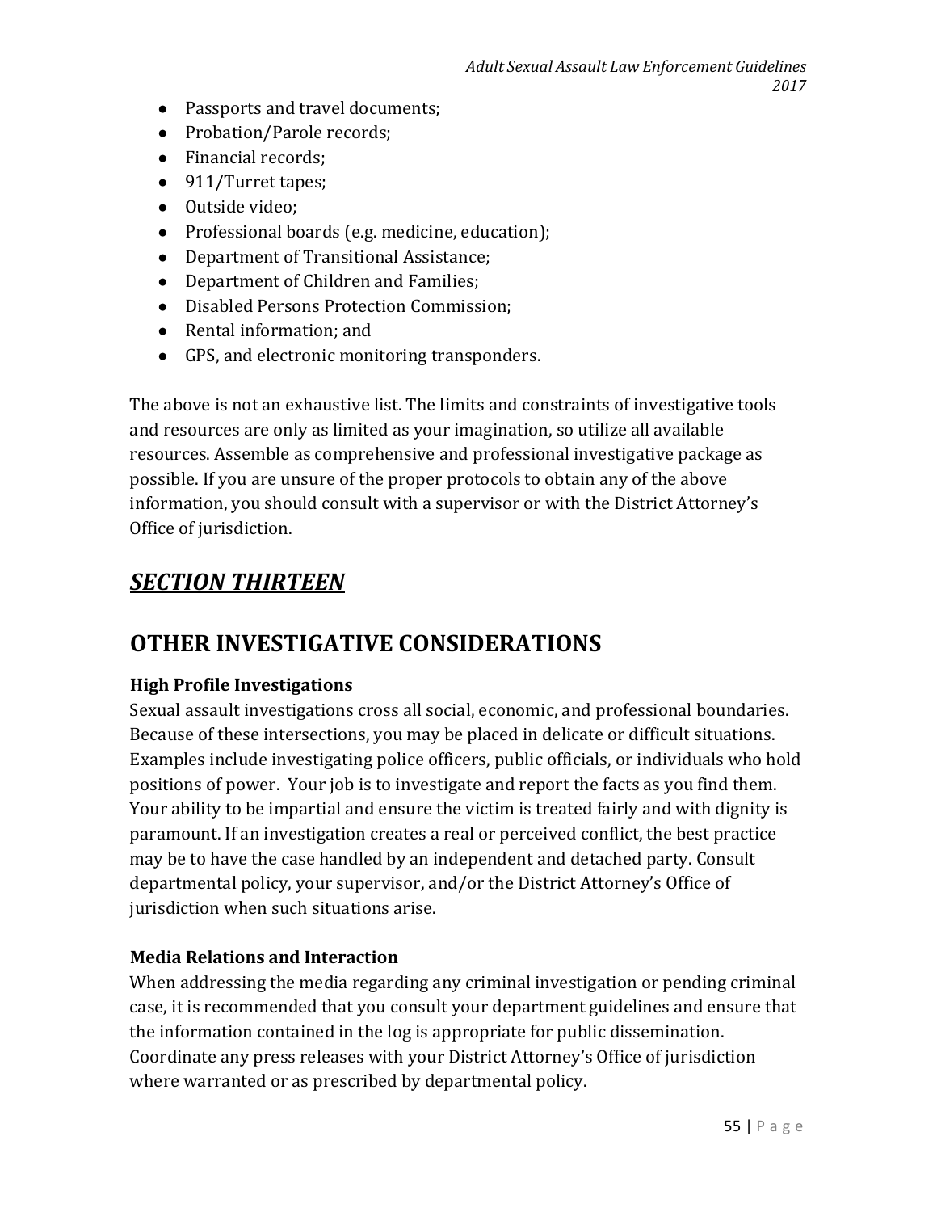- Passports and travel documents;
- Probation/Parole records;
- Financial records;
- 911/Turret tapes;
- Outside video;
- Professional boards (e.g. medicine, education);
- Department of Transitional Assistance;
- Department of Children and Families;
- Disabled Persons Protection Commission;
- Rental information; and
- GPS, and electronic monitoring transponders.

The above is not an exhaustive list. The limits and constraints of investigative tools and resources are only as limited as your imagination, so utilize all available resources. Assemble as comprehensive and professional investigative package as possible. If you are unsure of the proper protocols to obtain any of the above information, you should consult with a supervisor or with the District Attorney's Office of jurisdiction.

## ***SECTION THIRTEEN***

## OTHER INVESTIGATIVE CONSIDERATIONS

### High Profile Investigations

Sexual assault investigations cross all social, economic, and professional boundaries. Because of these intersections, you may be placed in delicate or difficult situations. Examples include investigating police officers, public officials, or individuals who hold positions of power. Your job is to investigate and report the facts as you find them. Your ability to be impartial and ensure the victim is treated fairly and with dignity is paramount. If an investigation creates a real or perceived conflict, the best practice may be to have the case handled by an independent and detached party. Consult departmental policy, your supervisor, and/or the District Attorney's Office of jurisdiction when such situations arise.

### Media Relations and Interaction

When addressing the media regarding any criminal investigation or pending criminal case, it is recommended that you consult your department guidelines and ensure that the information contained in the log is appropriate for public dissemination. Coordinate any press releases with your District Attorney's Office of jurisdiction where warranted or as prescribed by departmental policy.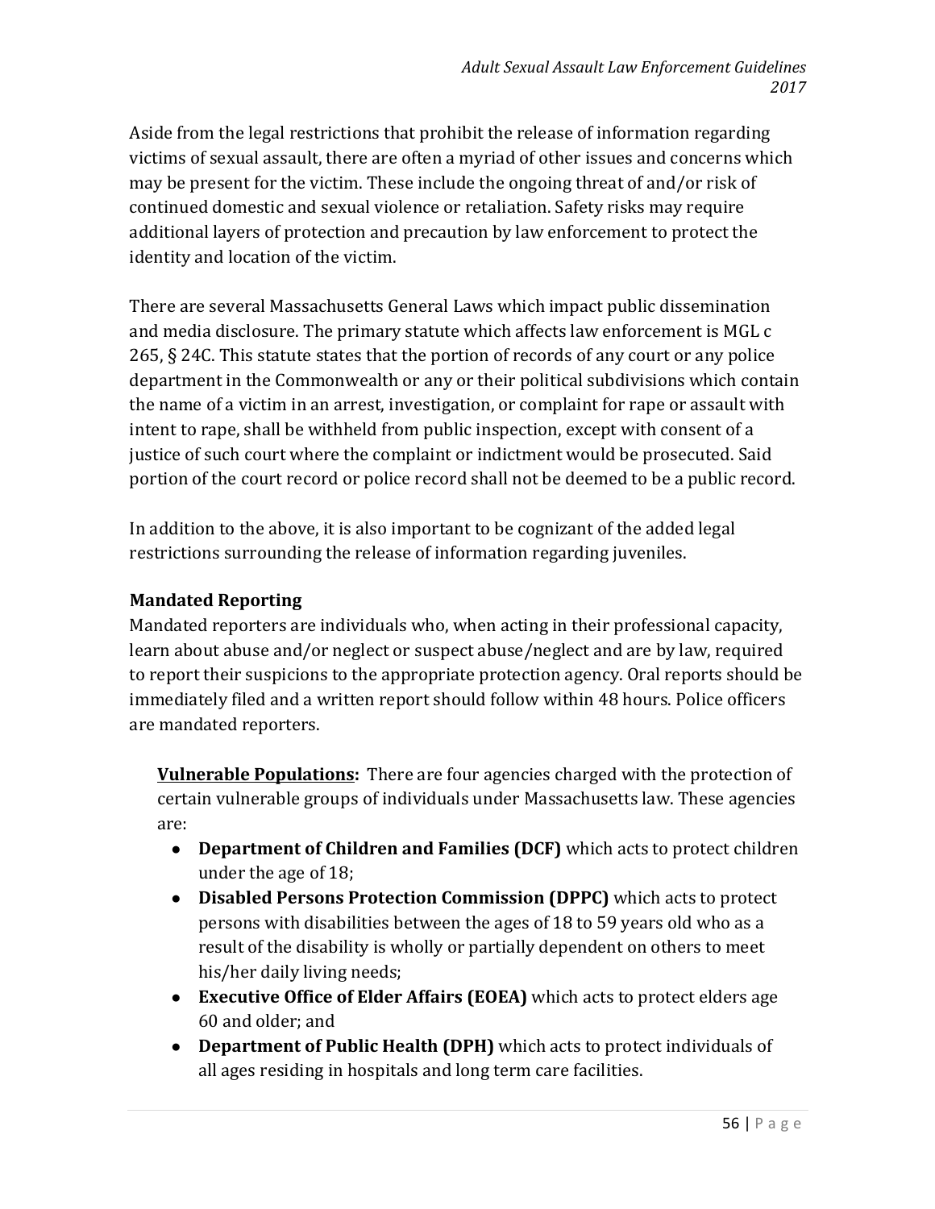Aside from the legal restrictions that prohibit the release of information regarding victims of sexual assault, there are often a myriad of other issues and concerns which may be present for the victim. These include the ongoing threat of and/or risk of continued domestic and sexual violence or retaliation. Safety risks may require additional layers of protection and precaution by law enforcement to protect the identity and location of the victim.

There are several Massachusetts General Laws which impact public dissemination and media disclosure. The primary statute which affects law enforcement is MGL c 265, § 24C. This statute states that the portion of records of any court or any police department in the Commonwealth or any or their political subdivisions which contain the name of a victim in an arrest, investigation, or complaint for rape or assault with intent to rape, shall be withheld from public inspection, except with consent of a justice of such court where the complaint or indictment would be prosecuted. Said portion of the court record or police record shall not be deemed to be a public record.

In addition to the above, it is also important to be cognizant of the added legal restrictions surrounding the release of information regarding juveniles.

### Mandated Reporting

Mandated reporters are individuals who, when acting in their professional capacity, learn about abuse and/or neglect or suspect abuse/neglect and are by law, required to report their suspicions to the appropriate protection agency. Oral reports should be immediately filed and a written report should follow within 48 hours. Police officers are mandated reporters.

**Vulnerable Populations:** There are four agencies charged with the protection of certain vulnerable groups of individuals under Massachusetts law. These agencies are:

- **Department of Children and Families (DCF)** which acts to protect children under the age of 18;
- **Disabled Persons Protection Commission (DPPC)** which acts to protect persons with disabilities between the ages of 18 to 59 years old who as a result of the disability is wholly or partially dependent on others to meet his/her daily living needs;
- **Executive Office of Elder Affairs (EOEA)** which acts to protect elders age 60 and older; and
- **Department of Public Health (DPH)** which acts to protect individuals of all ages residing in hospitals and long term care facilities.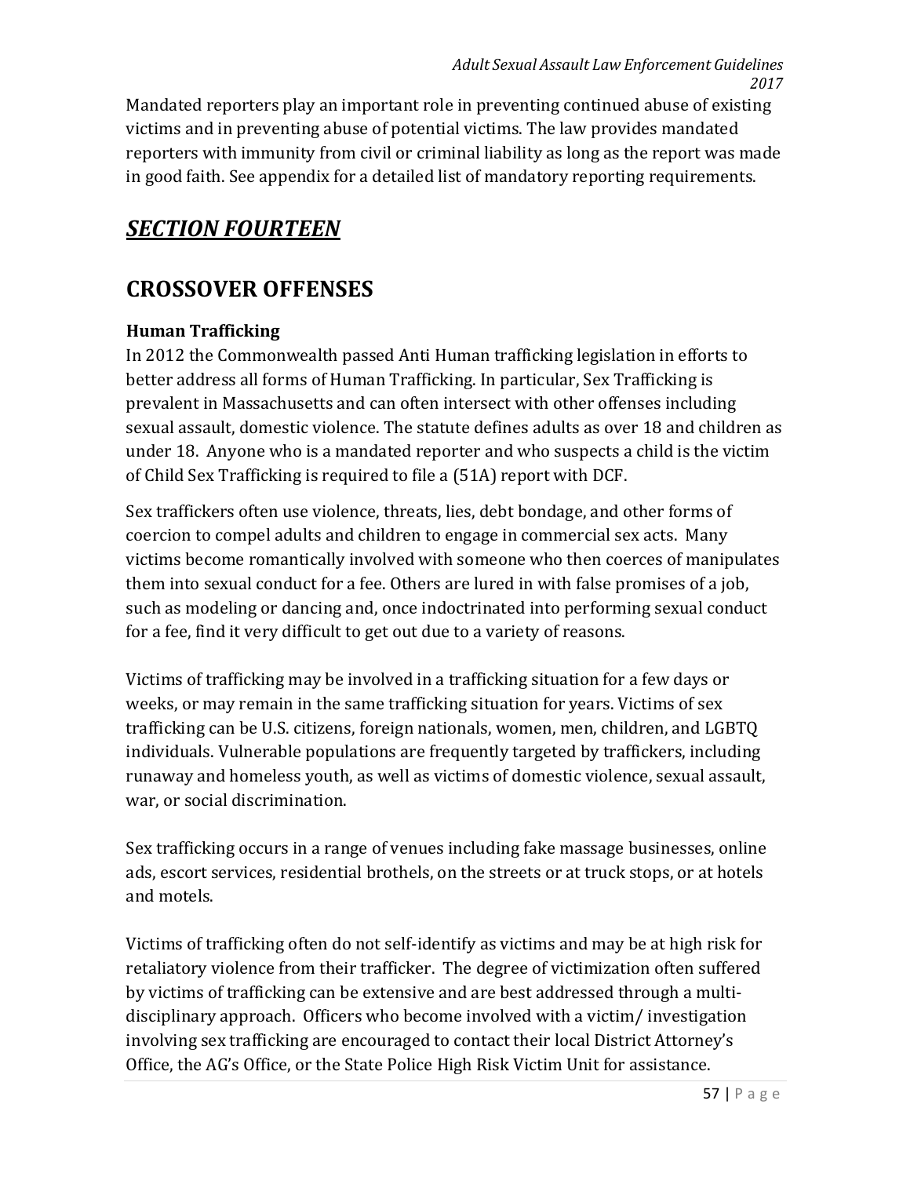Mandated reporters play an important role in preventing continued abuse of existing victims and in preventing abuse of potential victims. The law provides mandated reporters with immunity from civil or criminal liability as long as the report was made in good faith. See appendix for a detailed list of mandatory reporting requirements.

## *SECTION FOURTEEN*

## CROSSOVER OFFENSES

### Human Trafficking

In 2012 the Commonwealth passed Anti Human trafficking legislation in efforts to better address all forms of Human Trafficking. In particular, Sex Trafficking is prevalent in Massachusetts and can often intersect with other offenses including sexual assault, domestic violence. The statute defines adults as over 18 and children as under 18. Anyone who is a mandated reporter and who suspects a child is the victim of Child Sex Trafficking is required to file a (51A) report with DCF.

Sex traffickers often use violence, threats, lies, debt bondage, and other forms of coercion to compel adults and children to engage in commercial sex acts. Many victims become romantically involved with someone who then coerces of manipulates them into sexual conduct for a fee. Others are lured in with false promises of a job, such as modeling or dancing and, once indoctrinated into performing sexual conduct for a fee, find it very difficult to get out due to a variety of reasons.

Victims of trafficking may be involved in a trafficking situation for a few days or weeks, or may remain in the same trafficking situation for years. Victims of sex trafficking can be U.S. citizens, foreign nationals, women, men, children, and LGBTQ individuals. Vulnerable populations are frequently targeted by traffickers, including runaway and homeless youth, as well as victims of domestic violence, sexual assault, war, or social discrimination.

Sex trafficking occurs in a range of venues including fake massage businesses, online ads, escort services, residential brothels, on the streets or at truck stops, or at hotels and motels.

Victims of trafficking often do not self-identify as victims and may be at high risk for retaliatory violence from their trafficker. The degree of victimization often suffered by victims of trafficking can be extensive and are best addressed through a multi-disciplinary approach. Officers who become involved with a victim/ investigation involving sex trafficking are encouraged to contact their local District Attorney's Office, the AG's Office, or the State Police High Risk Victim Unit for assistance.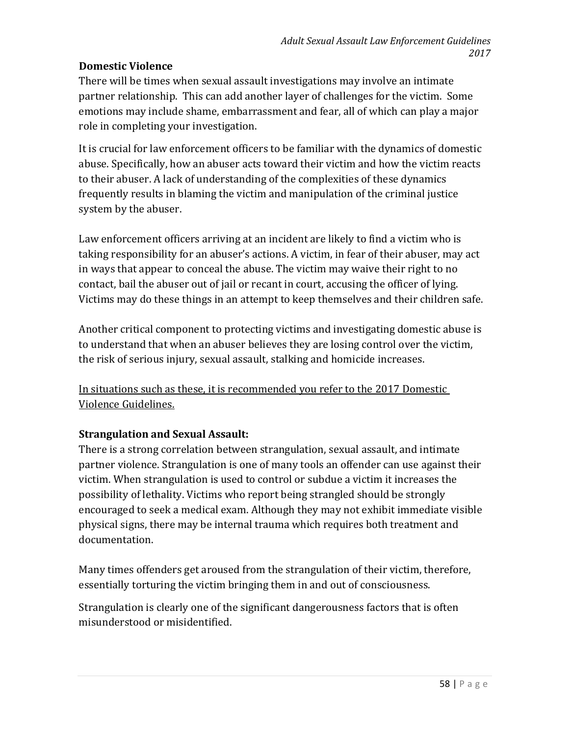## Domestic Violence

There will be times when sexual assault investigations may involve an intimate partner relationship. This can add another layer of challenges for the victim. Some emotions may include shame, embarrassment and fear, all of which can play a major role in completing your investigation.

It is crucial for law enforcement officers to be familiar with the dynamics of domestic abuse. Specifically, how an abuser acts toward their victim and how the victim reacts to their abuser. A lack of understanding of the complexities of these dynamics frequently results in blaming the victim and manipulation of the criminal justice system by the abuser.

Law enforcement officers arriving at an incident are likely to find a victim who is taking responsibility for an abuser's actions. A victim, in fear of their abuser, may act in ways that appear to conceal the abuse. The victim may waive their right to no contact, bail the abuser out of jail or recant in court, accusing the officer of lying. Victims may do these things in an attempt to keep themselves and their children safe.

Another critical component to protecting victims and investigating domestic abuse is to understand that when an abuser believes they are losing control over the victim, the risk of serious injury, sexual assault, stalking and homicide increases.

<u>In situations such as these, it is recommended you refer to the 2017 Domestic Violence Guidelines.</u>

## Strangulation and Sexual Assault:

There is a strong correlation between strangulation, sexual assault, and intimate partner violence. Strangulation is one of many tools an offender can use against their victim. When strangulation is used to control or subdue a victim it increases the possibility of lethality. Victims who report being strangled should be strongly encouraged to seek a medical exam. Although they may not exhibit immediate visible physical signs, there may be internal trauma which requires both treatment and documentation.

Many times offenders get aroused from the strangulation of their victim, therefore, essentially torturing the victim bringing them in and out of consciousness.

Strangulation is clearly one of the significant dangerousness factors that is often misunderstood or misidentified.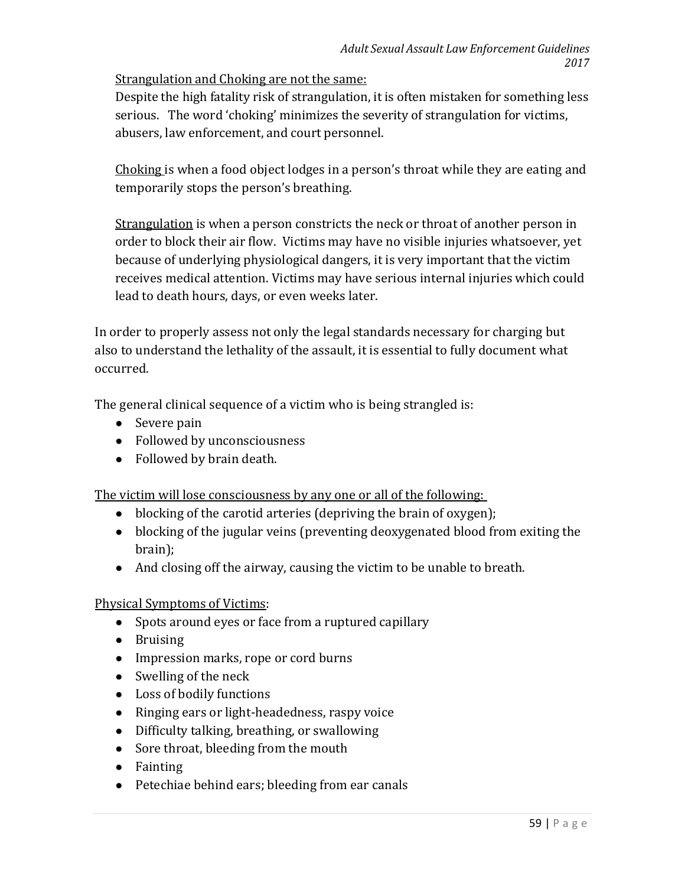<u>Strangulation and Choking are not the same:</u>
Despite the high fatality risk of strangulation, it is often mistaken for something less serious. The word 'choking' minimizes the severity of strangulation for victims, abusers, law enforcement, and court personnel.

<u>Choking</u> is when a food object lodges in a person's throat while they are eating and temporarily stops the person's breathing.

<u>Strangulation</u> is when a person constricts the neck or throat of another person in order to block their air flow. Victims may have no visible injuries whatsoever, yet because of underlying physiological dangers, it is very important that the victim receives medical attention. Victims may have serious internal injuries which could lead to death hours, days, or even weeks later.

In order to properly assess not only the legal standards necessary for charging but also to understand the lethality of the assault, it is essential to fully document what occurred.

The general clinical sequence of a victim who is being strangled is:

- Severe pain
- Followed by unconsciousness
- Followed by brain death.

<u>The victim will lose consciousness by any one or all of the following:</u>

- blocking of the carotid arteries (depriving the brain of oxygen);
- blocking of the jugular veins (preventing deoxygenated blood from exiting the brain);
- And closing off the airway, causing the victim to be unable to breath.

<u>Physical Symptoms of Victims</u>:

- Spots around eyes or face from a ruptured capillary
- Bruising
- Impression marks, rope or cord burns
- Swelling of the neck
- Loss of bodily functions
- Ringing ears or light-headedness, raspy voice
- Difficulty talking, breathing, or swallowing
- Sore throat, bleeding from the mouth
- Fainting
- Petechiae behind ears; bleeding from ear canals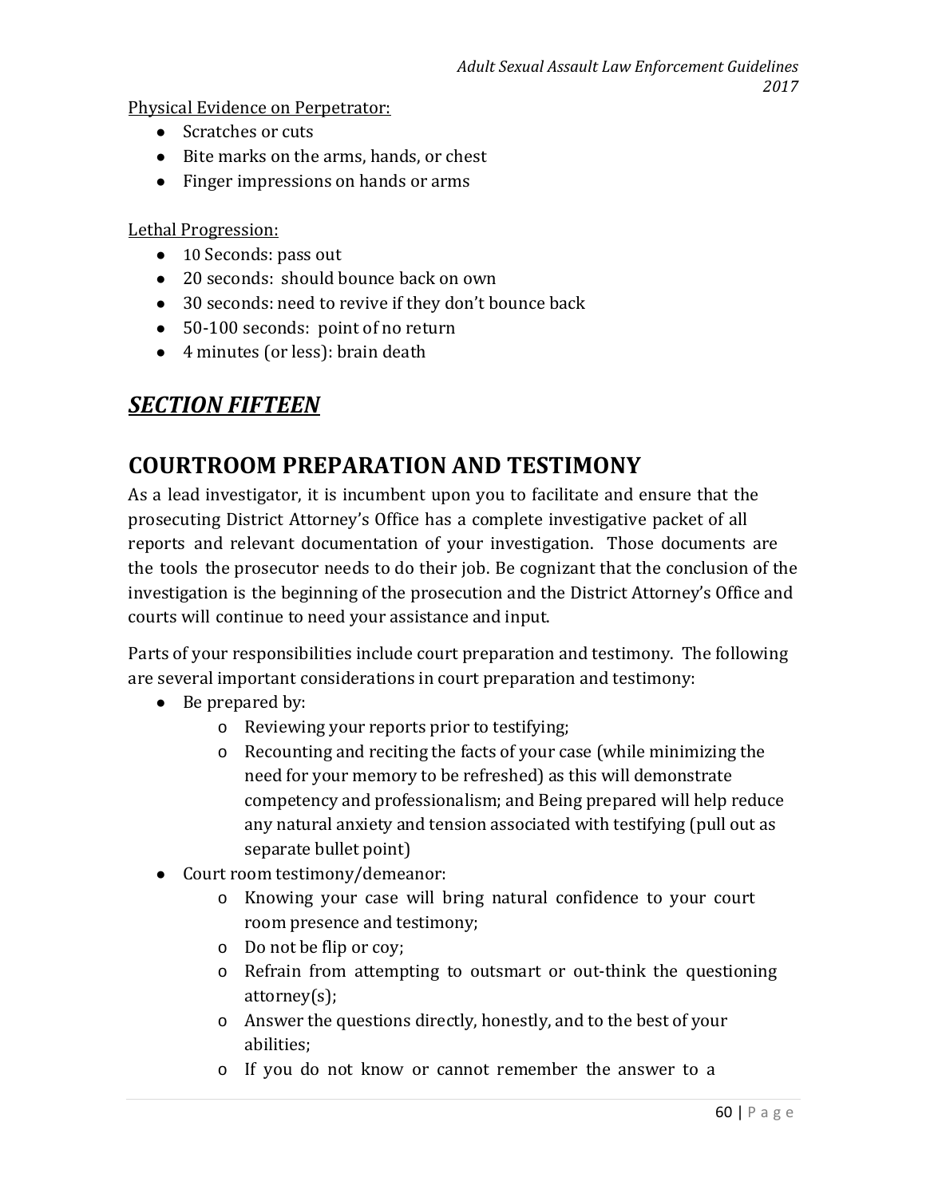Physical Evidence on Perpetrator:

- Scratches or cuts
- Bite marks on the arms, hands, or chest
- Finger impressions on hands or arms

Lethal Progression:

- 10 Seconds: pass out
- 20 seconds: should bounce back on own
- 30 seconds: need to revive if they don't bounce back
- 50-100 seconds: point of no return
- 4 minutes (or less): brain death

## *SECTION FIFTEEN*

## COURTROOM PREPARATION AND TESTIMONY

As a lead investigator, it is incumbent upon you to facilitate and ensure that the prosecuting District Attorney's Office has a complete investigative packet of all reports and relevant documentation of your investigation. Those documents are the tools the prosecutor needs to do their job. Be cognizant that the conclusion of the investigation is the beginning of the prosecution and the District Attorney's Office and courts will continue to need your assistance and input.

Parts of your responsibilities include court preparation and testimony. The following are several important considerations in court preparation and testimony:

- Be prepared by:
  - Reviewing your reports prior to testifying;
  - Recounting and reciting the facts of your case (while minimizing the need for your memory to be refreshed) as this will demonstrate competency and professionalism; and Being prepared will help reduce any natural anxiety and tension associated with testifying (pull out as separate bullet point)
- Court room testimony/demeanor:
  - Knowing your case will bring natural confidence to your court room presence and testimony;
  - Do not be flip or coy;
  - Refrain from attempting to outsmart or out-think the questioning attorney(s);
  - Answer the questions directly, honestly, and to the best of your abilities;
  - If you do not know or cannot remember the answer to a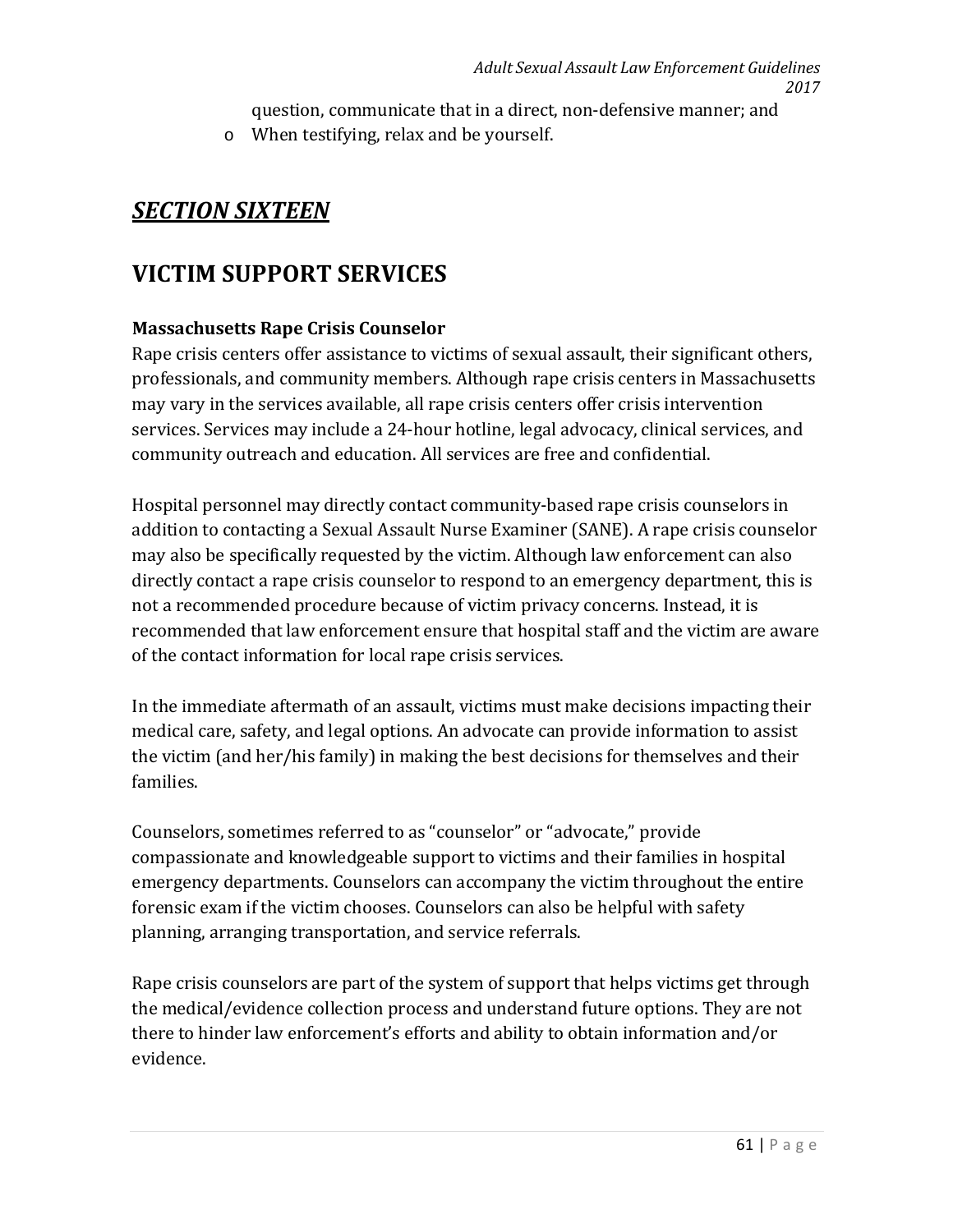question, communicate that in a direct, non-defensive manner; and
- When testifying, relax and be yourself.

## *SECTION SIXTEEN*

# VICTIM SUPPORT SERVICES

**Massachusetts Rape Crisis Counselor**

Rape crisis centers offer assistance to victims of sexual assault, their significant others, professionals, and community members. Although rape crisis centers in Massachusetts may vary in the services available, all rape crisis centers offer crisis intervention services. Services may include a 24-hour hotline, legal advocacy, clinical services, and community outreach and education. All services are free and confidential.

Hospital personnel may directly contact community-based rape crisis counselors in addition to contacting a Sexual Assault Nurse Examiner (SANE). A rape crisis counselor may also be specifically requested by the victim. Although law enforcement can also directly contact a rape crisis counselor to respond to an emergency department, this is not a recommended procedure because of victim privacy concerns. Instead, it is recommended that law enforcement ensure that hospital staff and the victim are aware of the contact information for local rape crisis services.

In the immediate aftermath of an assault, victims must make decisions impacting their medical care, safety, and legal options. An advocate can provide information to assist the victim (and her/his family) in making the best decisions for themselves and their families.

Counselors, sometimes referred to as "counselor" or "advocate," provide compassionate and knowledgeable support to victims and their families in hospital emergency departments. Counselors can accompany the victim throughout the entire forensic exam if the victim chooses. Counselors can also be helpful with safety planning, arranging transportation, and service referrals.

Rape crisis counselors are part of the system of support that helps victims get through the medical/evidence collection process and understand future options. They are not there to hinder law enforcement's efforts and ability to obtain information and/or evidence.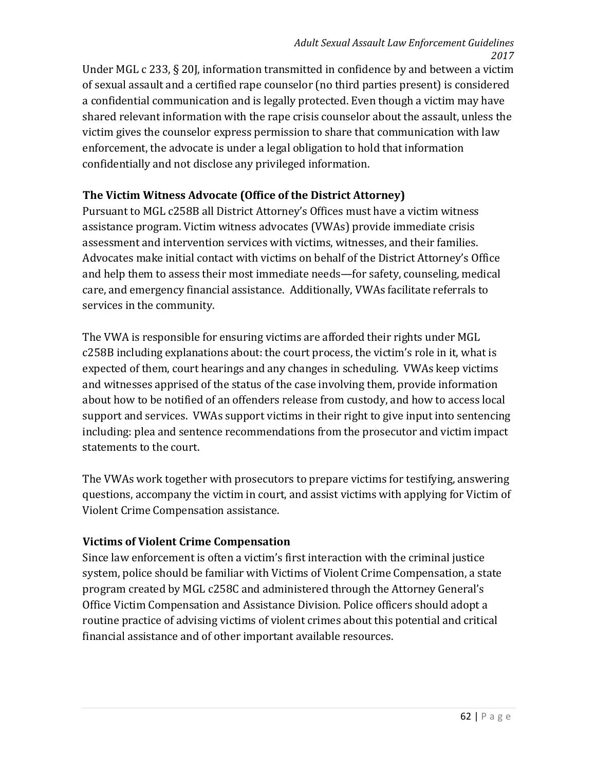Under MGL c 233, § 20J, information transmitted in confidence by and between a victim of sexual assault and a certified rape counselor (no third parties present) is considered a confidential communication and is legally protected. Even though a victim may have shared relevant information with the rape crisis counselor about the assault, unless the victim gives the counselor express permission to share that communication with law enforcement, the advocate is under a legal obligation to hold that information confidentially and not disclose any privileged information.

### The Victim Witness Advocate (Office of the District Attorney)

Pursuant to MGL c258B all District Attorney's Offices must have a victim witness assistance program. Victim witness advocates (VWAs) provide immediate crisis assessment and intervention services with victims, witnesses, and their families. Advocates make initial contact with victims on behalf of the District Attorney's Office and help them to assess their most immediate needs—for safety, counseling, medical care, and emergency financial assistance. Additionally, VWAs facilitate referrals to services in the community.

The VWA is responsible for ensuring victims are afforded their rights under MGL c258B including explanations about: the court process, the victim's role in it, what is expected of them, court hearings and any changes in scheduling. VWAs keep victims and witnesses apprised of the status of the case involving them, provide information about how to be notified of an offenders release from custody, and how to access local support and services. VWAs support victims in their right to give input into sentencing including: plea and sentence recommendations from the prosecutor and victim impact statements to the court.

The VWAs work together with prosecutors to prepare victims for testifying, answering questions, accompany the victim in court, and assist victims with applying for Victim of Violent Crime Compensation assistance.

### Victims of Violent Crime Compensation

Since law enforcement is often a victim's first interaction with the criminal justice system, police should be familiar with Victims of Violent Crime Compensation, a state program created by MGL c258C and administered through the Attorney General's Office Victim Compensation and Assistance Division. Police officers should adopt a routine practice of advising victims of violent crimes about this potential and critical financial assistance and of other important available resources.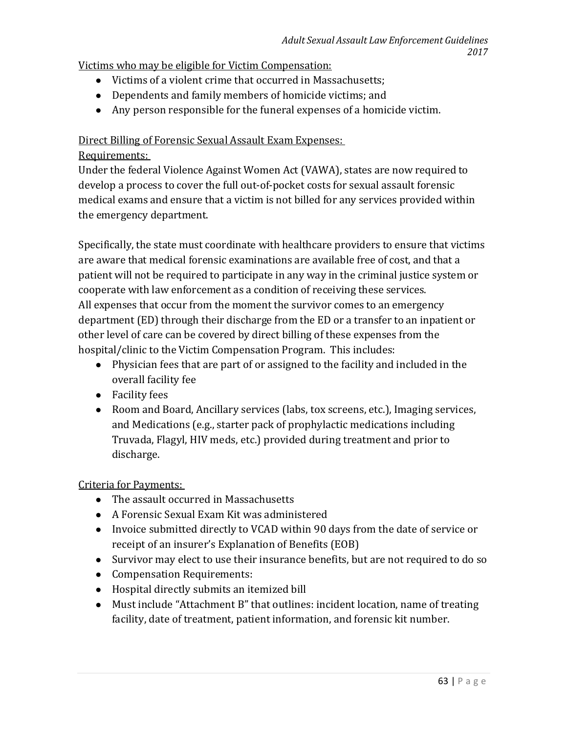Victims who may be eligible for Victim Compensation:

- Victims of a violent crime that occurred in Massachusetts;
- Dependents and family members of homicide victims; and
- Any person responsible for the funeral expenses of a homicide victim.

Direct Billing of Forensic Sexual Assault Exam Expenses:

Requirements:

Under the federal Violence Against Women Act (VAWA), states are now required to develop a process to cover the full out-of-pocket costs for sexual assault forensic medical exams and ensure that a victim is not billed for any services provided within the emergency department.

Specifically, the state must coordinate with healthcare providers to ensure that victims are aware that medical forensic examinations are available free of cost, and that a patient will not be required to participate in any way in the criminal justice system or cooperate with law enforcement as a condition of receiving these services. All expenses that occur from the moment the survivor comes to an emergency department (ED) through their discharge from the ED or a transfer to an inpatient or other level of care can be covered by direct billing of these expenses from the hospital/clinic to the Victim Compensation Program. This includes:

- Physician fees that are part of or assigned to the facility and included in the overall facility fee
- Facility fees
- Room and Board, Ancillary services (labs, tox screens, etc.), Imaging services, and Medications (e.g., starter pack of prophylactic medications including Truvada, Flagyl, HIV meds, etc.) provided during treatment and prior to discharge.

Criteria for Payments:

- The assault occurred in Massachusetts
- A Forensic Sexual Exam Kit was administered
- Invoice submitted directly to VCAD within 90 days from the date of service or receipt of an insurer's Explanation of Benefits (EOB)
- Survivor may elect to use their insurance benefits, but are not required to do so
- Compensation Requirements:
- Hospital directly submits an itemized bill
- Must include "Attachment B" that outlines: incident location, name of treating facility, date of treatment, patient information, and forensic kit number.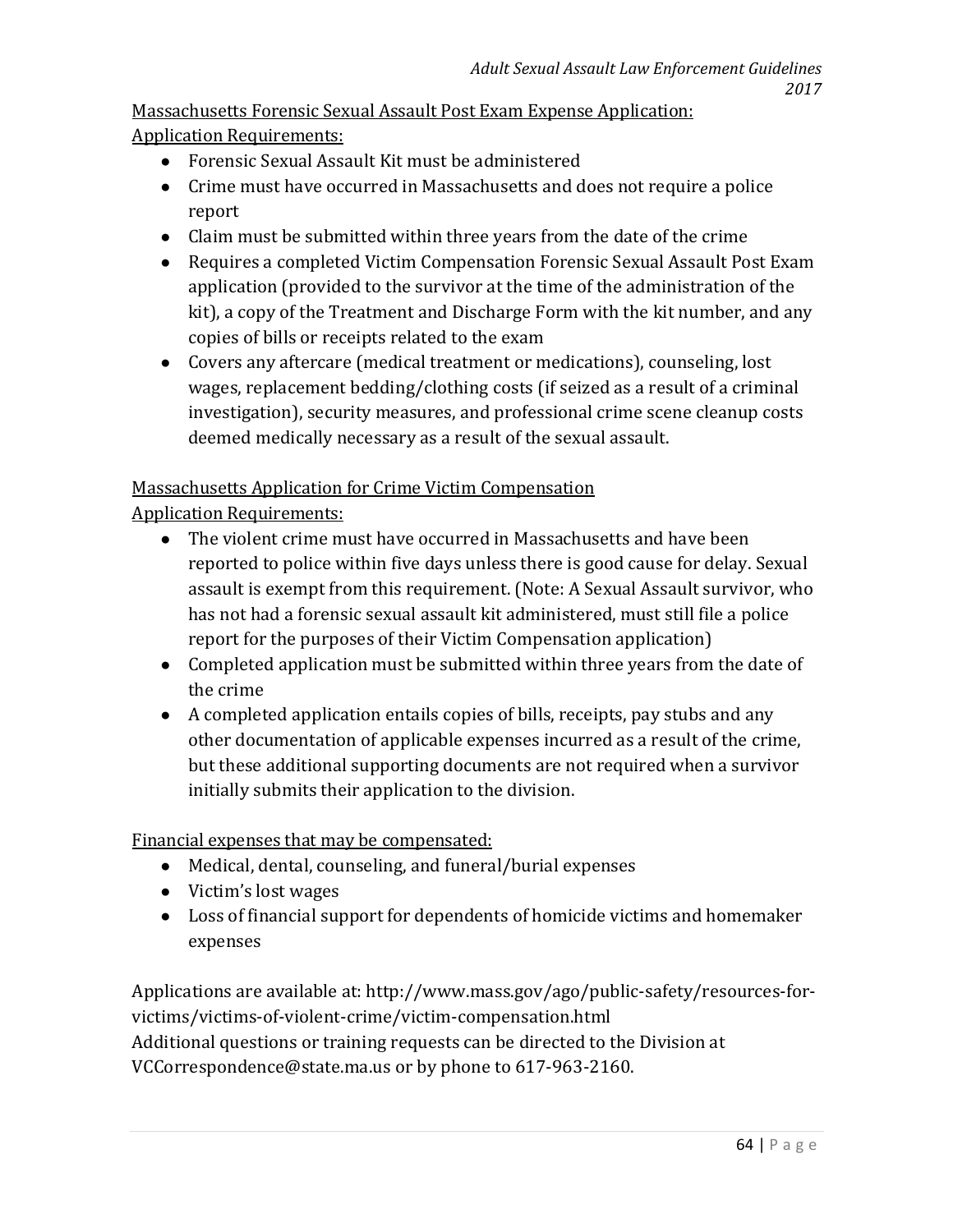Massachusetts Forensic Sexual Assault Post Exam Expense Application:

Application Requirements:

- Forensic Sexual Assault Kit must be administered
- Crime must have occurred in Massachusetts and does not require a police report
- Claim must be submitted within three years from the date of the crime
- Requires a completed Victim Compensation Forensic Sexual Assault Post Exam application (provided to the survivor at the time of the administration of the kit), a copy of the Treatment and Discharge Form with the kit number, and any copies of bills or receipts related to the exam
- Covers any aftercare (medical treatment or medications), counseling, lost wages, replacement bedding/clothing costs (if seized as a result of a criminal investigation), security measures, and professional crime scene cleanup costs deemed medically necessary as a result of the sexual assault.

Massachusetts Application for Crime Victim Compensation

Application Requirements:

- The violent crime must have occurred in Massachusetts and have been reported to police within five days unless there is good cause for delay. Sexual assault is exempt from this requirement. (Note: A Sexual Assault survivor, who has not had a forensic sexual assault kit administered, must still file a police report for the purposes of their Victim Compensation application)
- Completed application must be submitted within three years from the date of the crime
- A completed application entails copies of bills, receipts, pay stubs and any other documentation of applicable expenses incurred as a result of the crime, but these additional supporting documents are not required when a survivor initially submits their application to the division.

Financial expenses that may be compensated:

- Medical, dental, counseling, and funeral/burial expenses
- Victim's lost wages
- Loss of financial support for dependents of homicide victims and homemaker expenses

Applications are available at: http://www.mass.gov/ago/public-safety/resources-for-victims/victims-of-violent-crime/victim-compensation.html
Additional questions or training requests can be directed to the Division at VCCorrespondence@state.ma.us or by phone to 617-963-2160.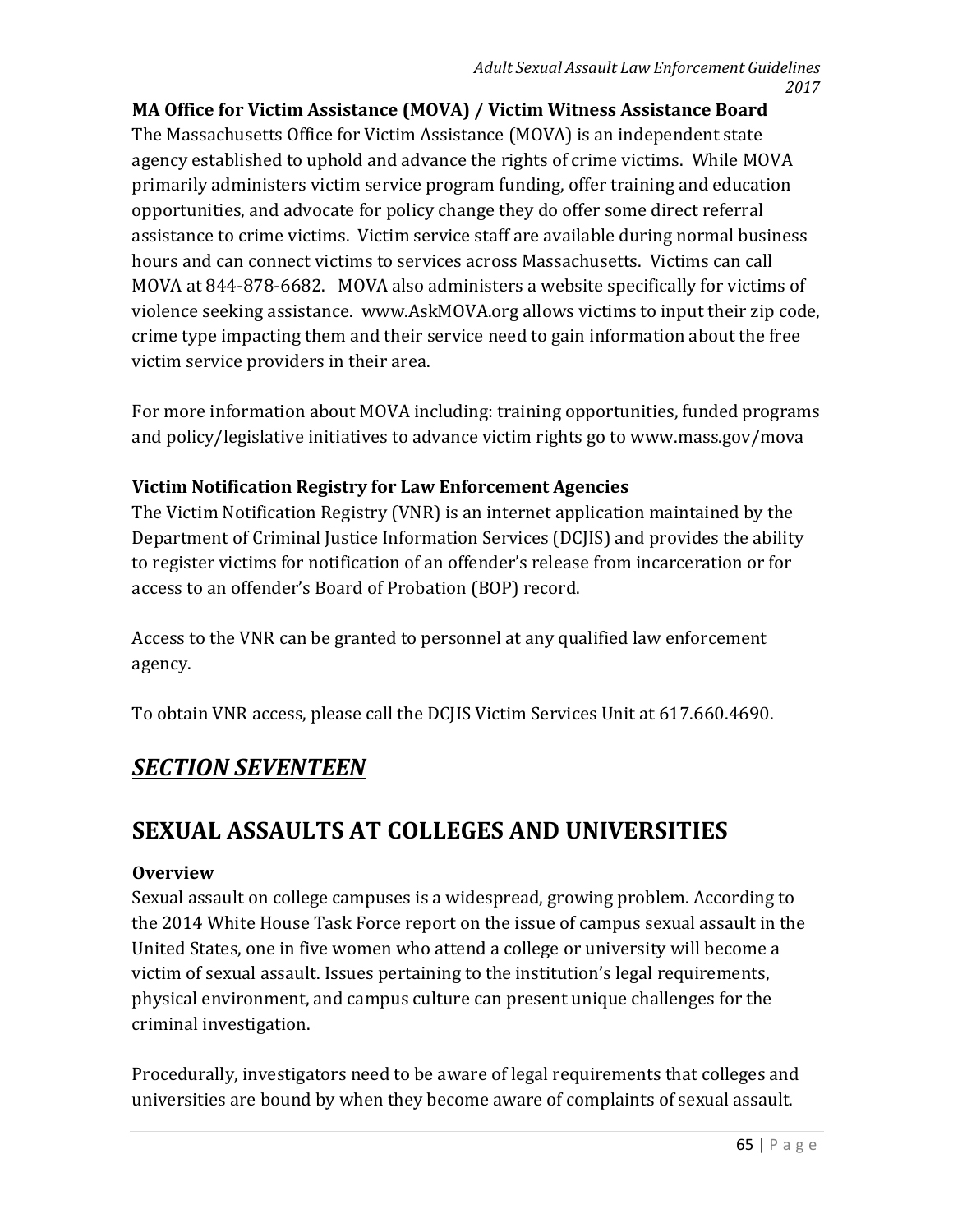**MA Office for Victim Assistance (MOVA) / Victim Witness Assistance Board**

The Massachusetts Office for Victim Assistance (MOVA) is an independent state agency established to uphold and advance the rights of crime victims. While MOVA primarily administers victim service program funding, offer training and education opportunities, and advocate for policy change they do offer some direct referral assistance to crime victims. Victim service staff are available during normal business hours and can connect victims to services across Massachusetts. Victims can call MOVA at 844-878-6682. MOVA also administers a website specifically for victims of violence seeking assistance. www.AskMOVA.org allows victims to input their zip code, crime type impacting them and their service need to gain information about the free victim service providers in their area.

For more information about MOVA including: training opportunities, funded programs and policy/legislative initiatives to advance victim rights go to www.mass.gov/mova

**Victim Notification Registry for Law Enforcement Agencies**

The Victim Notification Registry (VNR) is an internet application maintained by the Department of Criminal Justice Information Services (DCJIS) and provides the ability to register victims for notification of an offender's release from incarceration or for access to an offender's Board of Probation (BOP) record.

Access to the VNR can be granted to personnel at any qualified law enforcement agency.

To obtain VNR access, please call the DCJIS Victim Services Unit at 617.660.4690.

## ***SECTION SEVENTEEN***

# SEXUAL ASSAULTS AT COLLEGES AND UNIVERSITIES

**Overview**

Sexual assault on college campuses is a widespread, growing problem. According to the 2014 White House Task Force report on the issue of campus sexual assault in the United States, one in five women who attend a college or university will become a victim of sexual assault. Issues pertaining to the institution's legal requirements, physical environment, and campus culture can present unique challenges for the criminal investigation.

Procedurally, investigators need to be aware of legal requirements that colleges and universities are bound by when they become aware of complaints of sexual assault.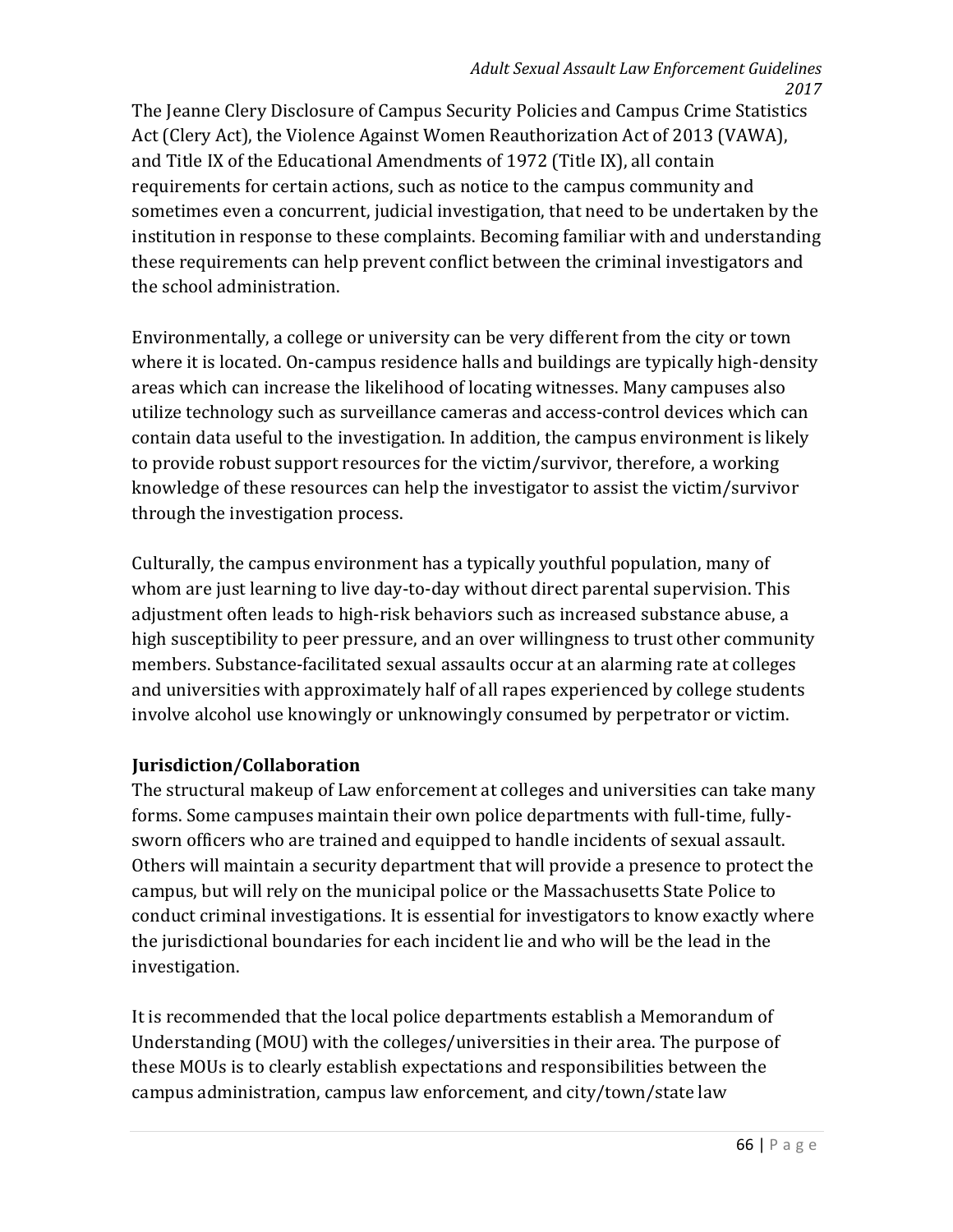The Jeanne Clery Disclosure of Campus Security Policies and Campus Crime Statistics Act (Clery Act), the Violence Against Women Reauthorization Act of 2013 (VAWA), and Title IX of the Educational Amendments of 1972 (Title IX), all contain requirements for certain actions, such as notice to the campus community and sometimes even a concurrent, judicial investigation, that need to be undertaken by the institution in response to these complaints. Becoming familiar with and understanding these requirements can help prevent conflict between the criminal investigators and the school administration.

Environmentally, a college or university can be very different from the city or town where it is located. On-campus residence halls and buildings are typically high-density areas which can increase the likelihood of locating witnesses. Many campuses also utilize technology such as surveillance cameras and access-control devices which can contain data useful to the investigation. In addition, the campus environment is likely to provide robust support resources for the victim/survivor, therefore, a working knowledge of these resources can help the investigator to assist the victim/survivor through the investigation process.

Culturally, the campus environment has a typically youthful population, many of whom are just learning to live day-to-day without direct parental supervision. This adjustment often leads to high-risk behaviors such as increased substance abuse, a high susceptibility to peer pressure, and an over willingness to trust other community members. Substance-facilitated sexual assaults occur at an alarming rate at colleges and universities with approximately half of all rapes experienced by college students involve alcohol use knowingly or unknowingly consumed by perpetrator or victim.

**Jurisdiction/Collaboration**

The structural makeup of Law enforcement at colleges and universities can take many forms. Some campuses maintain their own police departments with full-time, fully-sworn officers who are trained and equipped to handle incidents of sexual assault. Others will maintain a security department that will provide a presence to protect the campus, but will rely on the municipal police or the Massachusetts State Police to conduct criminal investigations. It is essential for investigators to know exactly where the jurisdictional boundaries for each incident lie and who will be the lead in the investigation.

It is recommended that the local police departments establish a Memorandum of Understanding (MOU) with the colleges/universities in their area. The purpose of these MOUs is to clearly establish expectations and responsibilities between the campus administration, campus law enforcement, and city/town/state law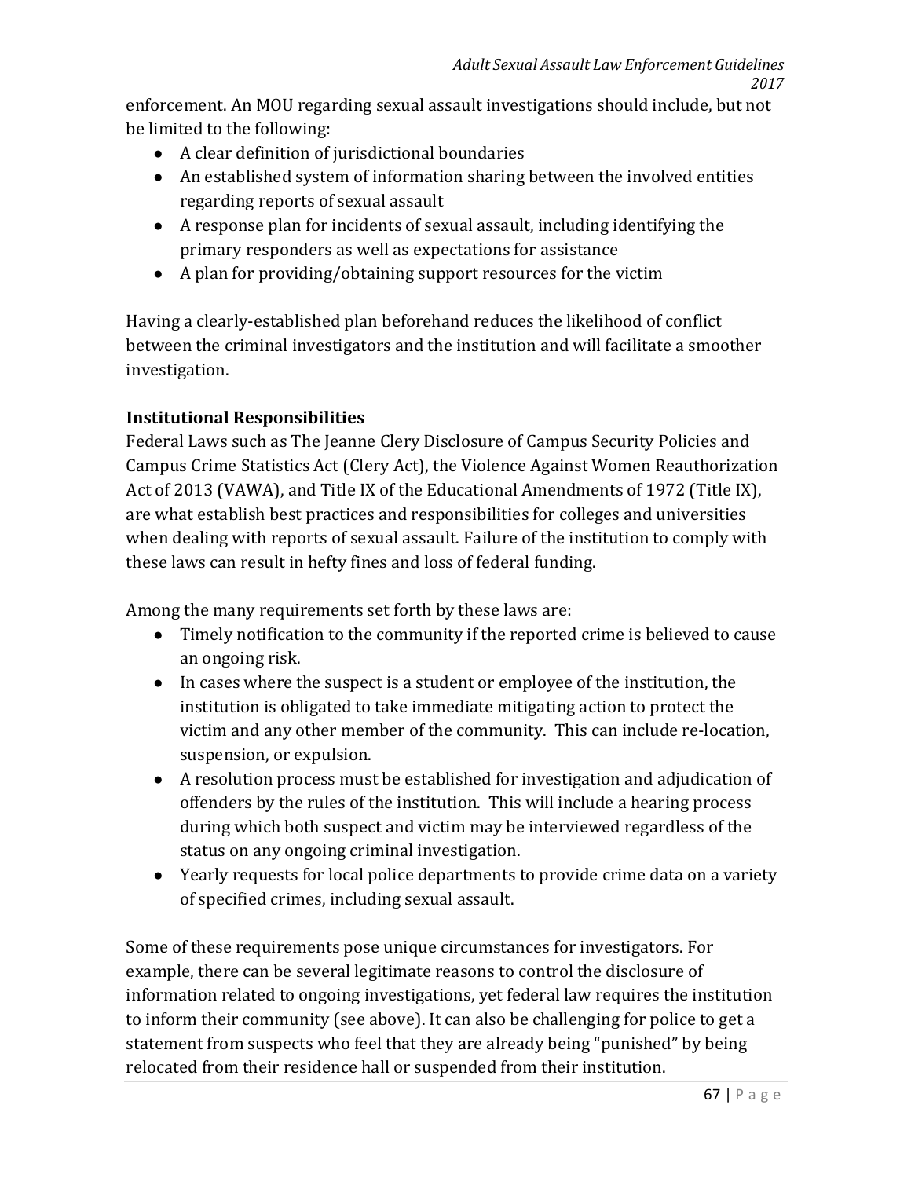enforcement. An MOU regarding sexual assault investigations should include, but not be limited to the following:

- A clear definition of jurisdictional boundaries
- An established system of information sharing between the involved entities regarding reports of sexual assault
- A response plan for incidents of sexual assault, including identifying the primary responders as well as expectations for assistance
- A plan for providing/obtaining support resources for the victim

Having a clearly-established plan beforehand reduces the likelihood of conflict between the criminal investigators and the institution and will facilitate a smoother investigation.

**Institutional Responsibilities**

Federal Laws such as The Jeanne Clery Disclosure of Campus Security Policies and Campus Crime Statistics Act (Clery Act), the Violence Against Women Reauthorization Act of 2013 (VAWA), and Title IX of the Educational Amendments of 1972 (Title IX), are what establish best practices and responsibilities for colleges and universities when dealing with reports of sexual assault. Failure of the institution to comply with these laws can result in hefty fines and loss of federal funding.

Among the many requirements set forth by these laws are:

- Timely notification to the community if the reported crime is believed to cause an ongoing risk.
- In cases where the suspect is a student or employee of the institution, the institution is obligated to take immediate mitigating action to protect the victim and any other member of the community. This can include re-location, suspension, or expulsion.
- A resolution process must be established for investigation and adjudication of offenders by the rules of the institution. This will include a hearing process during which both suspect and victim may be interviewed regardless of the status on any ongoing criminal investigation.
- Yearly requests for local police departments to provide crime data on a variety of specified crimes, including sexual assault.

Some of these requirements pose unique circumstances for investigators. For example, there can be several legitimate reasons to control the disclosure of information related to ongoing investigations, yet federal law requires the institution to inform their community (see above). It can also be challenging for police to get a statement from suspects who feel that they are already being "punished" by being relocated from their residence hall or suspended from their institution.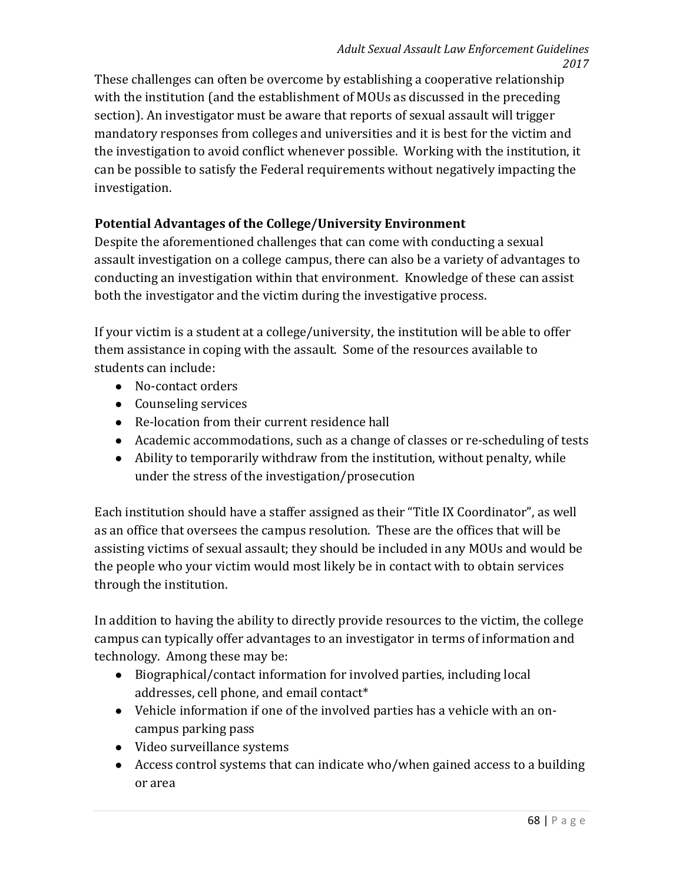These challenges can often be overcome by establishing a cooperative relationship with the institution (and the establishment of MOUs as discussed in the preceding section). An investigator must be aware that reports of sexual assault will trigger mandatory responses from colleges and universities and it is best for the victim and the investigation to avoid conflict whenever possible. Working with the institution, it can be possible to satisfy the Federal requirements without negatively impacting the investigation.

### Potential Advantages of the College/University Environment

Despite the aforementioned challenges that can come with conducting a sexual assault investigation on a college campus, there can also be a variety of advantages to conducting an investigation within that environment. Knowledge of these can assist both the investigator and the victim during the investigative process.

If your victim is a student at a college/university, the institution will be able to offer them assistance in coping with the assault. Some of the resources available to students can include:

- No-contact orders
- Counseling services
- Re-location from their current residence hall
- Academic accommodations, such as a change of classes or re-scheduling of tests
- Ability to temporarily withdraw from the institution, without penalty, while under the stress of the investigation/prosecution

Each institution should have a staffer assigned as their "Title IX Coordinator", as well as an office that oversees the campus resolution. These are the offices that will be assisting victims of sexual assault; they should be included in any MOUs and would be the people who your victim would most likely be in contact with to obtain services through the institution.

In addition to having the ability to directly provide resources to the victim, the college campus can typically offer advantages to an investigator in terms of information and technology. Among these may be:

- Biographical/contact information for involved parties, including local addresses, cell phone, and email contact*
- Vehicle information if one of the involved parties has a vehicle with an on-campus parking pass
- Video surveillance systems
- Access control systems that can indicate who/when gained access to a building or area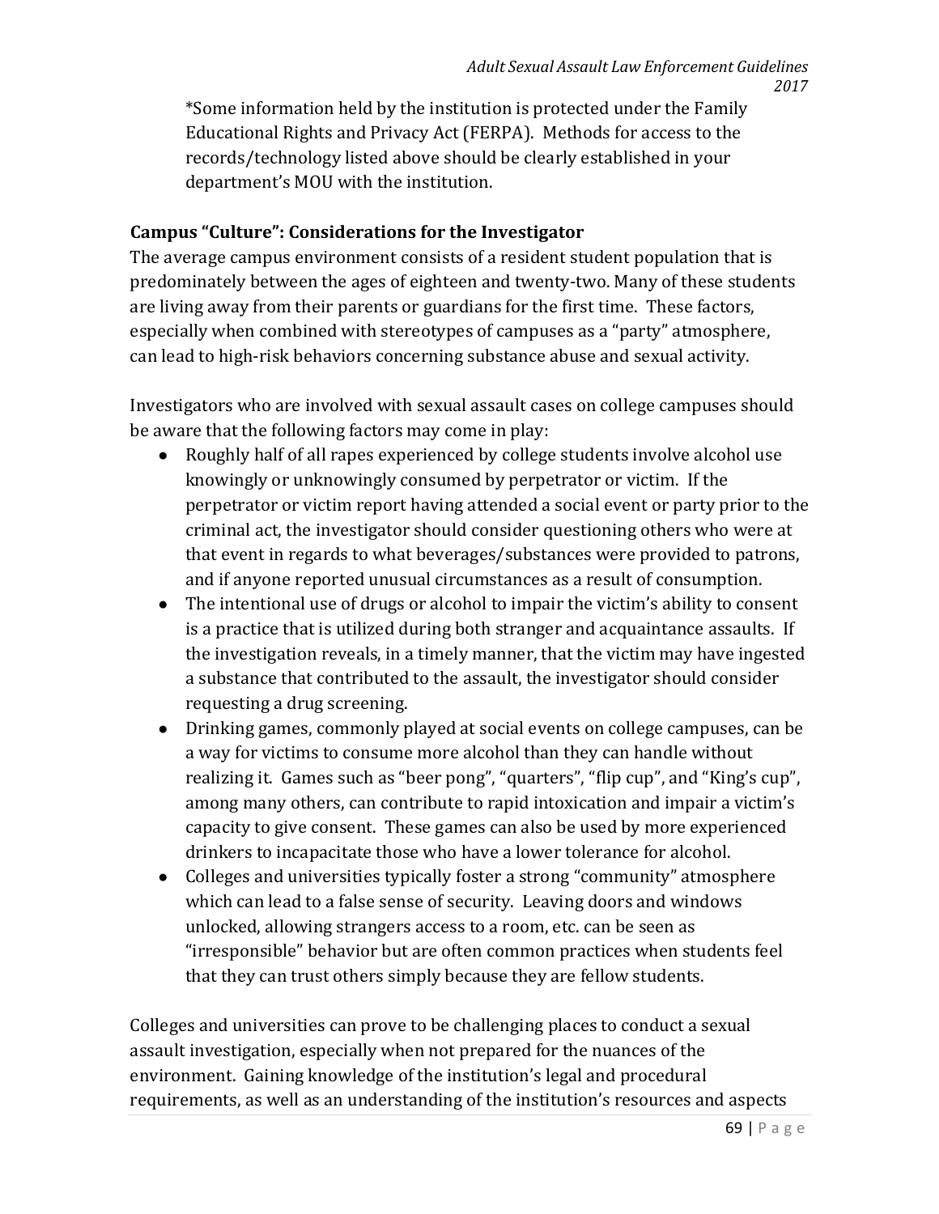*Some information held by the institution is protected under the Family Educational Rights and Privacy Act (FERPA). Methods for access to the records/technology listed above should be clearly established in your department's MOU with the institution.

### Campus "Culture": Considerations for the Investigator

The average campus environment consists of a resident student population that is predominately between the ages of eighteen and twenty-two. Many of these students are living away from their parents or guardians for the first time. These factors, especially when combined with stereotypes of campuses as a "party" atmosphere, can lead to high-risk behaviors concerning substance abuse and sexual activity.

Investigators who are involved with sexual assault cases on college campuses should be aware that the following factors may come in play:

- Roughly half of all rapes experienced by college students involve alcohol use knowingly or unknowingly consumed by perpetrator or victim. If the perpetrator or victim report having attended a social event or party prior to the criminal act, the investigator should consider questioning others who were at that event in regards to what beverages/substances were provided to patrons, and if anyone reported unusual circumstances as a result of consumption.
- The intentional use of drugs or alcohol to impair the victim's ability to consent is a practice that is utilized during both stranger and acquaintance assaults. If the investigation reveals, in a timely manner, that the victim may have ingested a substance that contributed to the assault, the investigator should consider requesting a drug screening.
- Drinking games, commonly played at social events on college campuses, can be a way for victims to consume more alcohol than they can handle without realizing it. Games such as "beer pong", "quarters", "flip cup", and "King's cup", among many others, can contribute to rapid intoxication and impair a victim's capacity to give consent. These games can also be used by more experienced drinkers to incapacitate those who have a lower tolerance for alcohol.
- Colleges and universities typically foster a strong "community" atmosphere which can lead to a false sense of security. Leaving doors and windows unlocked, allowing strangers access to a room, etc. can be seen as "irresponsible" behavior but are often common practices when students feel that they can trust others simply because they are fellow students.

Colleges and universities can prove to be challenging places to conduct a sexual assault investigation, especially when not prepared for the nuances of the environment. Gaining knowledge of the institution's legal and procedural requirements, as well as an understanding of the institution's resources and aspects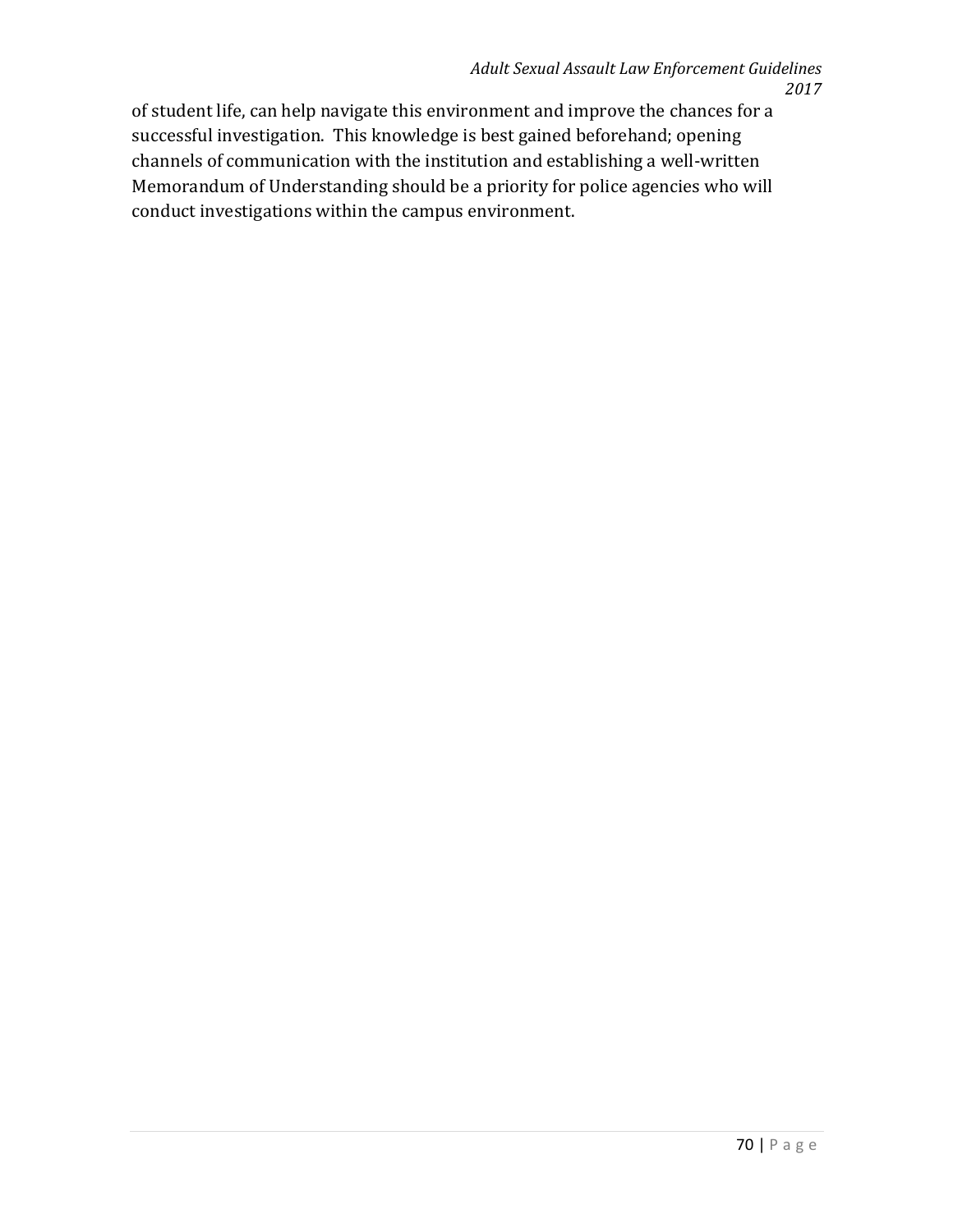of student life, can help navigate this environment and improve the chances for a successful investigation. This knowledge is best gained beforehand; opening channels of communication with the institution and establishing a well-written Memorandum of Understanding should be a priority for police agencies who will conduct investigations within the campus environment.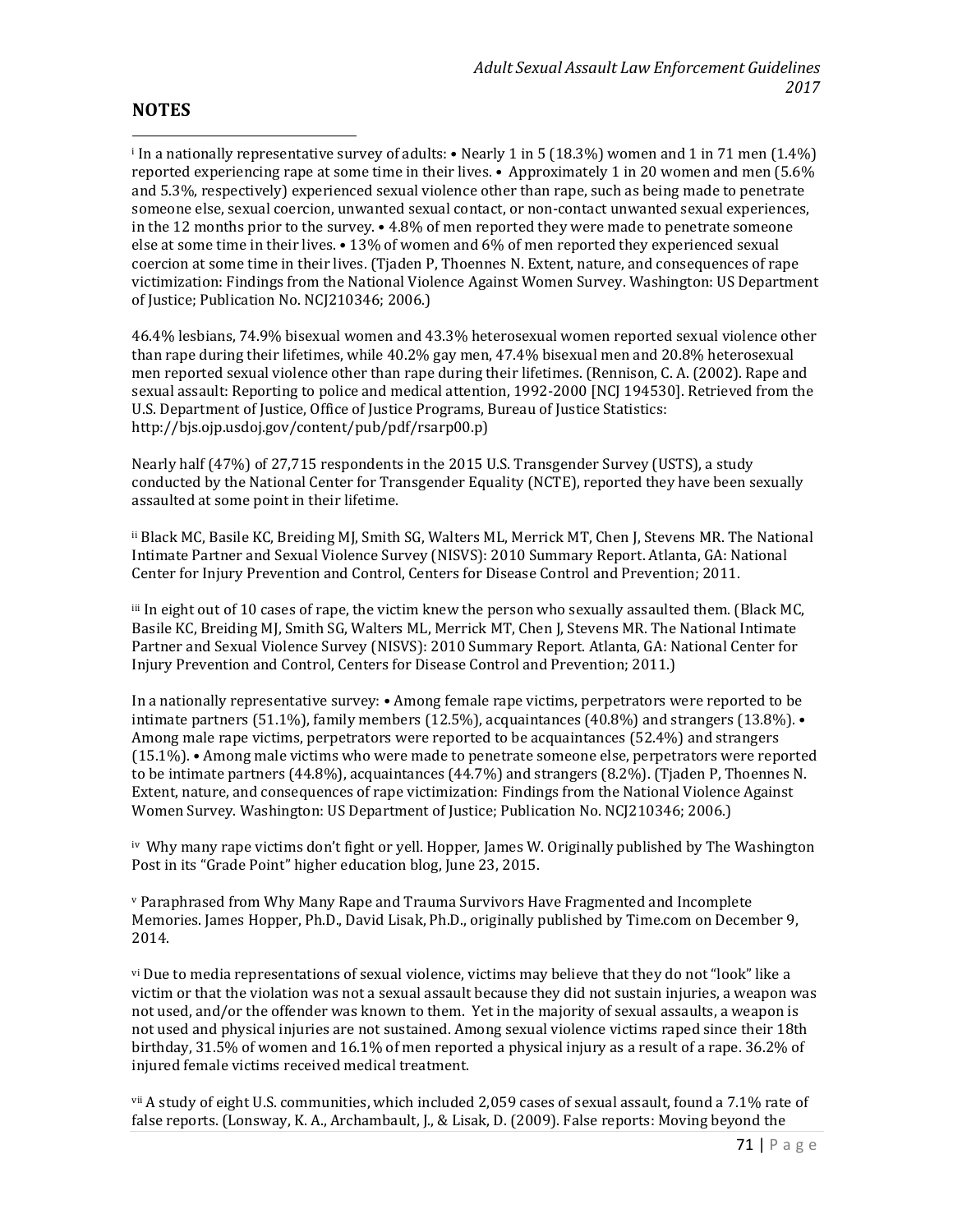## NOTES

[i] In a nationally representative survey of adults: • Nearly 1 in 5 (18.3%) women and 1 in 71 men (1.4%) reported experiencing rape at some time in their lives. • Approximately 1 in 20 women and men (5.6% and 5.3%, respectively) experienced sexual violence other than rape, such as being made to penetrate someone else, sexual coercion, unwanted sexual contact, or non-contact unwanted sexual experiences, in the 12 months prior to the survey. • 4.8% of men reported they were made to penetrate someone else at some time in their lives. • 13% of women and 6% of men reported they experienced sexual coercion at some time in their lives. (Tjaden P, Thoennes N. Extent, nature, and consequences of rape victimization: Findings from the National Violence Against Women Survey. Washington: US Department of Justice; Publication No. NCJ210346; 2006.)

46.4% lesbians, 74.9% bisexual women and 43.3% heterosexual women reported sexual violence other than rape during their lifetimes, while 40.2% gay men, 47.4% bisexual men and 20.8% heterosexual men reported sexual violence other than rape during their lifetimes. (Rennison, C. A. (2002). Rape and sexual assault: Reporting to police and medical attention, 1992-2000 [NCJ 194530]. Retrieved from the U.S. Department of Justice, Office of Justice Programs, Bureau of Justice Statistics: http://bjs.ojp.usdoj.gov/content/pub/pdf/rsarp00.p)

Nearly half (47%) of 27,715 respondents in the 2015 U.S. Transgender Survey (USTS), a study conducted by the National Center for Transgender Equality (NCTE), reported they have been sexually assaulted at some point in their lifetime.

[ii] Black MC, Basile KC, Breiding MJ, Smith SG, Walters ML, Merrick MT, Chen J, Stevens MR. The National Intimate Partner and Sexual Violence Survey (NISVS): 2010 Summary Report. Atlanta, GA: National Center for Injury Prevention and Control, Centers for Disease Control and Prevention; 2011.

[iii] In eight out of 10 cases of rape, the victim knew the person who sexually assaulted them. (Black MC, Basile KC, Breiding MJ, Smith SG, Walters ML, Merrick MT, Chen J, Stevens MR. The National Intimate Partner and Sexual Violence Survey (NISVS): 2010 Summary Report. Atlanta, GA: National Center for Injury Prevention and Control, Centers for Disease Control and Prevention; 2011.)

In a nationally representative survey: • Among female rape victims, perpetrators were reported to be intimate partners (51.1%), family members (12.5%), acquaintances (40.8%) and strangers (13.8%). • Among male rape victims, perpetrators were reported to be acquaintances (52.4%) and strangers (15.1%). • Among male victims who were made to penetrate someone else, perpetrators were reported to be intimate partners (44.8%), acquaintances (44.7%) and strangers (8.2%). (Tjaden P, Thoennes N. Extent, nature, and consequences of rape victimization: Findings from the National Violence Against Women Survey. Washington: US Department of Justice; Publication No. NCJ210346; 2006.)

[iv] Why many rape victims don't fight or yell. Hopper, James W. Originally published by The Washington Post in its "Grade Point" higher education blog, June 23, 2015.

[v] Paraphrased from Why Many Rape and Trauma Survivors Have Fragmented and Incomplete Memories. James Hopper, Ph.D., David Lisak, Ph.D., originally published by Time.com on December 9, 2014.

[vi] Due to media representations of sexual violence, victims may believe that they do not "look" like a victim or that the violation was not a sexual assault because they did not sustain injuries, a weapon was not used, and/or the offender was known to them. Yet in the majority of sexual assaults, a weapon is not used and physical injuries are not sustained. Among sexual violence victims raped since their 18th birthday, 31.5% of women and 16.1% of men reported a physical injury as a result of a rape. 36.2% of injured female victims received medical treatment.

[vii] A study of eight U.S. communities, which included 2,059 cases of sexual assault, found a 7.1% rate of false reports. (Lonsway, K. A., Archambault, J., & Lisak, D. (2009). False reports: Moving beyond the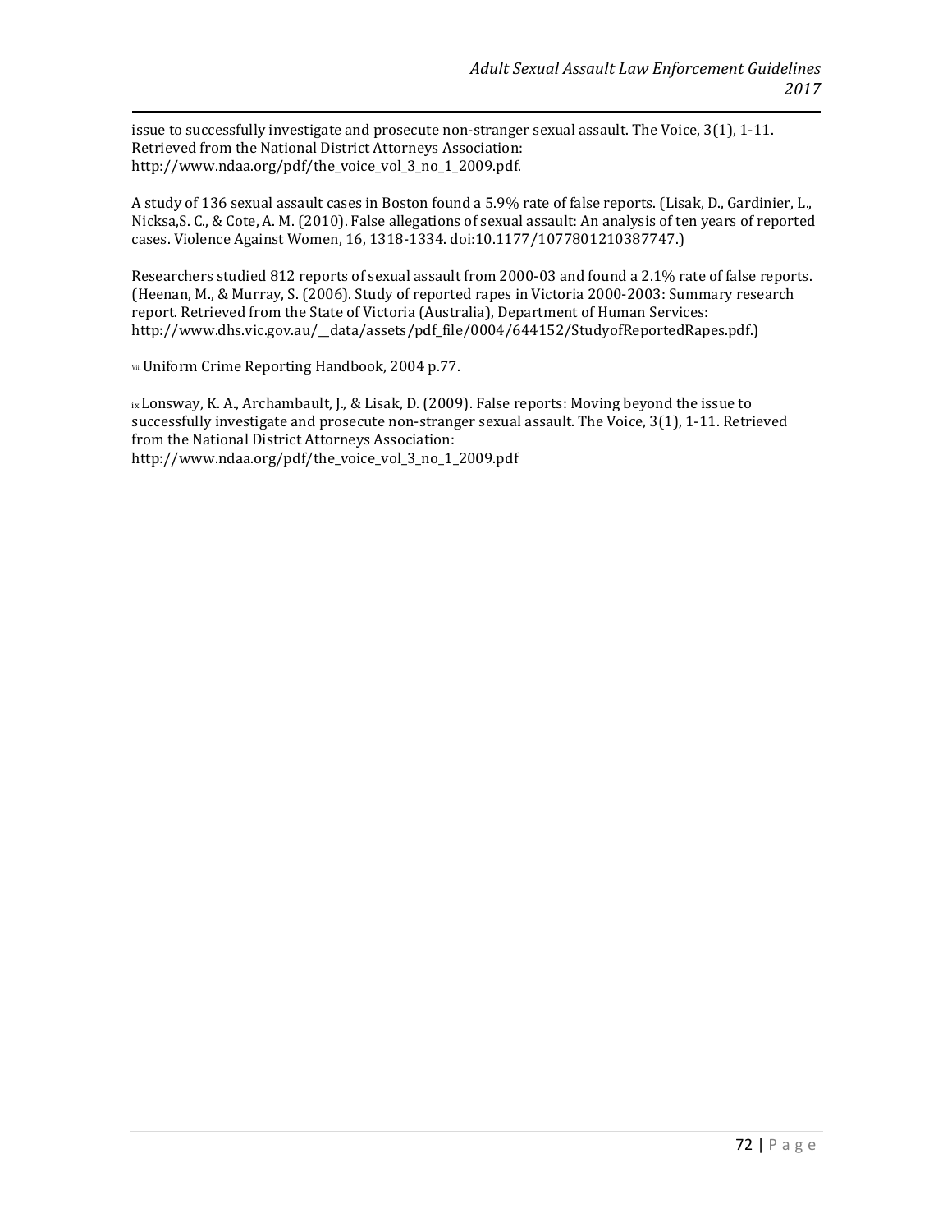issue to successfully investigate and prosecute non-stranger sexual assault. The Voice, 3(1), 1-11. Retrieved from the National District Attorneys Association: http://www.ndaa.org/pdf/the_voice_vol_3_no_1_2009.pdf.

A study of 136 sexual assault cases in Boston found a 5.9% rate of false reports. (Lisak, D., Gardinier, L., Nicksa,S. C., & Cote, A. M. (2010). False allegations of sexual assault: An analysis of ten years of reported cases. Violence Against Women, 16, 1318-1334. doi:10.1177/1077801210387747.)

Researchers studied 812 reports of sexual assault from 2000-03 and found a 2.1% rate of false reports. (Heenan, M., & Murray, S. (2006). Study of reported rapes in Victoria 2000-2003: Summary research report. Retrieved from the State of Victoria (Australia), Department of Human Services: http://www.dhs.vic.gov.au/__data/assets/pdf_file/0004/644152/StudyofReportedRapes.pdf.)

[viii] Uniform Crime Reporting Handbook, 2004 p.77.

[ix] Lonsway, K. A., Archambault, J., & Lisak, D. (2009). False reports: Moving beyond the issue to successfully investigate and prosecute non-stranger sexual assault. The Voice, 3(1), 1-11. Retrieved from the National District Attorneys Association: http://www.ndaa.org/pdf/the_voice_vol_3_no_1_2009.pdf